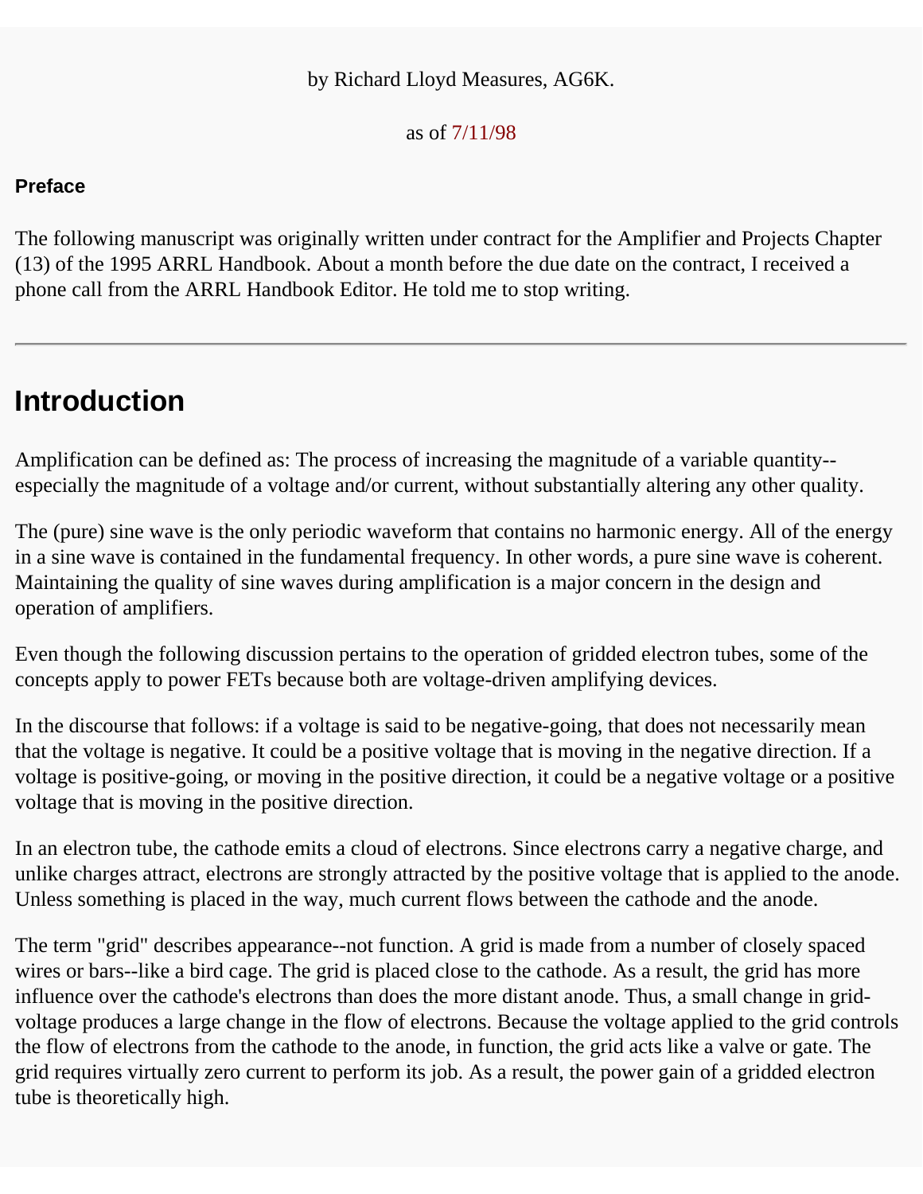by Richard Lloyd Measures, AG6K.

as of 7/11/98

**Preface**

The following manuscript was originally written under contract for the Amplifier and Projects Chapter (13) of the 1995 ARRL Handbook. About a month before the due date on the contract, I received a phone call from the ARRL Handbook Editor. He told me to stop writing.

---

# Introduction

Amplification can be defined as: The process of increasing the magnitude of a variable quantity--especially the magnitude of a voltage and/or current, without substantially altering any other quality.

The (pure) sine wave is the only periodic waveform that contains no harmonic energy. All of the energy in a sine wave is contained in the fundamental frequency. In other words, a pure sine wave is coherent. Maintaining the quality of sine waves during amplification is a major concern in the design and operation of amplifiers.

Even though the following discussion pertains to the operation of gridded electron tubes, some of the concepts apply to power FETs because both are voltage-driven amplifying devices.

In the discourse that follows: if a voltage is said to be negative-going, that does not necessarily mean that the voltage is negative. It could be a positive voltage that is moving in the negative direction. If a voltage is positive-going, or moving in the positive direction, it could be a negative voltage or a positive voltage that is moving in the positive direction.

In an electron tube, the cathode emits a cloud of electrons. Since electrons carry a negative charge, and unlike charges attract, electrons are strongly attracted by the positive voltage that is applied to the anode. Unless something is placed in the way, much current flows between the cathode and the anode.

The term "grid" describes appearance--not function. A grid is made from a number of closely spaced wires or bars--like a bird cage. The grid is placed close to the cathode. As a result, the grid has more influence over the cathode's electrons than does the more distant anode. Thus, a small change in grid-voltage produces a large change in the flow of electrons. Because the voltage applied to the grid controls the flow of electrons from the cathode to the anode, in function, the grid acts like a valve or gate. The grid requires virtually zero current to perform its job. As a result, the power gain of a gridded electron tube is theoretically high.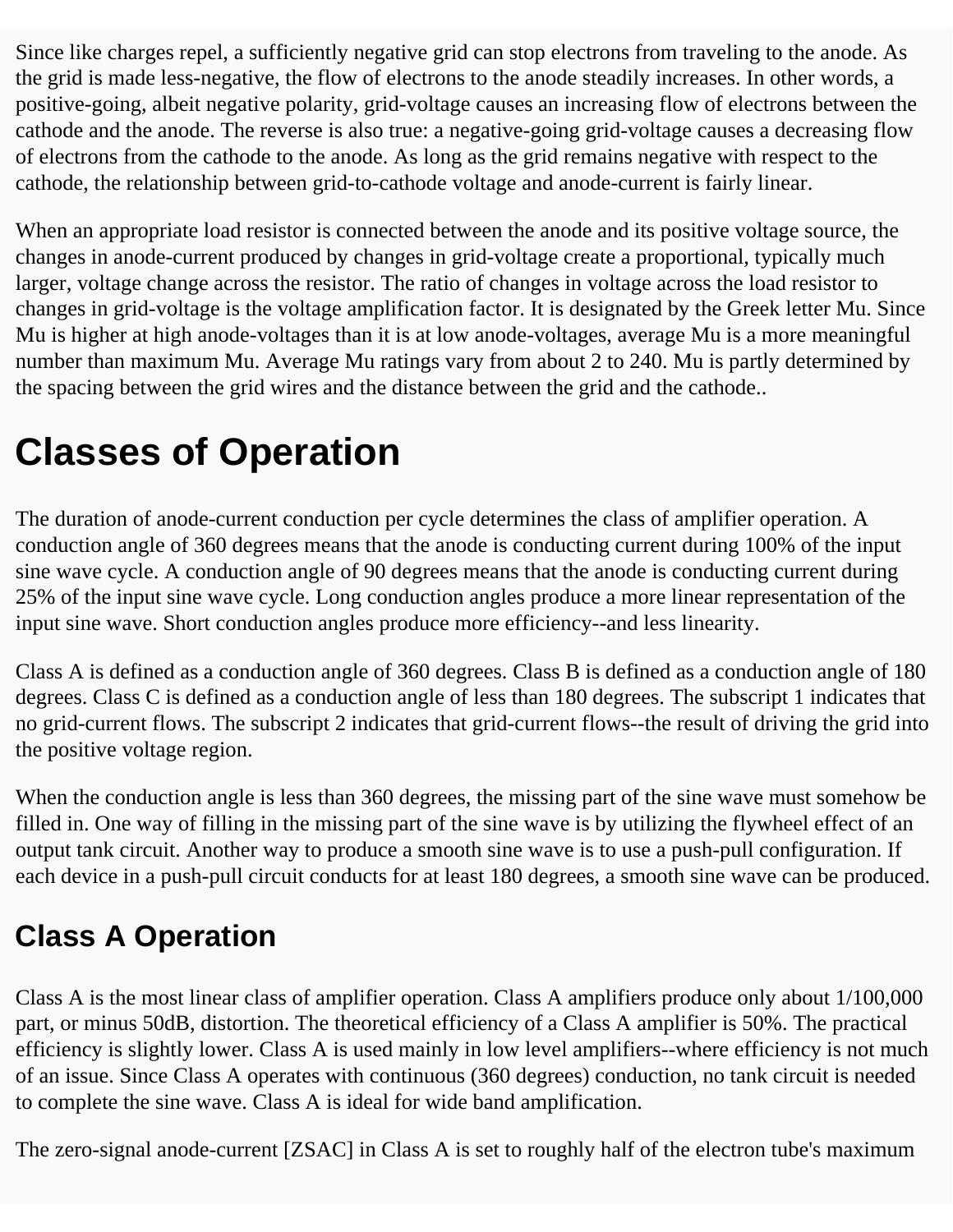Since like charges repel, a sufficiently negative grid can stop electrons from traveling to the anode. As the grid is made less-negative, the flow of electrons to the anode steadily increases. In other words, a positive-going, albeit negative polarity, grid-voltage causes an increasing flow of electrons between the cathode and the anode. The reverse is also true: a negative-going grid-voltage causes a decreasing flow of electrons from the cathode to the anode. As long as the grid remains negative with respect to the cathode, the relationship between grid-to-cathode voltage and anode-current is fairly linear.

When an appropriate load resistor is connected between the anode and its positive voltage source, the changes in anode-current produced by changes in grid-voltage create a proportional, typically much larger, voltage change across the resistor. The ratio of changes in voltage across the load resistor to changes in grid-voltage is the voltage amplification factor. It is designated by the Greek letter Mu. Since Mu is higher at high anode-voltages than it is at low anode-voltages, average Mu is a more meaningful number than maximum Mu. Average Mu ratings vary from about 2 to 240. Mu is partly determined by the spacing between the grid wires and the distance between the grid and the cathode..

# Classes of Operation

The duration of anode-current conduction per cycle determines the class of amplifier operation. A conduction angle of 360 degrees means that the anode is conducting current during 100% of the input sine wave cycle. A conduction angle of 90 degrees means that the anode is conducting current during 25% of the input sine wave cycle. Long conduction angles produce a more linear representation of the input sine wave. Short conduction angles produce more efficiency--and less linearity.

Class A is defined as a conduction angle of 360 degrees. Class B is defined as a conduction angle of 180 degrees. Class C is defined as a conduction angle of less than 180 degrees. The subscript 1 indicates that no grid-current flows. The subscript 2 indicates that grid-current flows--the result of driving the grid into the positive voltage region.

When the conduction angle is less than 360 degrees, the missing part of the sine wave must somehow be filled in. One way of filling in the missing part of the sine wave is by utilizing the flywheel effect of an output tank circuit. Another way to produce a smooth sine wave is to use a push-pull configuration. If each device in a push-pull circuit conducts for at least 180 degrees, a smooth sine wave can be produced.

## Class A Operation

Class A is the most linear class of amplifier operation. Class A amplifiers produce only about 1/100,000 part, or minus 50dB, distortion. The theoretical efficiency of a Class A amplifier is 50%. The practical efficiency is slightly lower. Class A is used mainly in low level amplifiers--where efficiency is not much of an issue. Since Class A operates with continuous (360 degrees) conduction, no tank circuit is needed to complete the sine wave. Class A is ideal for wide band amplification.

The zero-signal anode-current [ZSAC] in Class A is set to roughly half of the electron tube's maximum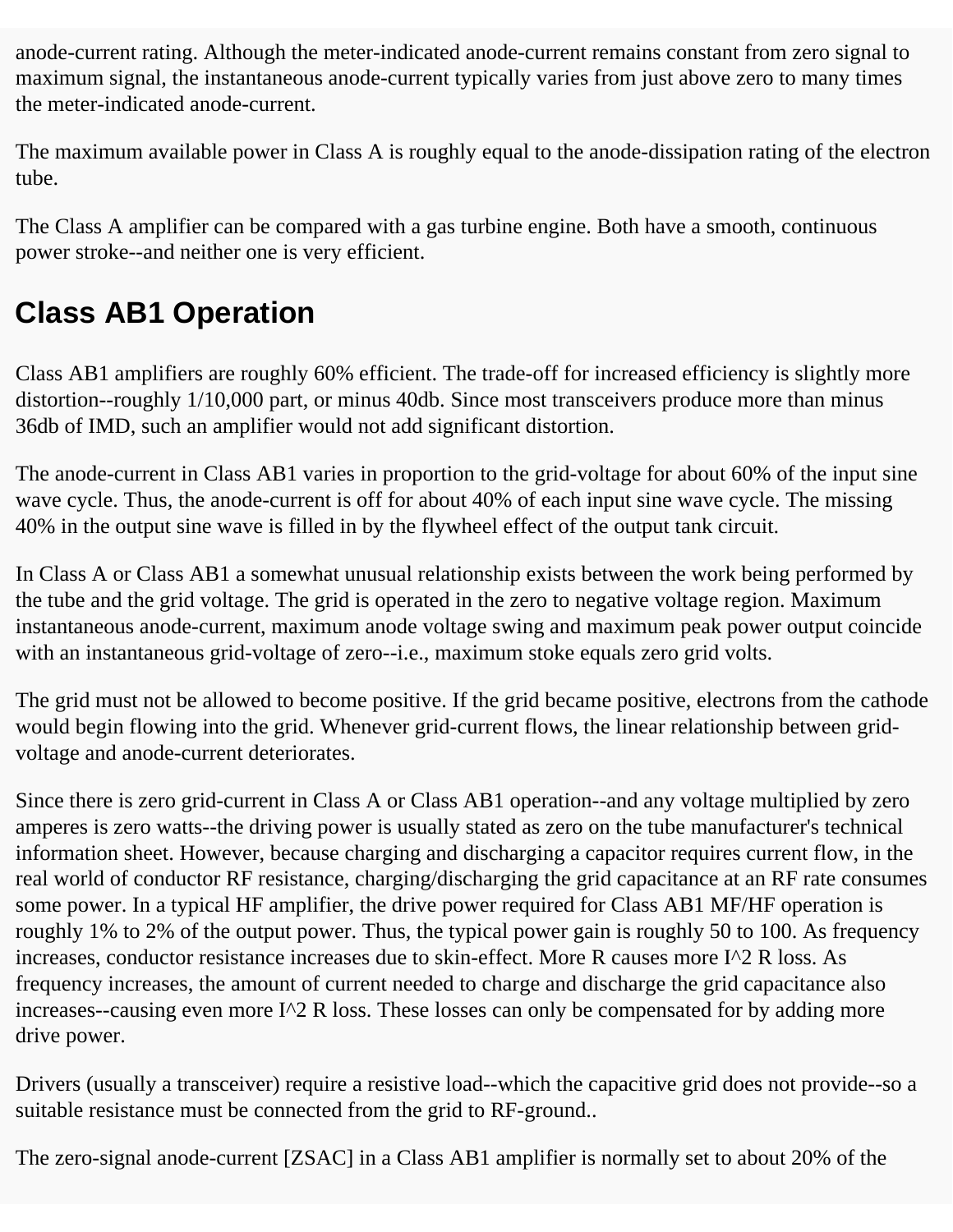anode-current rating. Although the meter-indicated anode-current remains constant from zero signal to maximum signal, the instantaneous anode-current typically varies from just above zero to many times the meter-indicated anode-current.

The maximum available power in Class A is roughly equal to the anode-dissipation rating of the electron tube.

The Class A amplifier can be compared with a gas turbine engine. Both have a smooth, continuous power stroke--and neither one is very efficient.

## Class AB1 Operation

Class AB1 amplifiers are roughly 60% efficient. The trade-off for increased efficiency is slightly more distortion--roughly 1/10,000 part, or minus 40db. Since most transceivers produce more than minus 36db of IMD, such an amplifier would not add significant distortion.

The anode-current in Class AB1 varies in proportion to the grid-voltage for about 60% of the input sine wave cycle. Thus, the anode-current is off for about 40% of each input sine wave cycle. The missing 40% in the output sine wave is filled in by the flywheel effect of the output tank circuit.

In Class A or Class AB1 a somewhat unusual relationship exists between the work being performed by the tube and the grid voltage. The grid is operated in the zero to negative voltage region. Maximum instantaneous anode-current, maximum anode voltage swing and maximum peak power output coincide with an instantaneous grid-voltage of zero--i.e., maximum stoke equals zero grid volts.

The grid must not be allowed to become positive. If the grid became positive, electrons from the cathode would begin flowing into the grid. Whenever grid-current flows, the linear relationship between grid-voltage and anode-current deteriorates.

Since there is zero grid-current in Class A or Class AB1 operation--and any voltage multiplied by zero amperes is zero watts--the driving power is usually stated as zero on the tube manufacturer's technical information sheet. However, because charging and discharging a capacitor requires current flow, in the real world of conductor RF resistance, charging/discharging the grid capacitance at an RF rate consumes some power. In a typical HF amplifier, the drive power required for Class AB1 MF/HF operation is roughly 1% to 2% of the output power. Thus, the typical power gain is roughly 50 to 100. As frequency increases, conductor resistance increases due to skin-effect. More R causes more $I^2 R$ loss. As frequency increases, the amount of current needed to charge and discharge the grid capacitance also increases--causing even more $I^2 R$ loss. These losses can only be compensated for by adding more drive power.

Drivers (usually a transceiver) require a resistive load--which the capacitive grid does not provide--so a suitable resistance must be connected from the grid to RF-ground..

The zero-signal anode-current [ZSAC] in a Class AB1 amplifier is normally set to about 20% of the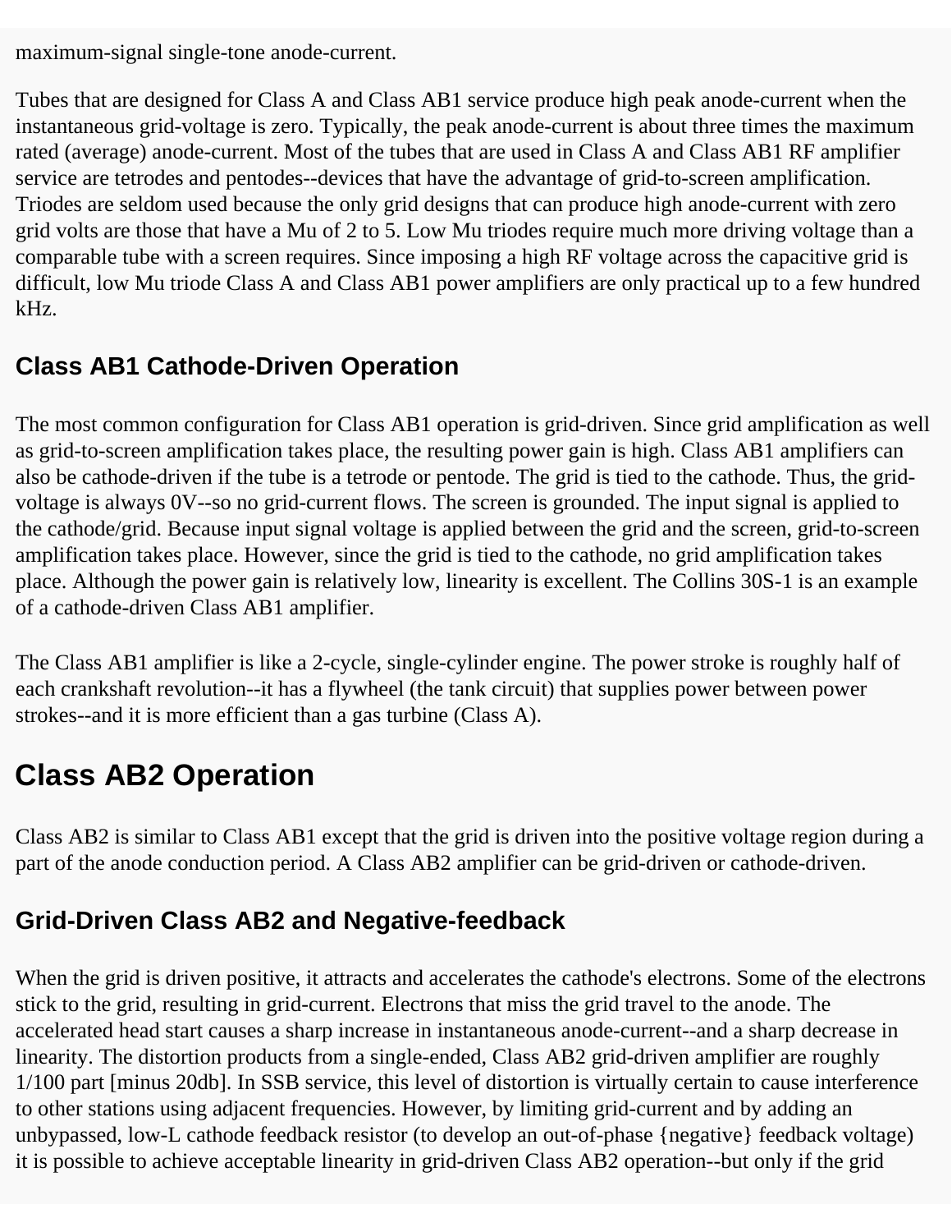maximum-signal single-tone anode-current.

Tubes that are designed for Class A and Class AB1 service produce high peak anode-current when the instantaneous grid-voltage is zero. Typically, the peak anode-current is about three times the maximum rated (average) anode-current. Most of the tubes that are used in Class A and Class AB1 RF amplifier service are tetrodes and pentodes--devices that have the advantage of grid-to-screen amplification. Triodes are seldom used because the only grid designs that can produce high anode-current with zero grid volts are those that have a Mu of 2 to 5. Low Mu triodes require much more driving voltage than a comparable tube with a screen requires. Since imposing a high RF voltage across the capacitive grid is difficult, low Mu triode Class A and Class AB1 power amplifiers are only practical up to a few hundred kHz.

### Class AB1 Cathode-Driven Operation

The most common configuration for Class AB1 operation is grid-driven. Since grid amplification as well as grid-to-screen amplification takes place, the resulting power gain is high. Class AB1 amplifiers can also be cathode-driven if the tube is a tetrode or pentode. The grid is tied to the cathode. Thus, the grid-voltage is always 0V--so no grid-current flows. The screen is grounded. The input signal is applied to the cathode/grid. Because input signal voltage is applied between the grid and the screen, grid-to-screen amplification takes place. However, since the grid is tied to the cathode, no grid amplification takes place. Although the power gain is relatively low, linearity is excellent. The Collins 30S-1 is an example of a cathode-driven Class AB1 amplifier.

The Class AB1 amplifier is like a 2-cycle, single-cylinder engine. The power stroke is roughly half of each crankshaft revolution--it has a flywheel (the tank circuit) that supplies power between power strokes--and it is more efficient than a gas turbine (Class A).

## Class AB2 Operation

Class AB2 is similar to Class AB1 except that the grid is driven into the positive voltage region during a part of the anode conduction period. A Class AB2 amplifier can be grid-driven or cathode-driven.

### Grid-Driven Class AB2 and Negative-feedback

When the grid is driven positive, it attracts and accelerates the cathode's electrons. Some of the electrons stick to the grid, resulting in grid-current. Electrons that miss the grid travel to the anode. The accelerated head start causes a sharp increase in instantaneous anode-current--and a sharp decrease in linearity. The distortion products from a single-ended, Class AB2 grid-driven amplifier are roughly 1/100 part [minus 20db]. In SSB service, this level of distortion is virtually certain to cause interference to other stations using adjacent frequencies. However, by limiting grid-current and by adding an unbypassed, low-L cathode feedback resistor (to develop an out-of-phase {negative} feedback voltage) it is possible to achieve acceptable linearity in grid-driven Class AB2 operation--but only if the grid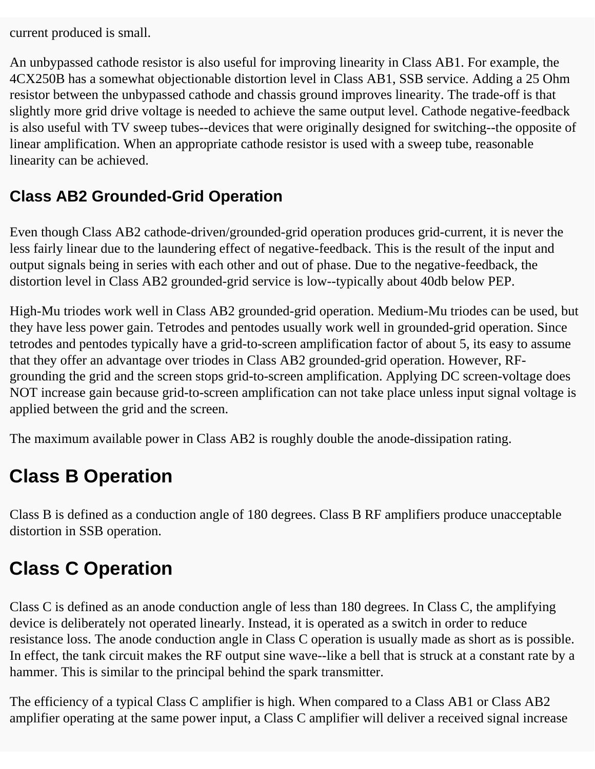current produced is small.

An unbypassed cathode resistor is also useful for improving linearity in Class AB1. For example, the 4CX250B has a somewhat objectionable distortion level in Class AB1, SSB service. Adding a 25 Ohm resistor between the unbypassed cathode and chassis ground improves linearity. The trade-off is that slightly more grid drive voltage is needed to achieve the same output level. Cathode negative-feedback is also useful with TV sweep tubes--devices that were originally designed for switching--the opposite of linear amplification. When an appropriate cathode resistor is used with a sweep tube, reasonable linearity can be achieved.

### Class AB2 Grounded-Grid Operation

Even though Class AB2 cathode-driven/grounded-grid operation produces grid-current, it is never the less fairly linear due to the laundering effect of negative-feedback. This is the result of the input and output signals being in series with each other and out of phase. Due to the negative-feedback, the distortion level in Class AB2 grounded-grid service is low--typically about 40db below PEP.

High-Mu triodes work well in Class AB2 grounded-grid operation. Medium-Mu triodes can be used, but they have less power gain. Tetrodes and pentodes usually work well in grounded-grid operation. Since tetrodes and pentodes typically have a grid-to-screen amplification factor of about 5, its easy to assume that they offer an advantage over triodes in Class AB2 grounded-grid operation. However, RF-grounding the grid and the screen stops grid-to-screen amplification. Applying DC screen-voltage does NOT increase gain because grid-to-screen amplification can not take place unless input signal voltage is applied between the grid and the screen.

The maximum available power in Class AB2 is roughly double the anode-dissipation rating.

## Class B Operation

Class B is defined as a conduction angle of 180 degrees. Class B RF amplifiers produce unacceptable distortion in SSB operation.

## Class C Operation

Class C is defined as an anode conduction angle of less than 180 degrees. In Class C, the amplifying device is deliberately not operated linearly. Instead, it is operated as a switch in order to reduce resistance loss. The anode conduction angle in Class C operation is usually made as short as is possible. In effect, the tank circuit makes the RF output sine wave--like a bell that is struck at a constant rate by a hammer. This is similar to the principal behind the spark transmitter.

The efficiency of a typical Class C amplifier is high. When compared to a Class AB1 or Class AB2 amplifier operating at the same power input, a Class C amplifier will deliver a received signal increase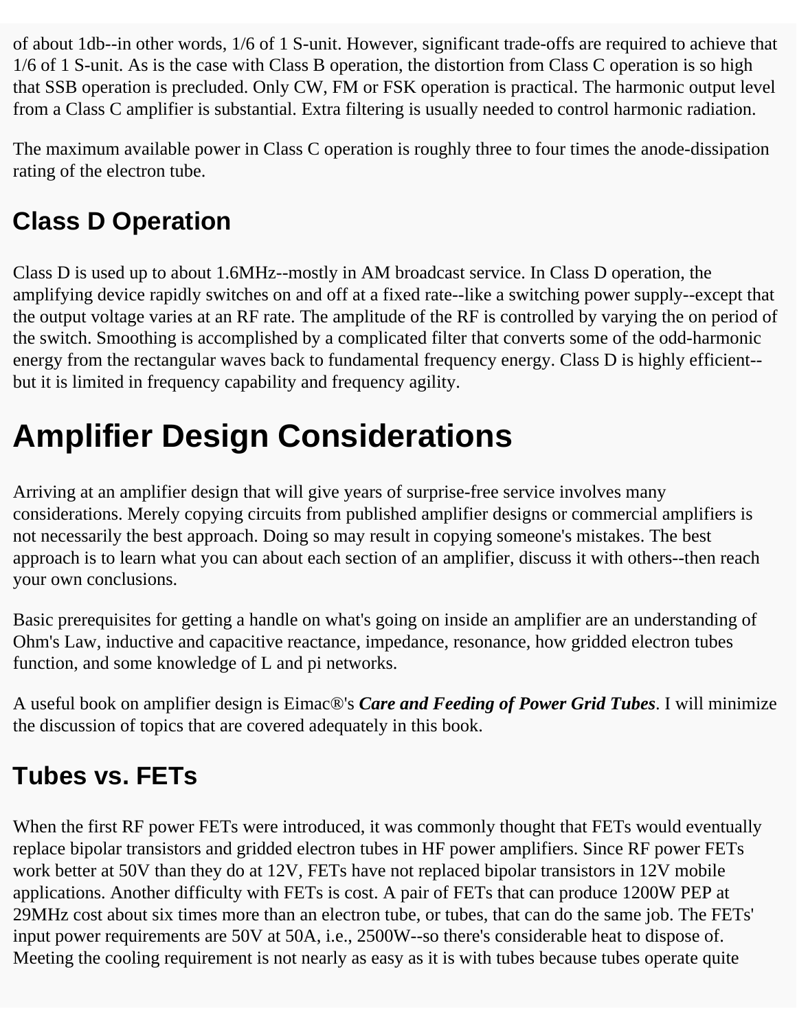of about 1db--in other words, 1/6 of 1 S-unit. However, significant trade-offs are required to achieve that 1/6 of 1 S-unit. As is the case with Class B operation, the distortion from Class C operation is so high that SSB operation is precluded. Only CW, FM or FSK operation is practical. The harmonic output level from a Class C amplifier is substantial. Extra filtering is usually needed to control harmonic radiation.

The maximum available power in Class C operation is roughly three to four times the anode-dissipation rating of the electron tube.

## Class D Operation

Class D is used up to about 1.6MHz--mostly in AM broadcast service. In Class D operation, the amplifying device rapidly switches on and off at a fixed rate--like a switching power supply--except that the output voltage varies at an RF rate. The amplitude of the RF is controlled by varying the on period of the switch. Smoothing is accomplished by a complicated filter that converts some of the odd-harmonic energy from the rectangular waves back to fundamental frequency energy. Class D is highly efficient--but it is limited in frequency capability and frequency agility.

# Amplifier Design Considerations

Arriving at an amplifier design that will give years of surprise-free service involves many considerations. Merely copying circuits from published amplifier designs or commercial amplifiers is not necessarily the best approach. Doing so may result in copying someone's mistakes. The best approach is to learn what you can about each section of an amplifier, discuss it with others--then reach your own conclusions.

Basic prerequisites for getting a handle on what's going on inside an amplifier are an understanding of Ohm's Law, inductive and capacitive reactance, impedance, resonance, how gridded electron tubes function, and some knowledge of L and pi networks.

A useful book on amplifier design is Eimac®'s ***Care and Feeding of Power Grid Tubes***. I will minimize the discussion of topics that are covered adequately in this book.

## Tubes vs. FETs

When the first RF power FETs were introduced, it was commonly thought that FETs would eventually replace bipolar transistors and gridded electron tubes in HF power amplifiers. Since RF power FETs work better at 50V than they do at 12V, FETs have not replaced bipolar transistors in 12V mobile applications. Another difficulty with FETs is cost. A pair of FETs that can produce 1200W PEP at 29MHz cost about six times more than an electron tube, or tubes, that can do the same job. The FETs' input power requirements are 50V at 50A, i.e., 2500W--so there's considerable heat to dispose of. Meeting the cooling requirement is not nearly as easy as it is with tubes because tubes operate quite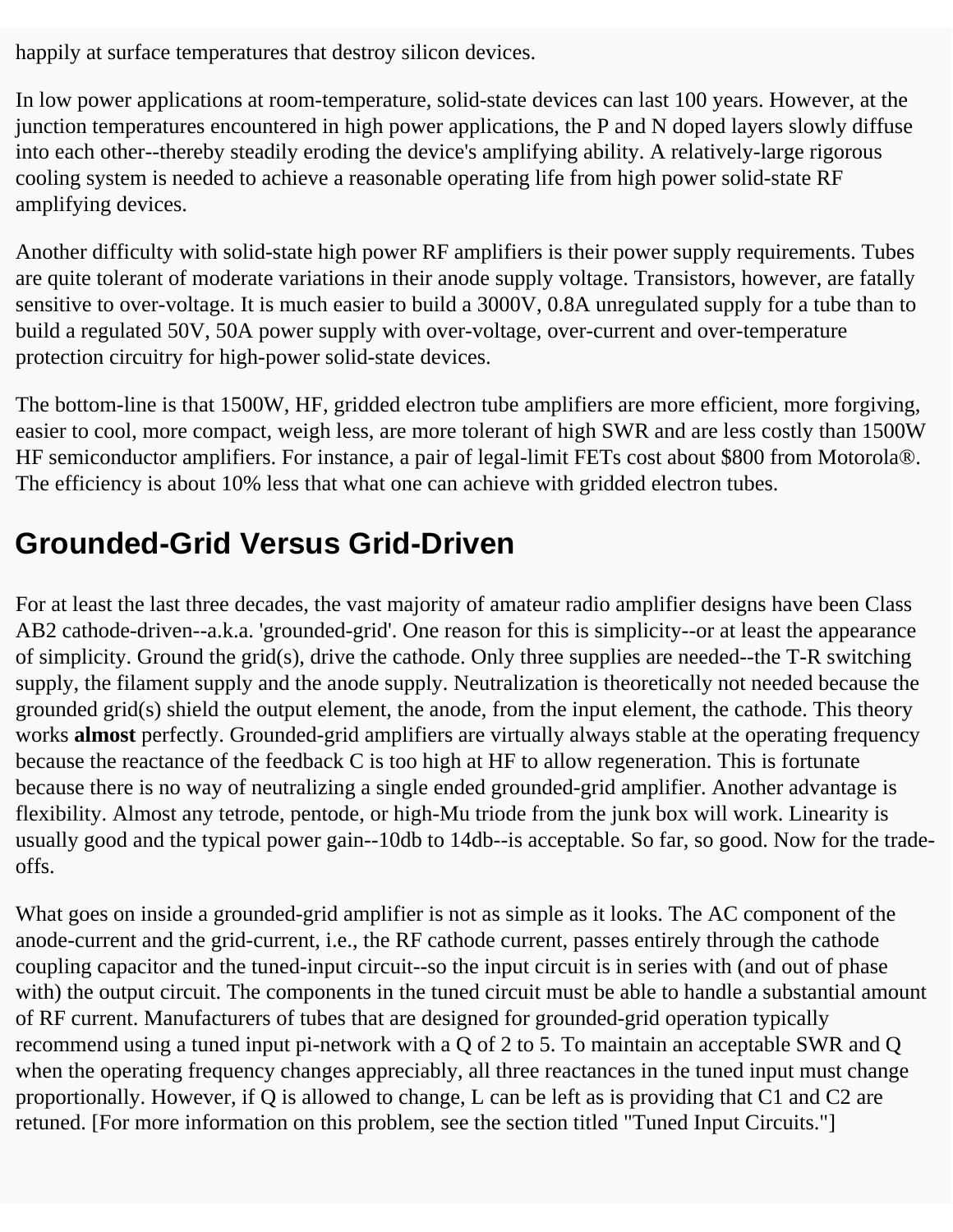happily at surface temperatures that destroy silicon devices.

In low power applications at room-temperature, solid-state devices can last 100 years. However, at the junction temperatures encountered in high power applications, the P and N doped layers slowly diffuse into each other--thereby steadily eroding the device's amplifying ability. A relatively-large rigorous cooling system is needed to achieve a reasonable operating life from high power solid-state RF amplifying devices.

Another difficulty with solid-state high power RF amplifiers is their power supply requirements. Tubes are quite tolerant of moderate variations in their anode supply voltage. Transistors, however, are fatally sensitive to over-voltage. It is much easier to build a 3000V, 0.8A unregulated supply for a tube than to build a regulated 50V, 50A power supply with over-voltage, over-current and over-temperature protection circuitry for high-power solid-state devices.

The bottom-line is that 1500W, HF, gridded electron tube amplifiers are more efficient, more forgiving, easier to cool, more compact, weigh less, are more tolerant of high SWR and are less costly than 1500W HF semiconductor amplifiers. For instance, a pair of legal-limit FETs cost about $800 from Motorola®. The efficiency is about 10% less that what one can achieve with gridded electron tubes.

## Grounded-Grid Versus Grid-Driven

For at least the last three decades, the vast majority of amateur radio amplifier designs have been Class AB2 cathode-driven--a.k.a. 'grounded-grid'. One reason for this is simplicity--or at least the appearance of simplicity. Ground the grid(s), drive the cathode. Only three supplies are needed--the T-R switching supply, the filament supply and the anode supply. Neutralization is theoretically not needed because the grounded grid(s) shield the output element, the anode, from the input element, the cathode. This theory works **almost** perfectly. Grounded-grid amplifiers are virtually always stable at the operating frequency because the reactance of the feedback C is too high at HF to allow regeneration. This is fortunate because there is no way of neutralizing a single ended grounded-grid amplifier. Another advantage is flexibility. Almost any tetrode, pentode, or high-Mu triode from the junk box will work. Linearity is usually good and the typical power gain--10db to 14db--is acceptable. So far, so good. Now for the trade-offs.

What goes on inside a grounded-grid amplifier is not as simple as it looks. The AC component of the anode-current and the grid-current, i.e., the RF cathode current, passes entirely through the cathode coupling capacitor and the tuned-input circuit--so the input circuit is in series with (and out of phase with) the output circuit. The components in the tuned circuit must be able to handle a substantial amount of RF current. Manufacturers of tubes that are designed for grounded-grid operation typically recommend using a tuned input pi-network with a Q of 2 to 5. To maintain an acceptable SWR and Q when the operating frequency changes appreciably, all three reactances in the tuned input must change proportionally. However, if Q is allowed to change, L can be left as is providing that C1 and C2 are retuned. [For more information on this problem, see the section titled "Tuned Input Circuits."]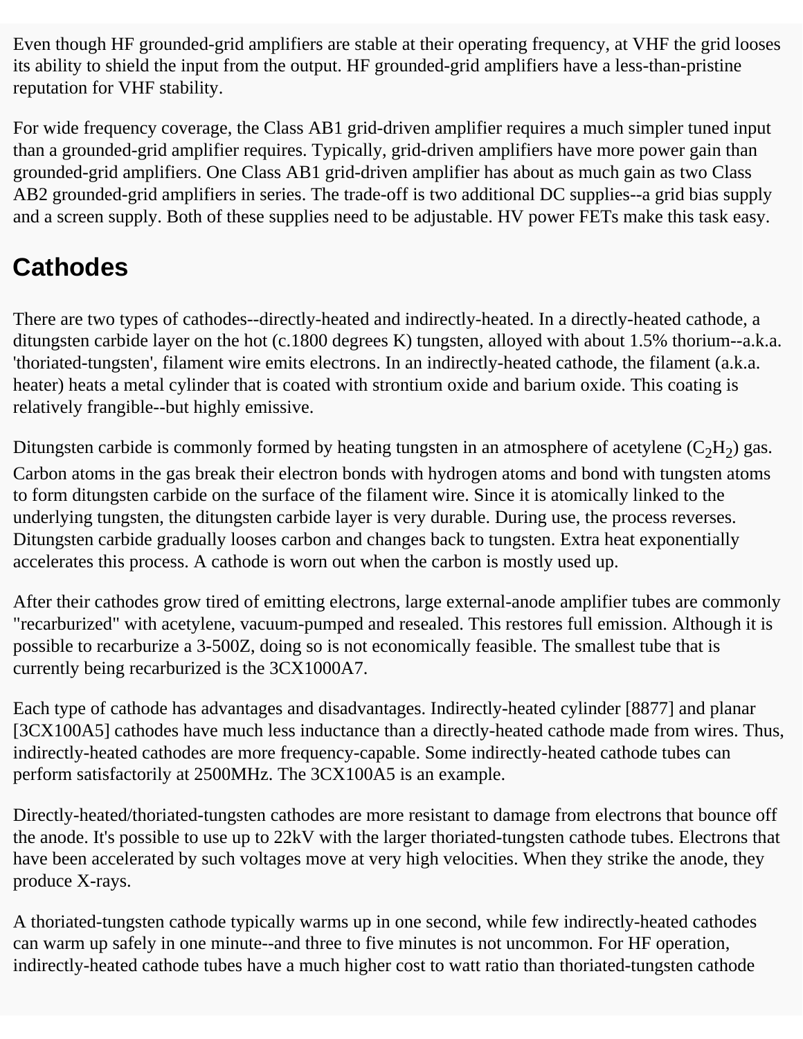Even though HF grounded-grid amplifiers are stable at their operating frequency, at VHF the grid looses its ability to shield the input from the output. HF grounded-grid amplifiers have a less-than-pristine reputation for VHF stability.

For wide frequency coverage, the Class AB1 grid-driven amplifier requires a much simpler tuned input than a grounded-grid amplifier requires. Typically, grid-driven amplifiers have more power gain than grounded-grid amplifiers. One Class AB1 grid-driven amplifier has about as much gain as two Class AB2 grounded-grid amplifiers in series. The trade-off is two additional DC supplies--a grid bias supply and a screen supply. Both of these supplies need to be adjustable. HV power FETs make this task easy.

## Cathodes

There are two types of cathodes--directly-heated and indirectly-heated. In a directly-heated cathode, a ditungsten carbide layer on the hot (c.1800 degrees K) tungsten, alloyed with about 1.5% thorium--a.k.a. 'thoriated-tungsten', filament wire emits electrons. In an indirectly-heated cathode, the filament (a.k.a. heater) heats a metal cylinder that is coated with strontium oxide and barium oxide. This coating is relatively frangible--but highly emissive.

Ditungsten carbide is commonly formed by heating tungsten in an atmosphere of acetylene ($C_2H_2$) gas. Carbon atoms in the gas break their electron bonds with hydrogen atoms and bond with tungsten atoms to form ditungsten carbide on the surface of the filament wire. Since it is atomically linked to the underlying tungsten, the ditungsten carbide layer is very durable. During use, the process reverses. Ditungsten carbide gradually looses carbon and changes back to tungsten. Extra heat exponentially accelerates this process. A cathode is worn out when the carbon is mostly used up.

After their cathodes grow tired of emitting electrons, large external-anode amplifier tubes are commonly "recarburized" with acetylene, vacuum-pumped and resealed. This restores full emission. Although it is possible to recarburize a 3-500Z, doing so is not economically feasible. The smallest tube that is currently being recarburized is the 3CX1000A7.

Each type of cathode has advantages and disadvantages. Indirectly-heated cylinder [8877] and planar [3CX100A5] cathodes have much less inductance than a directly-heated cathode made from wires. Thus, indirectly-heated cathodes are more frequency-capable. Some indirectly-heated cathode tubes can perform satisfactorily at 2500MHz. The 3CX100A5 is an example.

Directly-heated/thoriated-tungsten cathodes are more resistant to damage from electrons that bounce off the anode. It's possible to use up to 22kV with the larger thoriated-tungsten cathode tubes. Electrons that have been accelerated by such voltages move at very high velocities. When they strike the anode, they produce X-rays.

A thoriated-tungsten cathode typically warms up in one second, while few indirectly-heated cathodes can warm up safely in one minute--and three to five minutes is not uncommon. For HF operation, indirectly-heated cathode tubes have a much higher cost to watt ratio than thoriated-tungsten cathode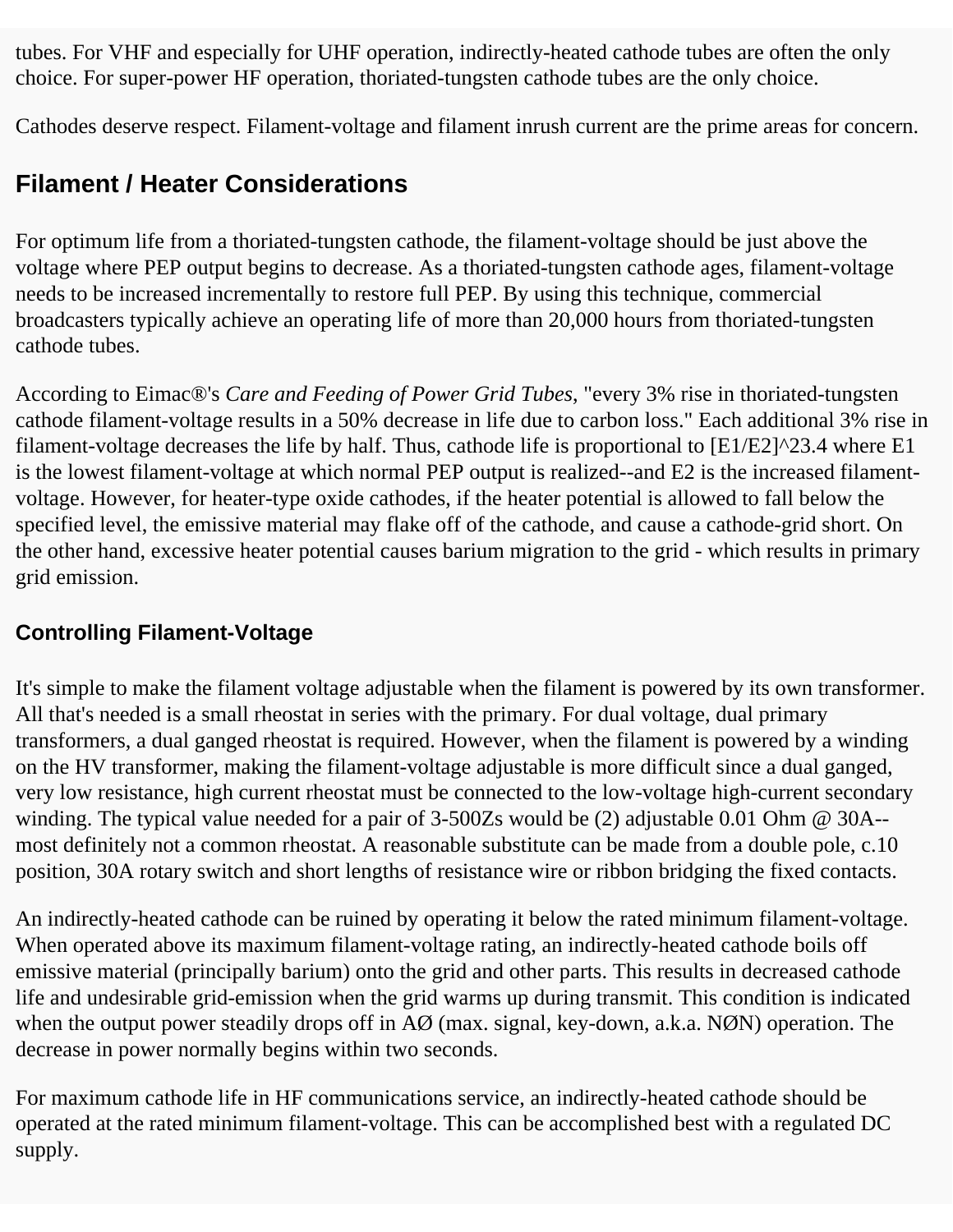tubes. For VHF and especially for UHF operation, indirectly-heated cathode tubes are often the only choice. For super-power HF operation, thoriated-tungsten cathode tubes are the only choice.

Cathodes deserve respect. Filament-voltage and filament inrush current are the prime areas for concern.

## Filament / Heater Considerations

For optimum life from a thoriated-tungsten cathode, the filament-voltage should be just above the voltage where PEP output begins to decrease. As a thoriated-tungsten cathode ages, filament-voltage needs to be increased incrementally to restore full PEP. By using this technique, commercial broadcasters typically achieve an operating life of more than 20,000 hours from thoriated-tungsten cathode tubes.

According to Eimac®'s *Care and Feeding of Power Grid Tubes*, "every 3% rise in thoriated-tungsten cathode filament-voltage results in a 50% decrease in life due to carbon loss." Each additional 3% rise in filament-voltage decreases the life by half. Thus, cathode life is proportional to $[E1/E2]^{23.4}$ where E1 is the lowest filament-voltage at which normal PEP output is realized--and E2 is the increased filament-voltage. However, for heater-type oxide cathodes, if the heater potential is allowed to fall below the specified level, the emissive material may flake off of the cathode, and cause a cathode-grid short. On the other hand, excessive heater potential causes barium migration to the grid - which results in primary grid emission.

### Controlling Filament-Voltage

It's simple to make the filament voltage adjustable when the filament is powered by its own transformer. All that's needed is a small rheostat in series with the primary. For dual voltage, dual primary transformers, a dual ganged rheostat is required. However, when the filament is powered by a winding on the HV transformer, making the filament-voltage adjustable is more difficult since a dual ganged, very low resistance, high current rheostat must be connected to the low-voltage high-current secondary winding. The typical value needed for a pair of 3-500Zs would be (2) adjustable 0.01 Ohm @ 30A--most definitely not a common rheostat. A reasonable substitute can be made from a double pole, c.10 position, 30A rotary switch and short lengths of resistance wire or ribbon bridging the fixed contacts.

An indirectly-heated cathode can be ruined by operating it below the rated minimum filament-voltage. When operated above its maximum filament-voltage rating, an indirectly-heated cathode boils off emissive material (principally barium) onto the grid and other parts. This results in decreased cathode life and undesirable grid-emission when the grid warms up during transmit. This condition is indicated when the output power steadily drops off in AØ (max. signal, key-down, a.k.a. NØN) operation. The decrease in power normally begins within two seconds.

For maximum cathode life in HF communications service, an indirectly-heated cathode should be operated at the rated minimum filament-voltage. This can be accomplished best with a regulated DC supply.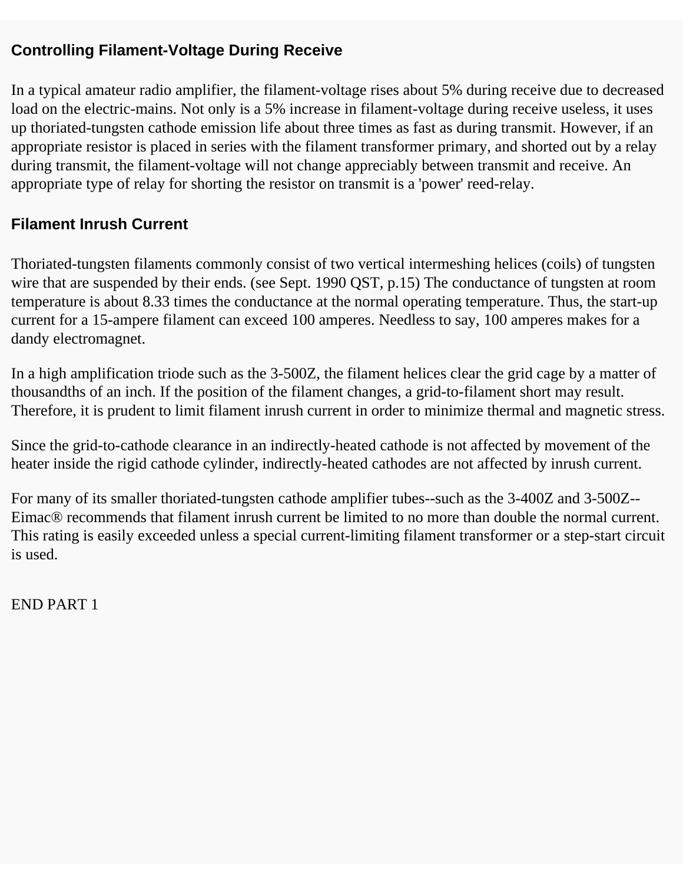## Controlling Filament-Voltage During Receive

In a typical amateur radio amplifier, the filament-voltage rises about 5% during receive due to decreased load on the electric-mains. Not only is a 5% increase in filament-voltage during receive useless, it uses up thoriated-tungsten cathode emission life about three times as fast as during transmit. However, if an appropriate resistor is placed in series with the filament transformer primary, and shorted out by a relay during transmit, the filament-voltage will not change appreciably between transmit and receive. An appropriate type of relay for shorting the resistor on transmit is a 'power' reed-relay.

## Filament Inrush Current

Thoriated-tungsten filaments commonly consist of two vertical intermeshing helices (coils) of tungsten wire that are suspended by their ends. (see Sept. 1990 QST, p.15) The conductance of tungsten at room temperature is about 8.33 times the conductance at the normal operating temperature. Thus, the start-up current for a 15-ampere filament can exceed 100 amperes. Needless to say, 100 amperes makes for a dandy electromagnet.

In a high amplification triode such as the 3-500Z, the filament helices clear the grid cage by a matter of thousandths of an inch. If the position of the filament changes, a grid-to-filament short may result. Therefore, it is prudent to limit filament inrush current in order to minimize thermal and magnetic stress.

Since the grid-to-cathode clearance in an indirectly-heated cathode is not affected by movement of the heater inside the rigid cathode cylinder, indirectly-heated cathodes are not affected by inrush current.

For many of its smaller thoriated-tungsten cathode amplifier tubes--such as the 3-400Z and 3-500Z--Eimac® recommends that filament inrush current be limited to no more than double the normal current. This rating is easily exceeded unless a special current-limiting filament transformer or a step-start circuit is used.

END PART 1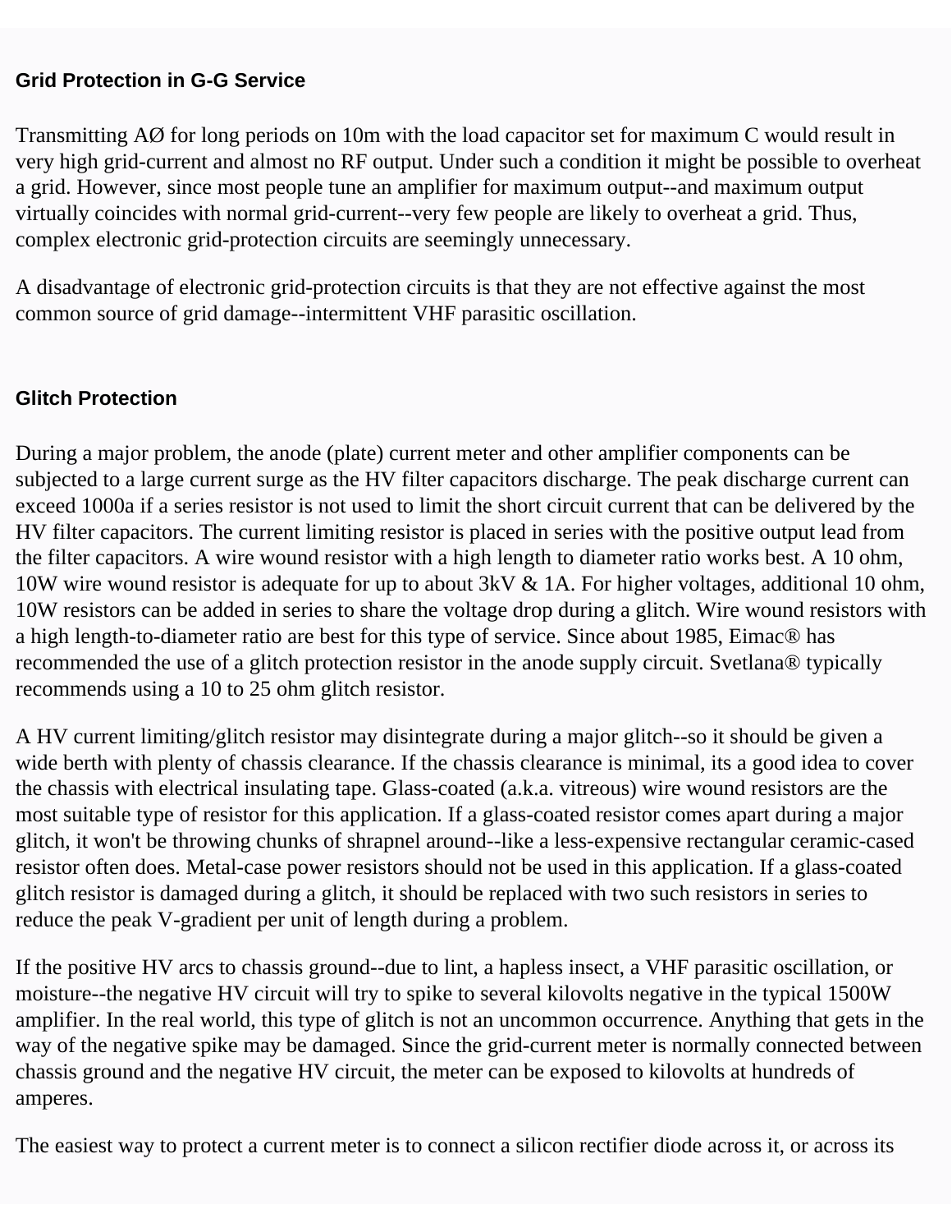**Grid Protection in G-G Service**

Transmitting AØ for long periods on 10m with the load capacitor set for maximum C would result in very high grid-current and almost no RF output. Under such a condition it might be possible to overheat a grid. However, since most people tune an amplifier for maximum output--and maximum output virtually coincides with normal grid-current--very few people are likely to overheat a grid. Thus, complex electronic grid-protection circuits are seemingly unnecessary.

A disadvantage of electronic grid-protection circuits is that they are not effective against the most common source of grid damage--intermittent VHF parasitic oscillation.

**Glitch Protection**

During a major problem, the anode (plate) current meter and other amplifier components can be subjected to a large current surge as the HV filter capacitors discharge. The peak discharge current can exceed 1000a if a series resistor is not used to limit the short circuit current that can be delivered by the HV filter capacitors. The current limiting resistor is placed in series with the positive output lead from the filter capacitors. A wire wound resistor with a high length to diameter ratio works best. A 10 ohm, 10W wire wound resistor is adequate for up to about 3kV & 1A. For higher voltages, additional 10 ohm, 10W resistors can be added in series to share the voltage drop during a glitch. Wire wound resistors with a high length-to-diameter ratio are best for this type of service. Since about 1985, Eimac® has recommended the use of a glitch protection resistor in the anode supply circuit. Svetlana® typically recommends using a 10 to 25 ohm glitch resistor.

A HV current limiting/glitch resistor may disintegrate during a major glitch--so it should be given a wide berth with plenty of chassis clearance. If the chassis clearance is minimal, its a good idea to cover the chassis with electrical insulating tape. Glass-coated (a.k.a. vitreous) wire wound resistors are the most suitable type of resistor for this application. If a glass-coated resistor comes apart during a major glitch, it won't be throwing chunks of shrapnel around--like a less-expensive rectangular ceramic-cased resistor often does. Metal-case power resistors should not be used in this application. If a glass-coated glitch resistor is damaged during a glitch, it should be replaced with two such resistors in series to reduce the peak V-gradient per unit of length during a problem.

If the positive HV arcs to chassis ground--due to lint, a hapless insect, a VHF parasitic oscillation, or moisture--the negative HV circuit will try to spike to several kilovolts negative in the typical 1500W amplifier. In the real world, this type of glitch is not an uncommon occurrence. Anything that gets in the way of the negative spike may be damaged. Since the grid-current meter is normally connected between chassis ground and the negative HV circuit, the meter can be exposed to kilovolts at hundreds of amperes.

The easiest way to protect a current meter is to connect a silicon rectifier diode across it, or across its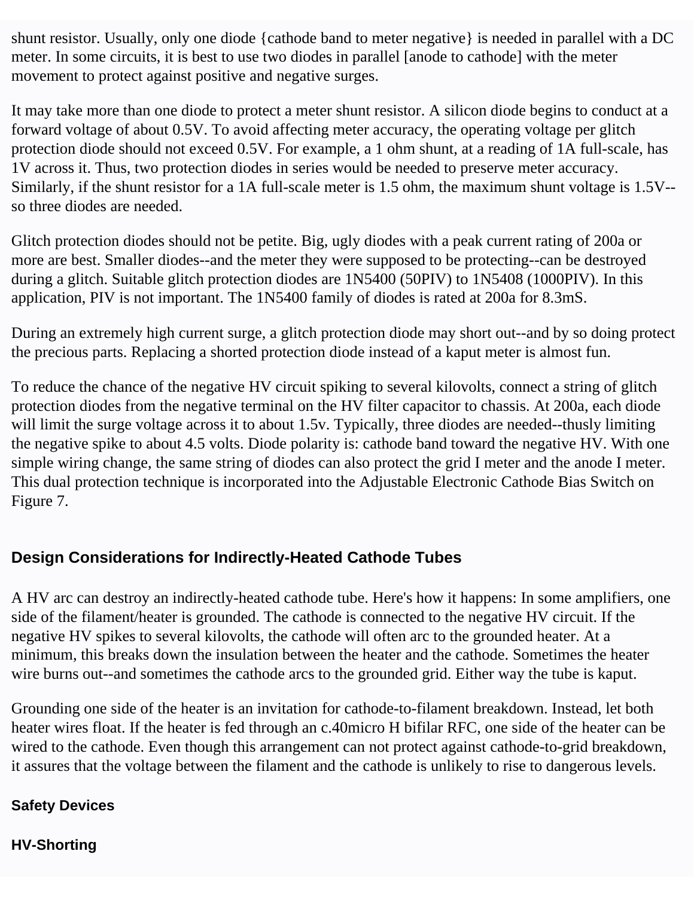shunt resistor. Usually, only one diode {cathode band to meter negative} is needed in parallel with a DC meter. In some circuits, it is best to use two diodes in parallel [anode to cathode] with the meter movement to protect against positive and negative surges.

It may take more than one diode to protect a meter shunt resistor. A silicon diode begins to conduct at a forward voltage of about 0.5V. To avoid affecting meter accuracy, the operating voltage per glitch protection diode should not exceed 0.5V. For example, a 1 ohm shunt, at a reading of 1A full-scale, has 1V across it. Thus, two protection diodes in series would be needed to preserve meter accuracy. Similarly, if the shunt resistor for a 1A full-scale meter is 1.5 ohm, the maximum shunt voltage is 1.5V--so three diodes are needed.

Glitch protection diodes should not be petite. Big, ugly diodes with a peak current rating of 200a or more are best. Smaller diodes--and the meter they were supposed to be protecting--can be destroyed during a glitch. Suitable glitch protection diodes are 1N5400 (50PIV) to 1N5408 (1000PIV). In this application, PIV is not important. The 1N5400 family of diodes is rated at 200a for 8.3mS.

During an extremely high current surge, a glitch protection diode may short out--and by so doing protect the precious parts. Replacing a shorted protection diode instead of a kaput meter is almost fun.

To reduce the chance of the negative HV circuit spiking to several kilovolts, connect a string of glitch protection diodes from the negative terminal on the HV filter capacitor to chassis. At 200a, each diode will limit the surge voltage across it to about 1.5v. Typically, three diodes are needed--thusly limiting the negative spike to about 4.5 volts. Diode polarity is: cathode band toward the negative HV. With one simple wiring change, the same string of diodes can also protect the grid I meter and the anode I meter. This dual protection technique is incorporated into the Adjustable Electronic Cathode Bias Switch on Figure 7.

## Design Considerations for Indirectly-Heated Cathode Tubes

A HV arc can destroy an indirectly-heated cathode tube. Here's how it happens: In some amplifiers, one side of the filament/heater is grounded. The cathode is connected to the negative HV circuit. If the negative HV spikes to several kilovolts, the cathode will often arc to the grounded heater. At a minimum, this breaks down the insulation between the heater and the cathode. Sometimes the heater wire burns out--and sometimes the cathode arcs to the grounded grid. Either way the tube is kaput.

Grounding one side of the heater is an invitation for cathode-to-filament breakdown. Instead, let both heater wires float. If the heater is fed through an c.40micro H bifilar RFC, one side of the heater can be wired to the cathode. Even though this arrangement can not protect against cathode-to-grid breakdown, it assures that the voltage between the filament and the cathode is unlikely to rise to dangerous levels.

### Safety Devices

### HV-Shorting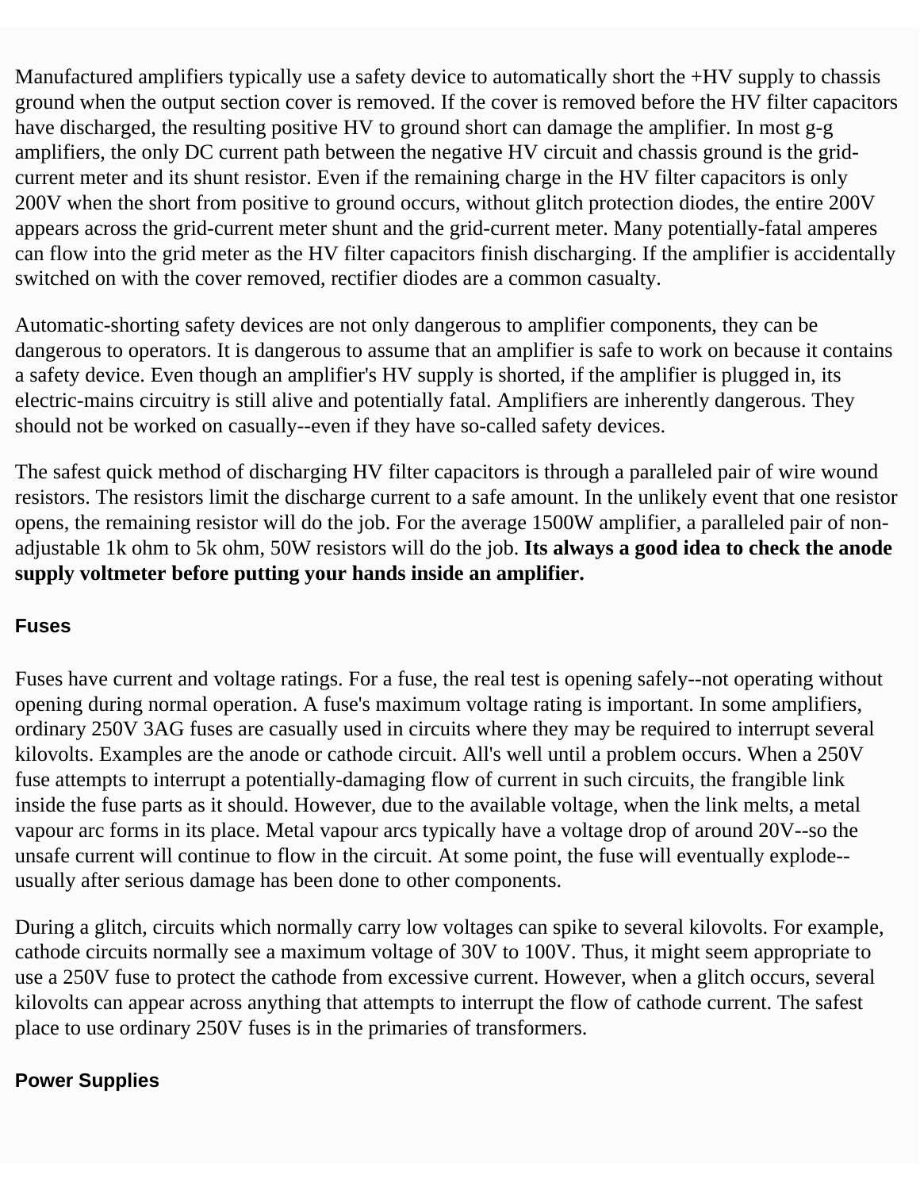Manufactured amplifiers typically use a safety device to automatically short the +HV supply to chassis ground when the output section cover is removed. If the cover is removed before the HV filter capacitors have discharged, the resulting positive HV to ground short can damage the amplifier. In most g-g amplifiers, the only DC current path between the negative HV circuit and chassis ground is the grid-current meter and its shunt resistor. Even if the remaining charge in the HV filter capacitors is only 200V when the short from positive to ground occurs, without glitch protection diodes, the entire 200V appears across the grid-current meter shunt and the grid-current meter. Many potentially-fatal amperes can flow into the grid meter as the HV filter capacitors finish discharging. If the amplifier is accidentally switched on with the cover removed, rectifier diodes are a common casualty.

Automatic-shorting safety devices are not only dangerous to amplifier components, they can be dangerous to operators. It is dangerous to assume that an amplifier is safe to work on because it contains a safety device. Even though an amplifier's HV supply is shorted, if the amplifier is plugged in, its electric-mains circuitry is still alive and potentially fatal. Amplifiers are inherently dangerous. They should not be worked on casually--even if they have so-called safety devices.

The safest quick method of discharging HV filter capacitors is through a paralleled pair of wire wound resistors. The resistors limit the discharge current to a safe amount. In the unlikely event that one resistor opens, the remaining resistor will do the job. For the average 1500W amplifier, a paralleled pair of non-adjustable 1k ohm to 5k ohm, 50W resistors will do the job. **Its always a good idea to check the anode supply voltmeter before putting your hands inside an amplifier.**

### Fuses

Fuses have current and voltage ratings. For a fuse, the real test is opening safely--not operating without opening during normal operation. A fuse's maximum voltage rating is important. In some amplifiers, ordinary 250V 3AG fuses are casually used in circuits where they may be required to interrupt several kilovolts. Examples are the anode or cathode circuit. All's well until a problem occurs. When a 250V fuse attempts to interrupt a potentially-damaging flow of current in such circuits, the frangible link inside the fuse parts as it should. However, due to the available voltage, when the link melts, a metal vapour arc forms in its place. Metal vapour arcs typically have a voltage drop of around 20V--so the unsafe current will continue to flow in the circuit. At some point, the fuse will eventually explode--usually after serious damage has been done to other components.

During a glitch, circuits which normally carry low voltages can spike to several kilovolts. For example, cathode circuits normally see a maximum voltage of 30V to 100V. Thus, it might seem appropriate to use a 250V fuse to protect the cathode from excessive current. However, when a glitch occurs, several kilovolts can appear across anything that attempts to interrupt the flow of cathode current. The safest place to use ordinary 250V fuses is in the primaries of transformers.

### Power Supplies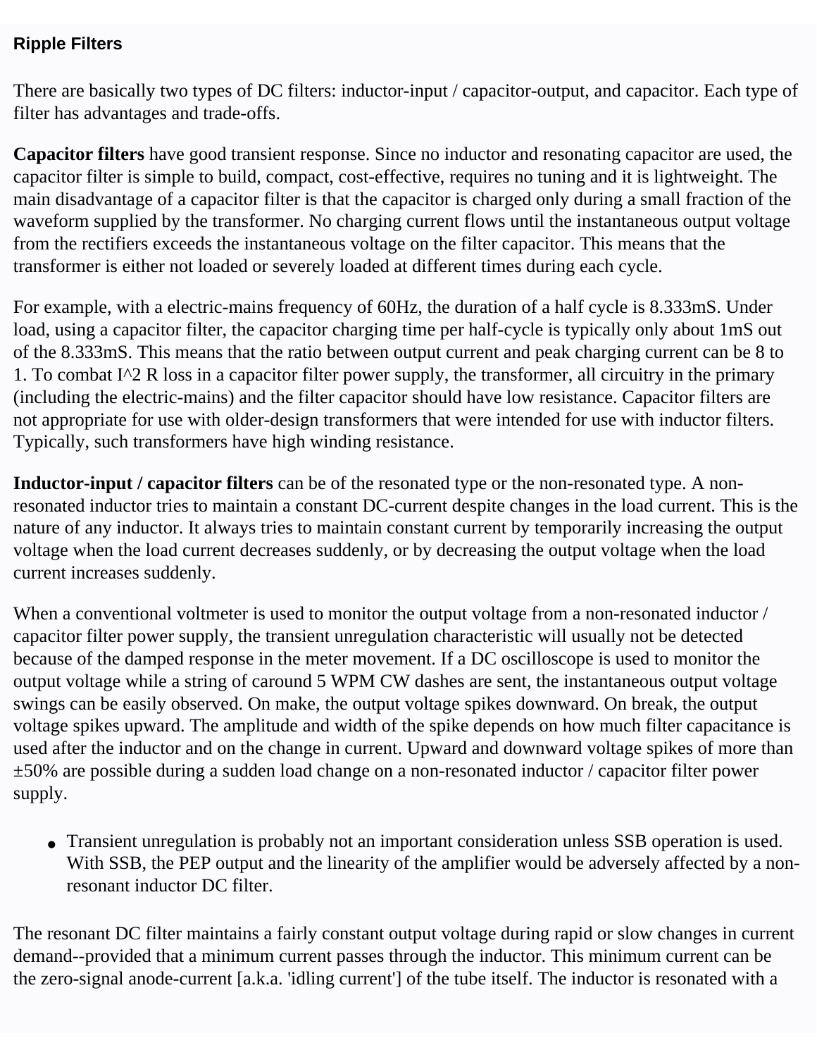### Ripple Filters

There are basically two types of DC filters: inductor-input / capacitor-output, and capacitor. Each type of filter has advantages and trade-offs.

**Capacitor filters** have good transient response. Since no inductor and resonating capacitor are used, the capacitor filter is simple to build, compact, cost-effective, requires no tuning and it is lightweight. The main disadvantage of a capacitor filter is that the capacitor is charged only during a small fraction of the waveform supplied by the transformer. No charging current flows until the instantaneous output voltage from the rectifiers exceeds the instantaneous voltage on the filter capacitor. This means that the transformer is either not loaded or severely loaded at different times during each cycle.

For example, with a electric-mains frequency of 60Hz, the duration of a half cycle is 8.333mS. Under load, using a capacitor filter, the capacitor charging time per half-cycle is typically only about 1mS out of the 8.333mS. This means that the ratio between output current and peak charging current can be 8 to 1. To combat I^2 R loss in a capacitor filter power supply, the transformer, all circuitry in the primary (including the electric-mains) and the filter capacitor should have low resistance. Capacitor filters are not appropriate for use with older-design transformers that were intended for use with inductor filters. Typically, such transformers have high winding resistance.

**Inductor-input / capacitor filters** can be of the resonated type or the non-resonated type. A non-resonated inductor tries to maintain a constant DC-current despite changes in the load current. This is the nature of any inductor. It always tries to maintain constant current by temporarily increasing the output voltage when the load current decreases suddenly, or by decreasing the output voltage when the load current increases suddenly.

When a conventional voltmeter is used to monitor the output voltage from a non-resonated inductor / capacitor filter power supply, the transient unregulation characteristic will usually not be detected because of the damped response in the meter movement. If a DC oscilloscope is used to monitor the output voltage while a string of caround 5 WPM CW dashes are sent, the instantaneous output voltage swings can be easily observed. On make, the output voltage spikes downward. On break, the output voltage spikes upward. The amplitude and width of the spike depends on how much filter capacitance is used after the inductor and on the change in current. Upward and downward voltage spikes of more than ±50% are possible during a sudden load change on a non-resonated inductor / capacitor filter power supply.

- Transient unregulation is probably not an important consideration unless SSB operation is used. With SSB, the PEP output and the linearity of the amplifier would be adversely affected by a non-resonant inductor DC filter.

The resonant DC filter maintains a fairly constant output voltage during rapid or slow changes in current demand--provided that a minimum current passes through the inductor. This minimum current can be the zero-signal anode-current [a.k.a. 'idling current'] of the tube itself. The inductor is resonated with a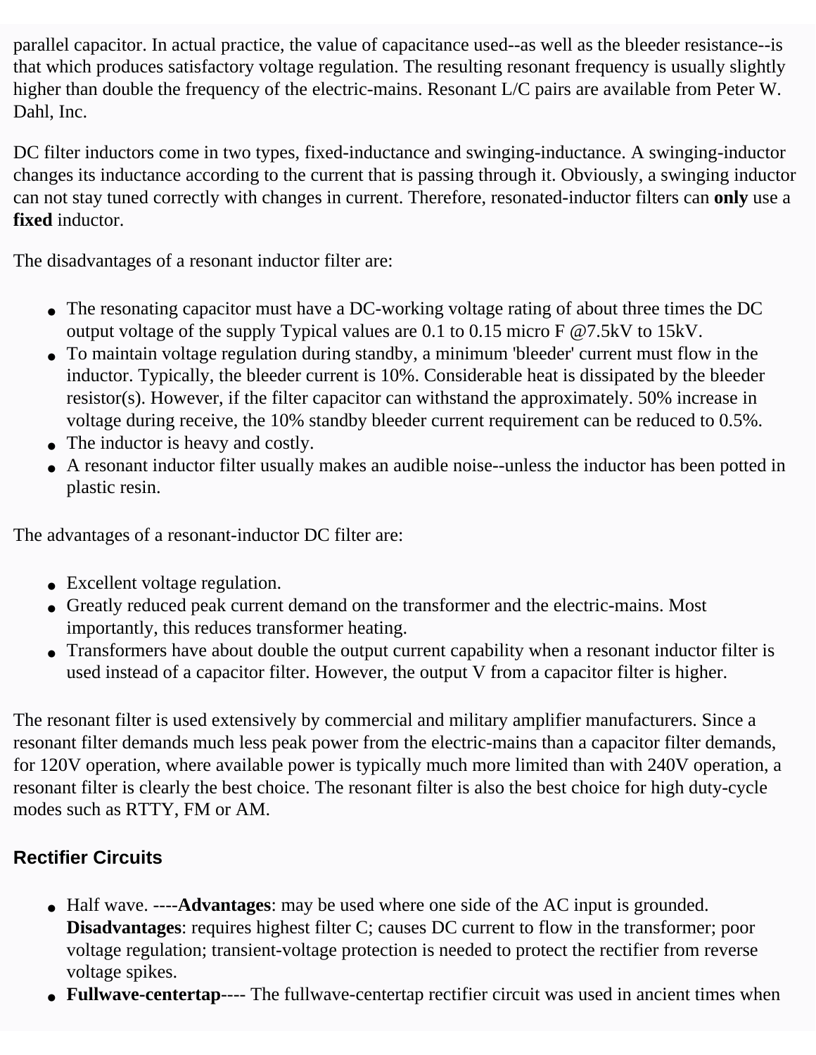parallel capacitor. In actual practice, the value of capacitance used--as well as the bleeder resistance--is that which produces satisfactory voltage regulation. The resulting resonant frequency is usually slightly higher than double the frequency of the electric-mains. Resonant L/C pairs are available from Peter W. Dahl, Inc.

DC filter inductors come in two types, fixed-inductance and swinging-inductance. A swinging-inductor changes its inductance according to the current that is passing through it. Obviously, a swinging inductor can not stay tuned correctly with changes in current. Therefore, resonated-inductor filters can **only** use a **fixed** inductor.

The disadvantages of a resonant inductor filter are:

- The resonating capacitor must have a DC-working voltage rating of about three times the DC output voltage of the supply Typical values are 0.1 to 0.15 micro F @7.5kV to 15kV.
- To maintain voltage regulation during standby, a minimum 'bleeder' current must flow in the inductor. Typically, the bleeder current is 10%. Considerable heat is dissipated by the bleeder resistor(s). However, if the filter capacitor can withstand the approximately. 50% increase in voltage during receive, the 10% standby bleeder current requirement can be reduced to 0.5%.
- The inductor is heavy and costly.
- A resonant inductor filter usually makes an audible noise--unless the inductor has been potted in plastic resin.

The advantages of a resonant-inductor DC filter are:

- Excellent voltage regulation.
- Greatly reduced peak current demand on the transformer and the electric-mains. Most importantly, this reduces transformer heating.
- Transformers have about double the output current capability when a resonant inductor filter is used instead of a capacitor filter. However, the output V from a capacitor filter is higher.

The resonant filter is used extensively by commercial and military amplifier manufacturers. Since a resonant filter demands much less peak power from the electric-mains than a capacitor filter demands, for 120V operation, where available power is typically much more limited than with 240V operation, a resonant filter is clearly the best choice. The resonant filter is also the best choice for high duty-cycle modes such as RTTY, FM or AM.

### Rectifier Circuits

- Half wave. ----**Advantages**: may be used where one side of the AC input is grounded. **Disadvantages**: requires highest filter C; causes DC current to flow in the transformer; poor voltage regulation; transient-voltage protection is needed to protect the rectifier from reverse voltage spikes.
- **Fullwave-centertap**---- The fullwave-centertap rectifier circuit was used in ancient times when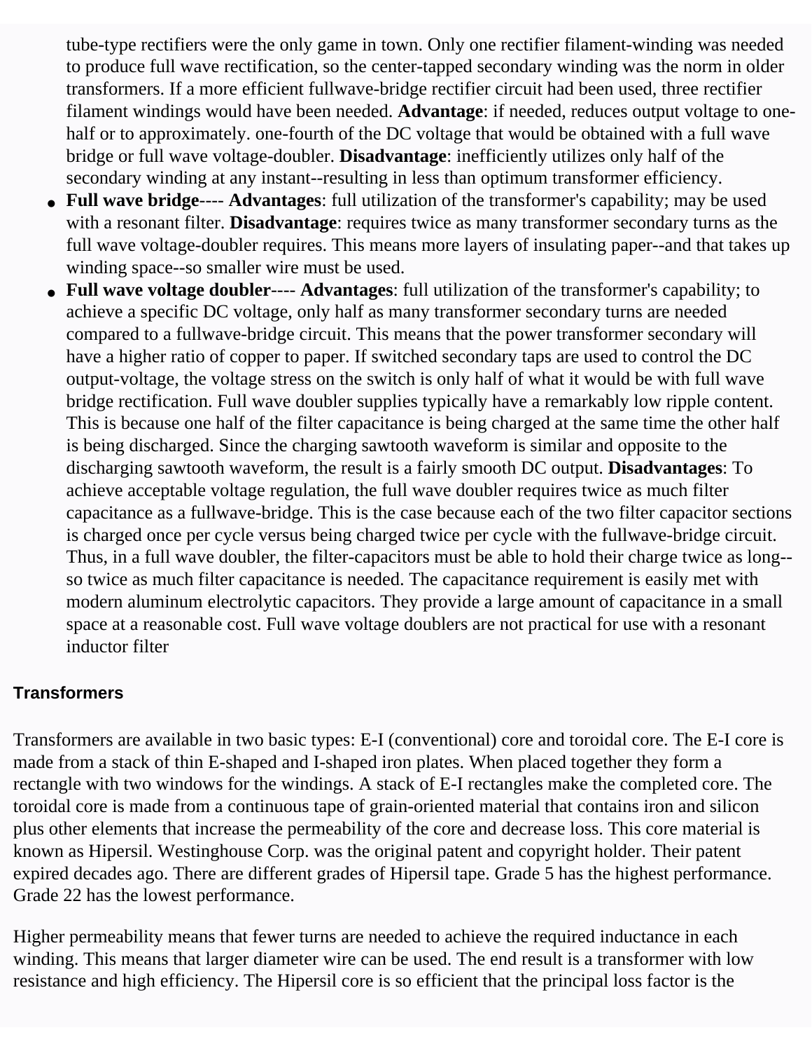tube-type rectifiers were the only game in town. Only one rectifier filament-winding was needed to produce full wave rectification, so the center-tapped secondary winding was the norm in older transformers. If a more efficient fullwave-bridge rectifier circuit had been used, three rectifier filament windings would have been needed. **Advantage**: if needed, reduces output voltage to one-half or to approximately. one-fourth of the DC voltage that would be obtained with a full wave bridge or full wave voltage-doubler. **Disadvantage**: inefficiently utilizes only half of the secondary winding at any instant--resulting in less than optimum transformer efficiency.

- **Full wave bridge**---- **Advantages**: full utilization of the transformer's capability; may be used with a resonant filter. **Disadvantage**: requires twice as many transformer secondary turns as the full wave voltage-doubler requires. This means more layers of insulating paper--and that takes up winding space--so smaller wire must be used.
- **Full wave voltage doubler**---- **Advantages**: full utilization of the transformer's capability; to achieve a specific DC voltage, only half as many transformer secondary turns are needed compared to a fullwave-bridge circuit. This means that the power transformer secondary will have a higher ratio of copper to paper. If switched secondary taps are used to control the DC output-voltage, the voltage stress on the switch is only half of what it would be with full wave bridge rectification. Full wave doubler supplies typically have a remarkably low ripple content. This is because one half of the filter capacitance is being charged at the same time the other half is being discharged. Since the charging sawtooth waveform is similar and opposite to the discharging sawtooth waveform, the result is a fairly smooth DC output. **Disadvantages**: To achieve acceptable voltage regulation, the full wave doubler requires twice as much filter capacitance as a fullwave-bridge. This is the case because each of the two filter capacitor sections is charged once per cycle versus being charged twice per cycle with the fullwave-bridge circuit. Thus, in a full wave doubler, the filter-capacitors must be able to hold their charge twice as long--so twice as much filter capacitance is needed. The capacitance requirement is easily met with modern aluminum electrolytic capacitors. They provide a large amount of capacitance in a small space at a reasonable cost. Full wave voltage doublers are not practical for use with a resonant inductor filter

### Transformers

Transformers are available in two basic types: E-I (conventional) core and toroidal core. The E-I core is made from a stack of thin E-shaped and I-shaped iron plates. When placed together they form a rectangle with two windows for the windings. A stack of E-I rectangles make the completed core. The toroidal core is made from a continuous tape of grain-oriented material that contains iron and silicon plus other elements that increase the permeability of the core and decrease loss. This core material is known as Hipersil. Westinghouse Corp. was the original patent and copyright holder. Their patent expired decades ago. There are different grades of Hipersil tape. Grade 5 has the highest performance. Grade 22 has the lowest performance.

Higher permeability means that fewer turns are needed to achieve the required inductance in each winding. This means that larger diameter wire can be used. The end result is a transformer with low resistance and high efficiency. The Hipersil core is so efficient that the principal loss factor is the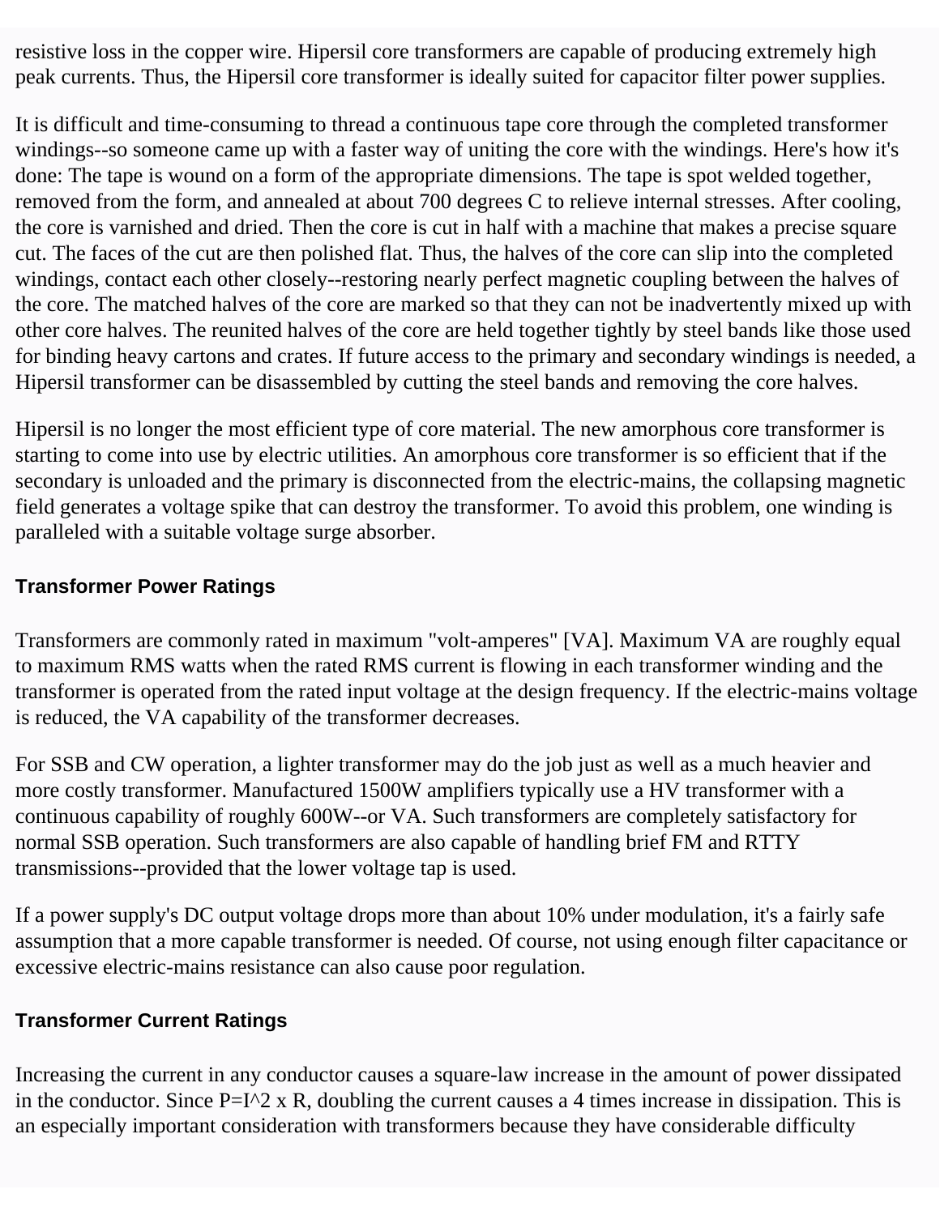resistive loss in the copper wire. Hipersil core transformers are capable of producing extremely high peak currents. Thus, the Hipersil core transformer is ideally suited for capacitor filter power supplies.

It is difficult and time-consuming to thread a continuous tape core through the completed transformer windings--so someone came up with a faster way of uniting the core with the windings. Here's how it's done: The tape is wound on a form of the appropriate dimensions. The tape is spot welded together, removed from the form, and annealed at about 700 degrees C to relieve internal stresses. After cooling, the core is varnished and dried. Then the core is cut in half with a machine that makes a precise square cut. The faces of the cut are then polished flat. Thus, the halves of the core can slip into the completed windings, contact each other closely--restoring nearly perfect magnetic coupling between the halves of the core. The matched halves of the core are marked so that they can not be inadvertently mixed up with other core halves. The reunited halves of the core are held together tightly by steel bands like those used for binding heavy cartons and crates. If future access to the primary and secondary windings is needed, a Hipersil transformer can be disassembled by cutting the steel bands and removing the core halves.

Hipersil is no longer the most efficient type of core material. The new amorphous core transformer is starting to come into use by electric utilities. An amorphous core transformer is so efficient that if the secondary is unloaded and the primary is disconnected from the electric-mains, the collapsing magnetic field generates a voltage spike that can destroy the transformer. To avoid this problem, one winding is paralleled with a suitable voltage surge absorber.

### Transformer Power Ratings

Transformers are commonly rated in maximum "volt-amperes" [VA]. Maximum VA are roughly equal to maximum RMS watts when the rated RMS current is flowing in each transformer winding and the transformer is operated from the rated input voltage at the design frequency. If the electric-mains voltage is reduced, the VA capability of the transformer decreases.

For SSB and CW operation, a lighter transformer may do the job just as well as a much heavier and more costly transformer. Manufactured 1500W amplifiers typically use a HV transformer with a continuous capability of roughly 600W--or VA. Such transformers are completely satisfactory for normal SSB operation. Such transformers are also capable of handling brief FM and RTTY transmissions--provided that the lower voltage tap is used.

If a power supply's DC output voltage drops more than about 10% under modulation, it's a fairly safe assumption that a more capable transformer is needed. Of course, not using enough filter capacitance or excessive electric-mains resistance can also cause poor regulation.

### Transformer Current Ratings

Increasing the current in any conductor causes a square-law increase in the amount of power dissipated in the conductor. Since $P=I^2 \times R$, doubling the current causes a 4 times increase in dissipation. This is an especially important consideration with transformers because they have considerable difficulty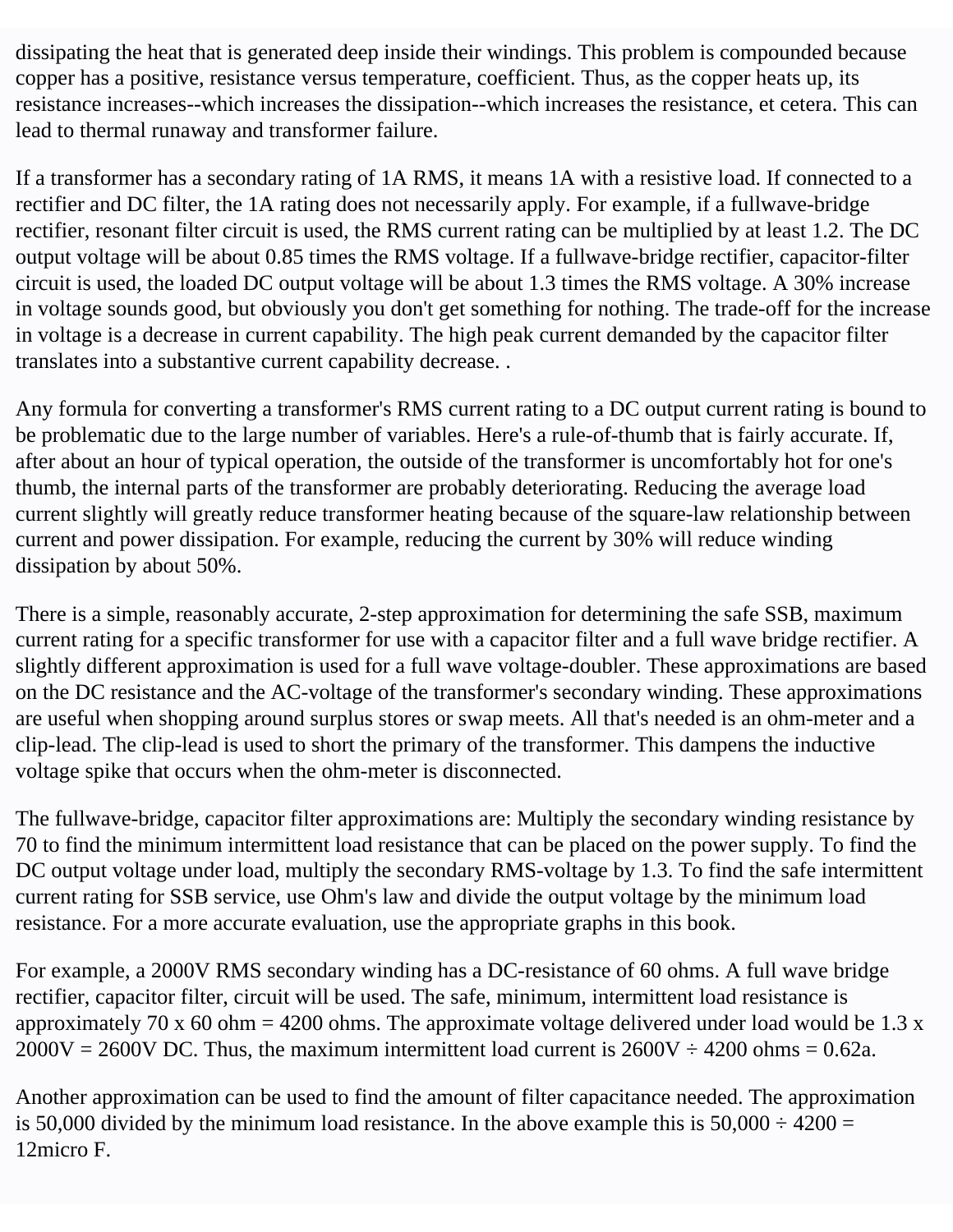dissipating the heat that is generated deep inside their windings. This problem is compounded because copper has a positive, resistance versus temperature, coefficient. Thus, as the copper heats up, its resistance increases--which increases the dissipation--which increases the resistance, et cetera. This can lead to thermal runaway and transformer failure.

If a transformer has a secondary rating of 1A RMS, it means 1A with a resistive load. If connected to a rectifier and DC filter, the 1A rating does not necessarily apply. For example, if a fullwave-bridge rectifier, resonant filter circuit is used, the RMS current rating can be multiplied by at least 1.2. The DC output voltage will be about 0.85 times the RMS voltage. If a fullwave-bridge rectifier, capacitor-filter circuit is used, the loaded DC output voltage will be about 1.3 times the RMS voltage. A 30% increase in voltage sounds good, but obviously you don't get something for nothing. The trade-off for the increase in voltage is a decrease in current capability. The high peak current demanded by the capacitor filter translates into a substantive current capability decrease. .

Any formula for converting a transformer's RMS current rating to a DC output current rating is bound to be problematic due to the large number of variables. Here's a rule-of-thumb that is fairly accurate. If, after about an hour of typical operation, the outside of the transformer is uncomfortably hot for one's thumb, the internal parts of the transformer are probably deteriorating. Reducing the average load current slightly will greatly reduce transformer heating because of the square-law relationship between current and power dissipation. For example, reducing the current by 30% will reduce winding dissipation by about 50%.

There is a simple, reasonably accurate, 2-step approximation for determining the safe SSB, maximum current rating for a specific transformer for use with a capacitor filter and a full wave bridge rectifier. A slightly different approximation is used for a full wave voltage-doubler. These approximations are based on the DC resistance and the AC-voltage of the transformer's secondary winding. These approximations are useful when shopping around surplus stores or swap meets. All that's needed is an ohm-meter and a clip-lead. The clip-lead is used to short the primary of the transformer. This dampens the inductive voltage spike that occurs when the ohm-meter is disconnected.

The fullwave-bridge, capacitor filter approximations are: Multiply the secondary winding resistance by 70 to find the minimum intermittent load resistance that can be placed on the power supply. To find the DC output voltage under load, multiply the secondary RMS-voltage by 1.3. To find the safe intermittent current rating for SSB service, use Ohm's law and divide the output voltage by the minimum load resistance. For a more accurate evaluation, use the appropriate graphs in this book.

For example, a 2000V RMS secondary winding has a DC-resistance of 60 ohms. A full wave bridge rectifier, capacitor filter, circuit will be used. The safe, minimum, intermittent load resistance is approximately 70 x 60 ohm = 4200 ohms. The approximate voltage delivered under load would be 1.3 x 2000V = 2600V DC. Thus, the maximum intermittent load current is 2600V ÷ 4200 ohms = 0.62a.

Another approximation can be used to find the amount of filter capacitance needed. The approximation is 50,000 divided by the minimum load resistance. In the above example this is 50,000 ÷ 4200 = 12micro F.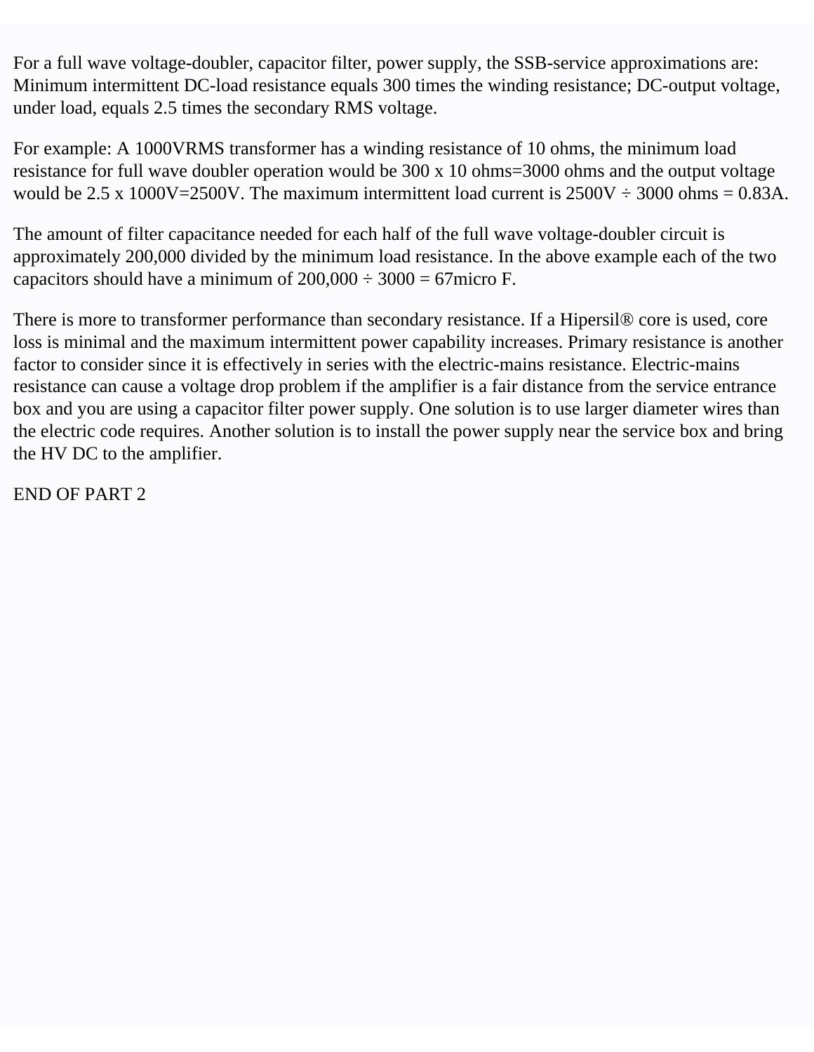For a full wave voltage-doubler, capacitor filter, power supply, the SSB-service approximations are: Minimum intermittent DC-load resistance equals 300 times the winding resistance; DC-output voltage, under load, equals 2.5 times the secondary RMS voltage.

For example: A 1000VRMS transformer has a winding resistance of 10 ohms, the minimum load resistance for full wave doubler operation would be 300 x 10 ohms=3000 ohms and the output voltage would be 2.5 x 1000V=2500V. The maximum intermittent load current is 2500V ÷ 3000 ohms = 0.83A.

The amount of filter capacitance needed for each half of the full wave voltage-doubler circuit is approximately 200,000 divided by the minimum load resistance. In the above example each of the two capacitors should have a minimum of 200,000 ÷ 3000 = 67micro F.

There is more to transformer performance than secondary resistance. If a Hipersil® core is used, core loss is minimal and the maximum intermittent power capability increases. Primary resistance is another factor to consider since it is effectively in series with the electric-mains resistance. Electric-mains resistance can cause a voltage drop problem if the amplifier is a fair distance from the service entrance box and you are using a capacitor filter power supply. One solution is to use larger diameter wires than the electric code requires. Another solution is to install the power supply near the service box and bring the HV DC to the amplifier.

END OF PART 2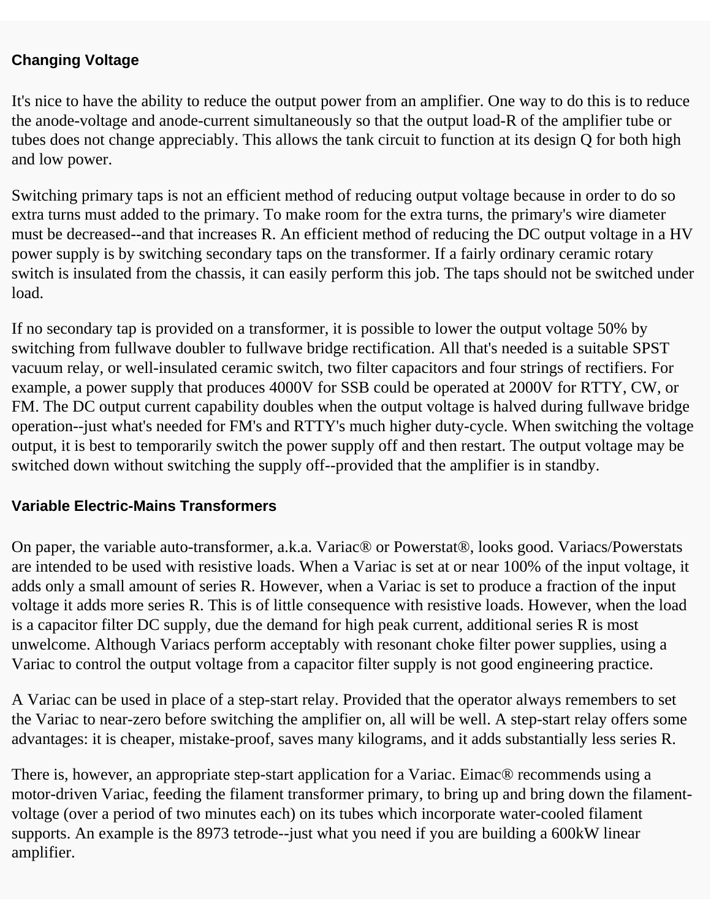## Changing Voltage

It's nice to have the ability to reduce the output power from an amplifier. One way to do this is to reduce the anode-voltage and anode-current simultaneously so that the output load-R of the amplifier tube or tubes does not change appreciably. This allows the tank circuit to function at its design Q for both high and low power.

Switching primary taps is not an efficient method of reducing output voltage because in order to do so extra turns must added to the primary. To make room for the extra turns, the primary's wire diameter must be decreased--and that increases R. An efficient method of reducing the DC output voltage in a HV power supply is by switching secondary taps on the transformer. If a fairly ordinary ceramic rotary switch is insulated from the chassis, it can easily perform this job. The taps should not be switched under load.

If no secondary tap is provided on a transformer, it is possible to lower the output voltage 50% by switching from fullwave doubler to fullwave bridge rectification. All that's needed is a suitable SPST vacuum relay, or well-insulated ceramic switch, two filter capacitors and four strings of rectifiers. For example, a power supply that produces 4000V for SSB could be operated at 2000V for RTTY, CW, or FM. The DC output current capability doubles when the output voltage is halved during fullwave bridge operation--just what's needed for FM's and RTTY's much higher duty-cycle. When switching the voltage output, it is best to temporarily switch the power supply off and then restart. The output voltage may be switched down without switching the supply off--provided that the amplifier is in standby.

## Variable Electric-Mains Transformers

On paper, the variable auto-transformer, a.k.a. Variac® or Powerstat®, looks good. Variacs/Powerstats are intended to be used with resistive loads. When a Variac is set at or near 100% of the input voltage, it adds only a small amount of series R. However, when a Variac is set to produce a fraction of the input voltage it adds more series R. This is of little consequence with resistive loads. However, when the load is a capacitor filter DC supply, due the demand for high peak current, additional series R is most unwelcome. Although Variacs perform acceptably with resonant choke filter power supplies, using a Variac to control the output voltage from a capacitor filter supply is not good engineering practice.

A Variac can be used in place of a step-start relay. Provided that the operator always remembers to set the Variac to near-zero before switching the amplifier on, all will be well. A step-start relay offers some advantages: it is cheaper, mistake-proof, saves many kilograms, and it adds substantially less series R.

There is, however, an appropriate step-start application for a Variac. Eimac® recommends using a motor-driven Variac, feeding the filament transformer primary, to bring up and bring down the filament-voltage (over a period of two minutes each) on its tubes which incorporate water-cooled filament supports. An example is the 8973 tetrode--just what you need if you are building a 600kW linear amplifier.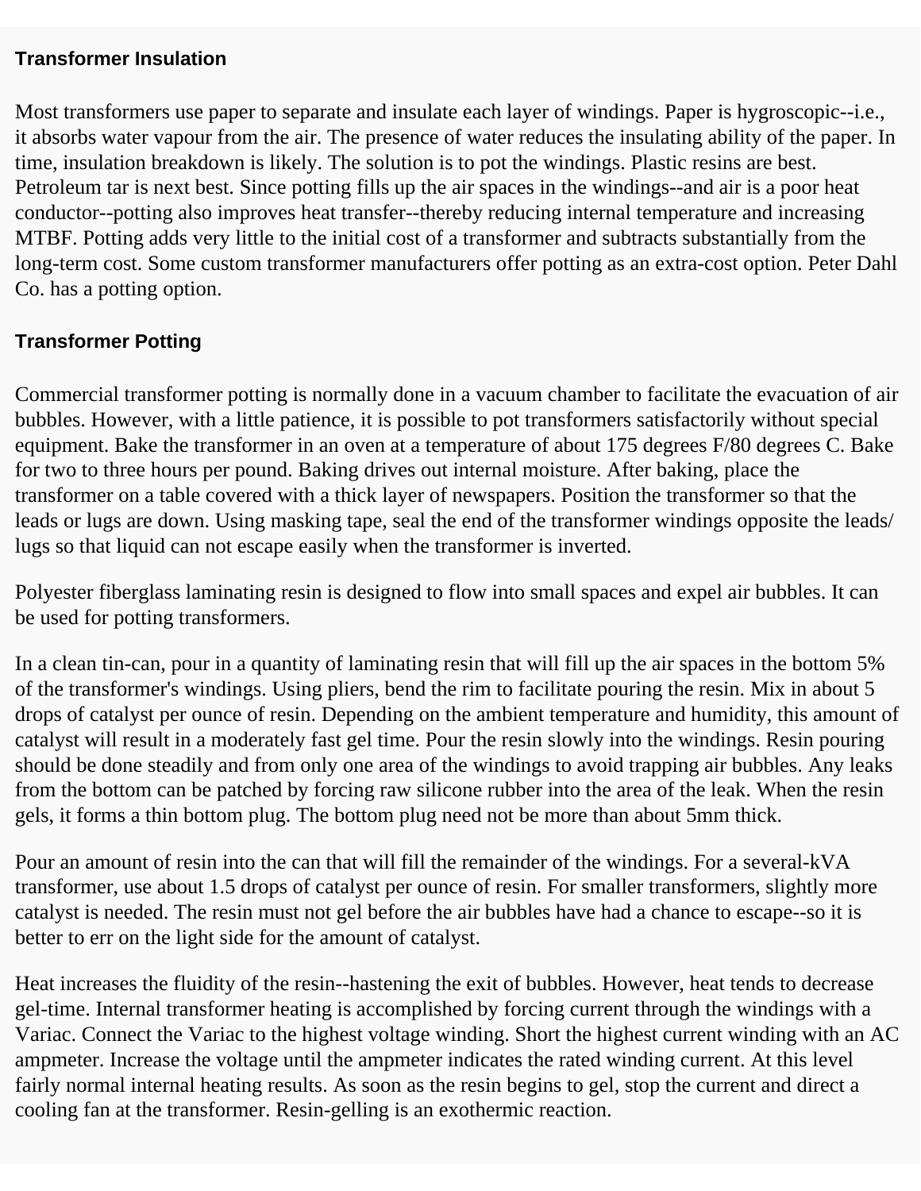## Transformer Insulation

Most transformers use paper to separate and insulate each layer of windings. Paper is hygroscopic--i.e., it absorbs water vapour from the air. The presence of water reduces the insulating ability of the paper. In time, insulation breakdown is likely. The solution is to pot the windings. Plastic resins are best. Petroleum tar is next best. Since potting fills up the air spaces in the windings--and air is a poor heat conductor--potting also improves heat transfer--thereby reducing internal temperature and increasing MTBF. Potting adds very little to the initial cost of a transformer and subtracts substantially from the long-term cost. Some custom transformer manufacturers offer potting as an extra-cost option. Peter Dahl Co. has a potting option.

## Transformer Potting

Commercial transformer potting is normally done in a vacuum chamber to facilitate the evacuation of air bubbles. However, with a little patience, it is possible to pot transformers satisfactorily without special equipment. Bake the transformer in an oven at a temperature of about 175 degrees F/80 degrees C. Bake for two to three hours per pound. Baking drives out internal moisture. After baking, place the transformer on a table covered with a thick layer of newspapers. Position the transformer so that the leads or lugs are down. Using masking tape, seal the end of the transformer windings opposite the leads/ lugs so that liquid can not escape easily when the transformer is inverted.

Polyester fiberglass laminating resin is designed to flow into small spaces and expel air bubbles. It can be used for potting transformers.

In a clean tin-can, pour in a quantity of laminating resin that will fill up the air spaces in the bottom 5% of the transformer's windings. Using pliers, bend the rim to facilitate pouring the resin. Mix in about 5 drops of catalyst per ounce of resin. Depending on the ambient temperature and humidity, this amount of catalyst will result in a moderately fast gel time. Pour the resin slowly into the windings. Resin pouring should be done steadily and from only one area of the windings to avoid trapping air bubbles. Any leaks from the bottom can be patched by forcing raw silicone rubber into the area of the leak. When the resin gels, it forms a thin bottom plug. The bottom plug need not be more than about 5mm thick.

Pour an amount of resin into the can that will fill the remainder of the windings. For a several-kVA transformer, use about 1.5 drops of catalyst per ounce of resin. For smaller transformers, slightly more catalyst is needed. The resin must not gel before the air bubbles have had a chance to escape--so it is better to err on the light side for the amount of catalyst.

Heat increases the fluidity of the resin--hastening the exit of bubbles. However, heat tends to decrease gel-time. Internal transformer heating is accomplished by forcing current through the windings with a Variac. Connect the Variac to the highest voltage winding. Short the highest current winding with an AC ampmeter. Increase the voltage until the ampmeter indicates the rated winding current. At this level fairly normal internal heating results. As soon as the resin begins to gel, stop the current and direct a cooling fan at the transformer. Resin-gelling is an exothermic reaction.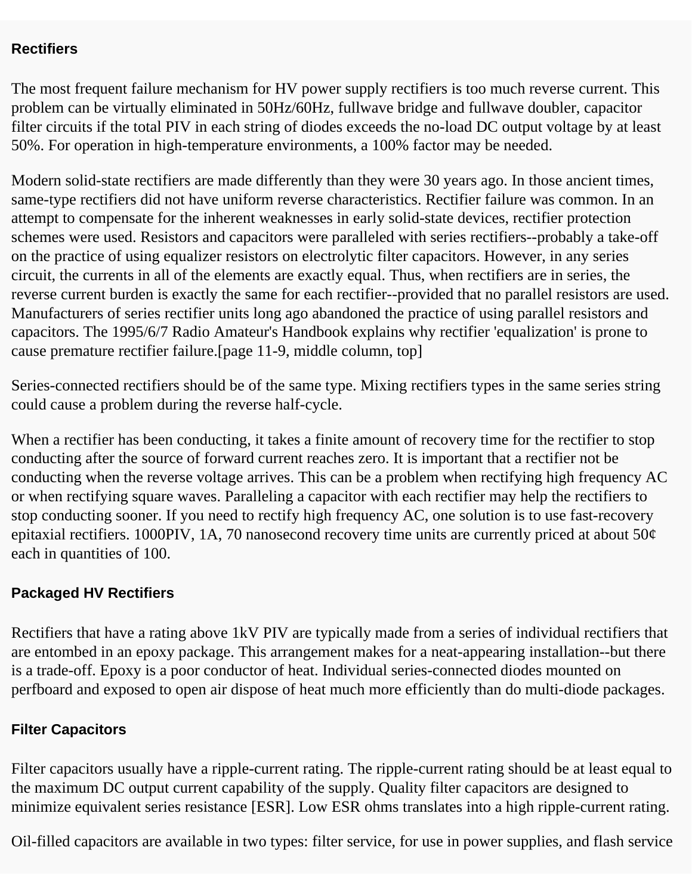## Rectifiers

The most frequent failure mechanism for HV power supply rectifiers is too much reverse current. This problem can be virtually eliminated in 50Hz/60Hz, fullwave bridge and fullwave doubler, capacitor filter circuits if the total PIV in each string of diodes exceeds the no-load DC output voltage by at least 50%. For operation in high-temperature environments, a 100% factor may be needed.

Modern solid-state rectifiers are made differently than they were 30 years ago. In those ancient times, same-type rectifiers did not have uniform reverse characteristics. Rectifier failure was common. In an attempt to compensate for the inherent weaknesses in early solid-state devices, rectifier protection schemes were used. Resistors and capacitors were paralleled with series rectifiers--probably a take-off on the practice of using equalizer resistors on electrolytic filter capacitors. However, in any series circuit, the currents in all of the elements are exactly equal. Thus, when rectifiers are in series, the reverse current burden is exactly the same for each rectifier--provided that no parallel resistors are used. Manufacturers of series rectifier units long ago abandoned the practice of using parallel resistors and capacitors. The 1995/6/7 Radio Amateur's Handbook explains why rectifier 'equalization' is prone to cause premature rectifier failure.[page 11-9, middle column, top]

Series-connected rectifiers should be of the same type. Mixing rectifiers types in the same series string could cause a problem during the reverse half-cycle.

When a rectifier has been conducting, it takes a finite amount of recovery time for the rectifier to stop conducting after the source of forward current reaches zero. It is important that a rectifier not be conducting when the reverse voltage arrives. This can be a problem when rectifying high frequency AC or when rectifying square waves. Paralleling a capacitor with each rectifier may help the rectifiers to stop conducting sooner. If you need to rectify high frequency AC, one solution is to use fast-recovery epitaxial rectifiers. 1000PIV, 1A, 70 nanosecond recovery time units are currently priced at about 50¢ each in quantities of 100.

## Packaged HV Rectifiers

Rectifiers that have a rating above 1kV PIV are typically made from a series of individual rectifiers that are entombed in an epoxy package. This arrangement makes for a neat-appearing installation--but there is a trade-off. Epoxy is a poor conductor of heat. Individual series-connected diodes mounted on perfboard and exposed to open air dispose of heat much more efficiently than do multi-diode packages.

## Filter Capacitors

Filter capacitors usually have a ripple-current rating. The ripple-current rating should be at least equal to the maximum DC output current capability of the supply. Quality filter capacitors are designed to minimize equivalent series resistance [ESR]. Low ESR ohms translates into a high ripple-current rating.

Oil-filled capacitors are available in two types: filter service, for use in power supplies, and flash service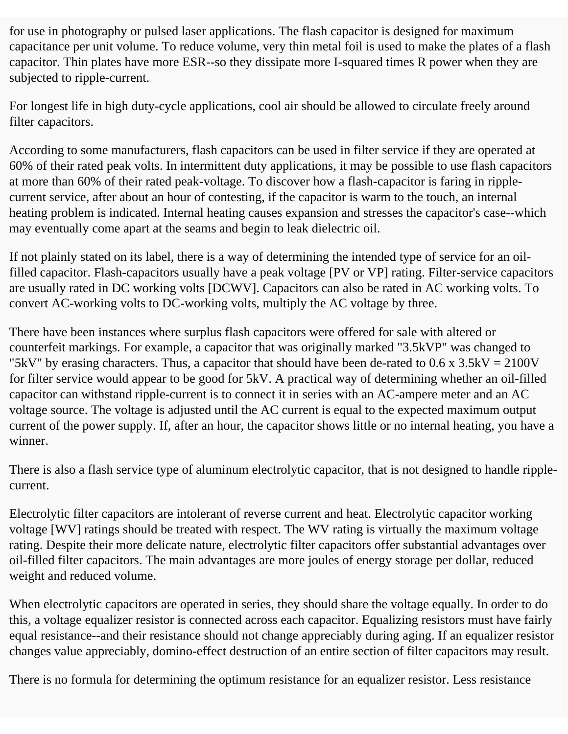for use in photography or pulsed laser applications. The flash capacitor is designed for maximum capacitance per unit volume. To reduce volume, very thin metal foil is used to make the plates of a flash capacitor. Thin plates have more ESR--so they dissipate more I-squared times R power when they are subjected to ripple-current.

For longest life in high duty-cycle applications, cool air should be allowed to circulate freely around filter capacitors.

According to some manufacturers, flash capacitors can be used in filter service if they are operated at 60% of their rated peak volts. In intermittent duty applications, it may be possible to use flash capacitors at more than 60% of their rated peak-voltage. To discover how a flash-capacitor is faring in ripple-current service, after about an hour of contesting, if the capacitor is warm to the touch, an internal heating problem is indicated. Internal heating causes expansion and stresses the capacitor's case--which may eventually come apart at the seams and begin to leak dielectric oil.

If not plainly stated on its label, there is a way of determining the intended type of service for an oil-filled capacitor. Flash-capacitors usually have a peak voltage [PV or VP] rating. Filter-service capacitors are usually rated in DC working volts [DCWV]. Capacitors can also be rated in AC working volts. To convert AC-working volts to DC-working volts, multiply the AC voltage by three.

There have been instances where surplus flash capacitors were offered for sale with altered or counterfeit markings. For example, a capacitor that was originally marked "3.5kVP" was changed to "5kV" by erasing characters. Thus, a capacitor that should have been de-rated to 0.6 x 3.5kV = 2100V for filter service would appear to be good for 5kV. A practical way of determining whether an oil-filled capacitor can withstand ripple-current is to connect it in series with an AC-ampere meter and an AC voltage source. The voltage is adjusted until the AC current is equal to the expected maximum output current of the power supply. If, after an hour, the capacitor shows little or no internal heating, you have a winner.

There is also a flash service type of aluminum electrolytic capacitor, that is not designed to handle ripple-current.

Electrolytic filter capacitors are intolerant of reverse current and heat. Electrolytic capacitor working voltage [WV] ratings should be treated with respect. The WV rating is virtually the maximum voltage rating. Despite their more delicate nature, electrolytic filter capacitors offer substantial advantages over oil-filled filter capacitors. The main advantages are more joules of energy storage per dollar, reduced weight and reduced volume.

When electrolytic capacitors are operated in series, they should share the voltage equally. In order to do this, a voltage equalizer resistor is connected across each capacitor. Equalizing resistors must have fairly equal resistance--and their resistance should not change appreciably during aging. If an equalizer resistor changes value appreciably, domino-effect destruction of an entire section of filter capacitors may result.

There is no formula for determining the optimum resistance for an equalizer resistor. Less resistance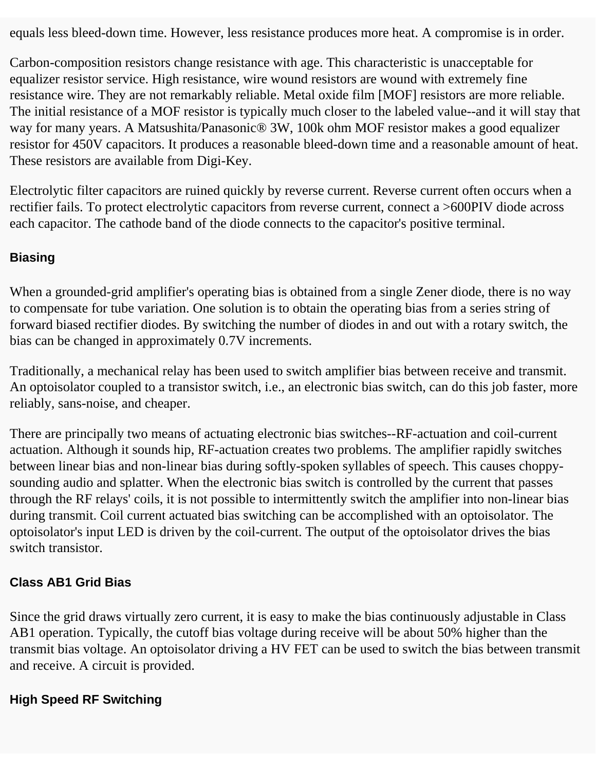equals less bleed-down time. However, less resistance produces more heat. A compromise is in order.

Carbon-composition resistors change resistance with age. This characteristic is unacceptable for equalizer resistor service. High resistance, wire wound resistors are wound with extremely fine resistance wire. They are not remarkably reliable. Metal oxide film [MOF] resistors are more reliable. The initial resistance of a MOF resistor is typically much closer to the labeled value--and it will stay that way for many years. A Matsushita/Panasonic® 3W, 100k ohm MOF resistor makes a good equalizer resistor for 450V capacitors. It produces a reasonable bleed-down time and a reasonable amount of heat. These resistors are available from Digi-Key.

Electrolytic filter capacitors are ruined quickly by reverse current. Reverse current often occurs when a rectifier fails. To protect electrolytic capacitors from reverse current, connect a >600PIV diode across each capacitor. The cathode band of the diode connects to the capacitor's positive terminal.

### Biasing

When a grounded-grid amplifier's operating bias is obtained from a single Zener diode, there is no way to compensate for tube variation. One solution is to obtain the operating bias from a series string of forward biased rectifier diodes. By switching the number of diodes in and out with a rotary switch, the bias can be changed in approximately 0.7V increments.

Traditionally, a mechanical relay has been used to switch amplifier bias between receive and transmit. An optoisolator coupled to a transistor switch, i.e., an electronic bias switch, can do this job faster, more reliably, sans-noise, and cheaper.

There are principally two means of actuating electronic bias switches--RF-actuation and coil-current actuation. Although it sounds hip, RF-actuation creates two problems. The amplifier rapidly switches between linear bias and non-linear bias during softly-spoken syllables of speech. This causes choppy-sounding audio and splatter. When the electronic bias switch is controlled by the current that passes through the RF relays' coils, it is not possible to intermittently switch the amplifier into non-linear bias during transmit. Coil current actuated bias switching can be accomplished with an optoisolator. The optoisolator's input LED is driven by the coil-current. The output of the optoisolator drives the bias switch transistor.

### Class AB1 Grid Bias

Since the grid draws virtually zero current, it is easy to make the bias continuously adjustable in Class AB1 operation. Typically, the cutoff bias voltage during receive will be about 50% higher than the transmit bias voltage. An optoisolator driving a HV FET can be used to switch the bias between transmit and receive. A circuit is provided.

### High Speed RF Switching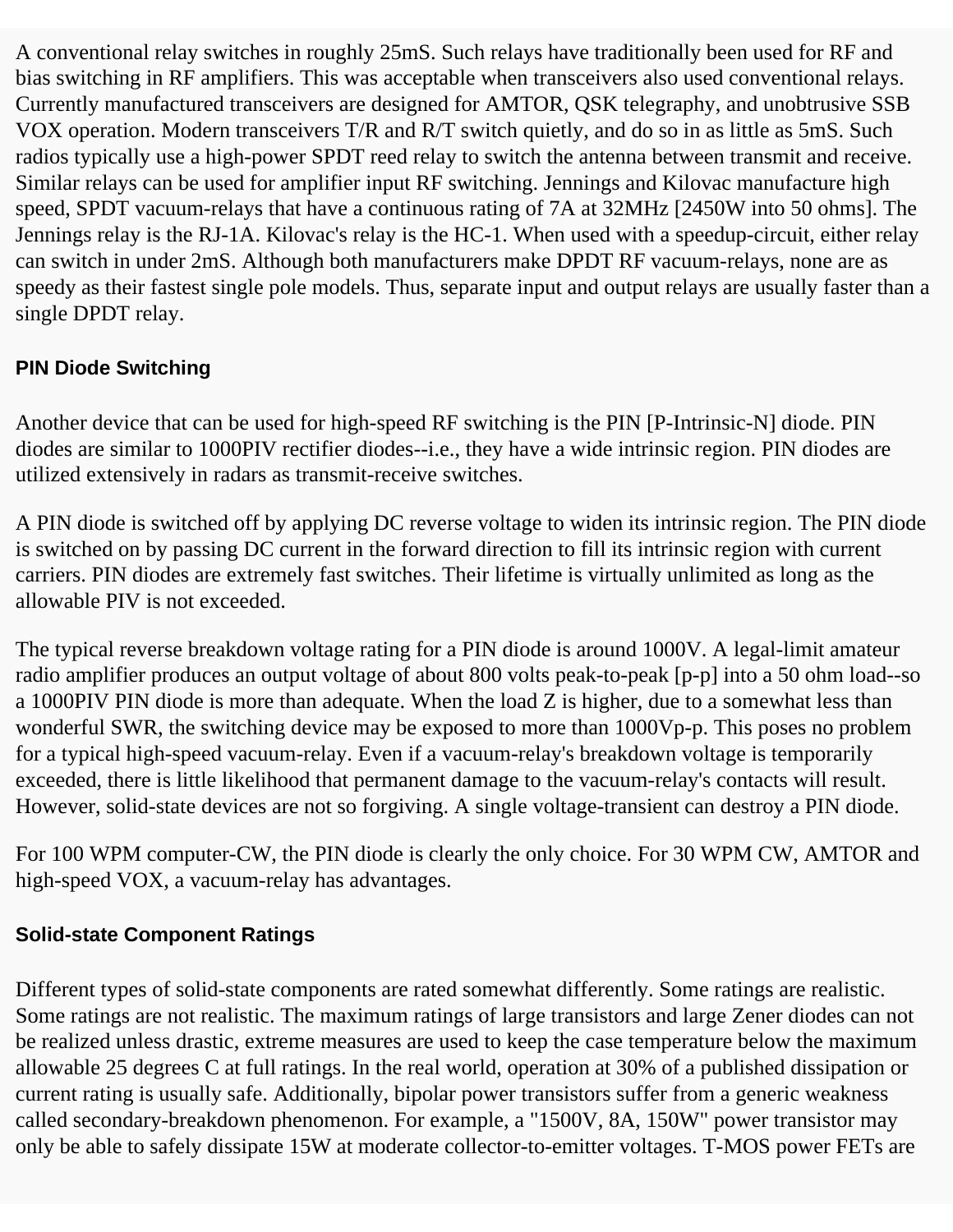A conventional relay switches in roughly 25mS. Such relays have traditionally been used for RF and bias switching in RF amplifiers. This was acceptable when transceivers also used conventional relays. Currently manufactured transceivers are designed for AMTOR, QSK telegraphy, and unobtrusive SSB VOX operation. Modern transceivers T/R and R/T switch quietly, and do so in as little as 5mS. Such radios typically use a high-power SPDT reed relay to switch the antenna between transmit and receive. Similar relays can be used for amplifier input RF switching. Jennings and Kilovac manufacture high speed, SPDT vacuum-relays that have a continuous rating of 7A at 32MHz [2450W into 50 ohms]. The Jennings relay is the RJ-1A. Kilovac's relay is the HC-1. When used with a speedup-circuit, either relay can switch in under 2mS. Although both manufacturers make DPDT RF vacuum-relays, none are as speedy as their fastest single pole models. Thus, separate input and output relays are usually faster than a single DPDT relay.

### PIN Diode Switching

Another device that can be used for high-speed RF switching is the PIN [P-Intrinsic-N] diode. PIN diodes are similar to 1000PIV rectifier diodes--i.e., they have a wide intrinsic region. PIN diodes are utilized extensively in radars as transmit-receive switches.

A PIN diode is switched off by applying DC reverse voltage to widen its intrinsic region. The PIN diode is switched on by passing DC current in the forward direction to fill its intrinsic region with current carriers. PIN diodes are extremely fast switches. Their lifetime is virtually unlimited as long as the allowable PIV is not exceeded.

The typical reverse breakdown voltage rating for a PIN diode is around 1000V. A legal-limit amateur radio amplifier produces an output voltage of about 800 volts peak-to-peak [p-p] into a 50 ohm load--so a 1000PIV PIN diode is more than adequate. When the load Z is higher, due to a somewhat less than wonderful SWR, the switching device may be exposed to more than 1000Vp-p. This poses no problem for a typical high-speed vacuum-relay. Even if a vacuum-relay's breakdown voltage is temporarily exceeded, there is little likelihood that permanent damage to the vacuum-relay's contacts will result. However, solid-state devices are not so forgiving. A single voltage-transient can destroy a PIN diode.

For 100 WPM computer-CW, the PIN diode is clearly the only choice. For 30 WPM CW, AMTOR and high-speed VOX, a vacuum-relay has advantages.

### Solid-state Component Ratings

Different types of solid-state components are rated somewhat differently. Some ratings are realistic. Some ratings are not realistic. The maximum ratings of large transistors and large Zener diodes can not be realized unless drastic, extreme measures are used to keep the case temperature below the maximum allowable 25 degrees C at full ratings. In the real world, operation at 30% of a published dissipation or current rating is usually safe. Additionally, bipolar power transistors suffer from a generic weakness called secondary-breakdown phenomenon. For example, a "1500V, 8A, 150W" power transistor may only be able to safely dissipate 15W at moderate collector-to-emitter voltages. T-MOS power FETs are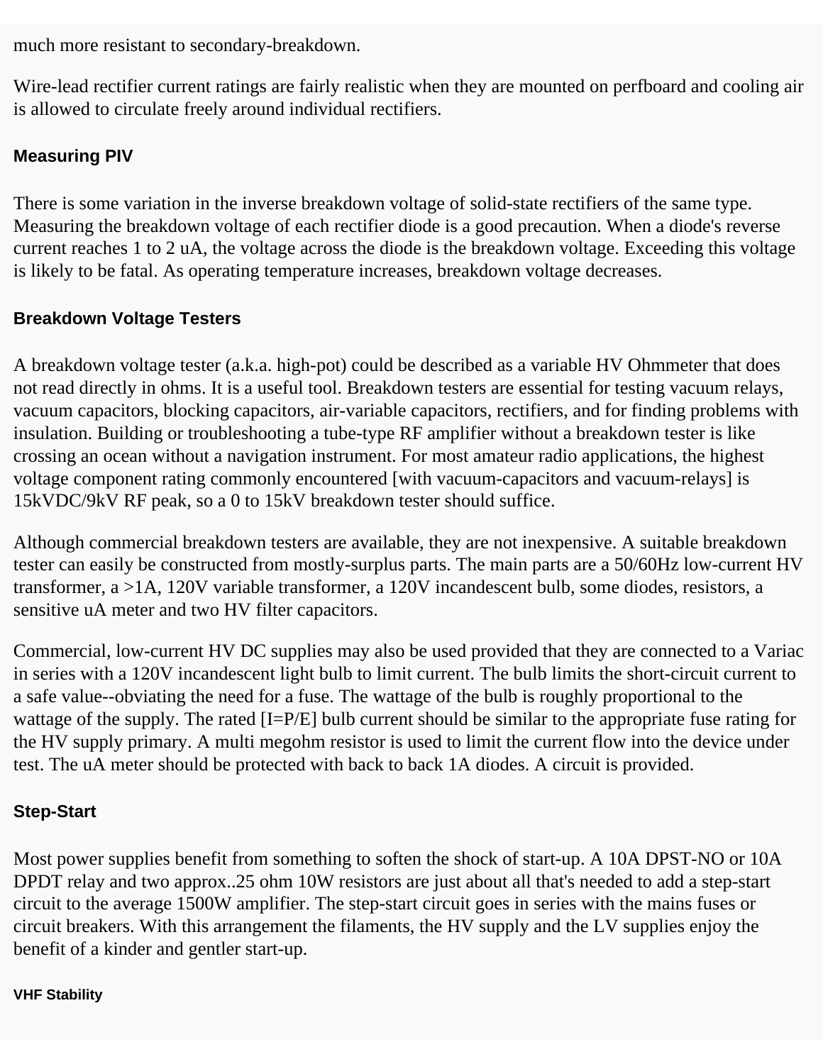much more resistant to secondary-breakdown.

Wire-lead rectifier current ratings are fairly realistic when they are mounted on perfboard and cooling air is allowed to circulate freely around individual rectifiers.

### Measuring PIV

There is some variation in the inverse breakdown voltage of solid-state rectifiers of the same type. Measuring the breakdown voltage of each rectifier diode is a good precaution. When a diode's reverse current reaches 1 to 2 uA, the voltage across the diode is the breakdown voltage. Exceeding this voltage is likely to be fatal. As operating temperature increases, breakdown voltage decreases.

### Breakdown Voltage Testers

A breakdown voltage tester (a.k.a. high-pot) could be described as a variable HV Ohmmeter that does not read directly in ohms. It is a useful tool. Breakdown testers are essential for testing vacuum relays, vacuum capacitors, blocking capacitors, air-variable capacitors, rectifiers, and for finding problems with insulation. Building or troubleshooting a tube-type RF amplifier without a breakdown tester is like crossing an ocean without a navigation instrument. For most amateur radio applications, the highest voltage component rating commonly encountered [with vacuum-capacitors and vacuum-relays] is 15kVDC/9kV RF peak, so a 0 to 15kV breakdown tester should suffice.

Although commercial breakdown testers are available, they are not inexpensive. A suitable breakdown tester can easily be constructed from mostly-surplus parts. The main parts are a 50/60Hz low-current HV transformer, a >1A, 120V variable transformer, a 120V incandescent bulb, some diodes, resistors, a sensitive uA meter and two HV filter capacitors.

Commercial, low-current HV DC supplies may also be used provided that they are connected to a Variac in series with a 120V incandescent light bulb to limit current. The bulb limits the short-circuit current to a safe value--obviating the need for a fuse. The wattage of the bulb is roughly proportional to the wattage of the supply. The rated [I=P/E] bulb current should be similar to the appropriate fuse rating for the HV supply primary. A multi megohm resistor is used to limit the current flow into the device under test. The uA meter should be protected with back to back 1A diodes. A circuit is provided.

### Step-Start

Most power supplies benefit from something to soften the shock of start-up. A 10A DPST-NO or 10A DPDT relay and two approx..25 ohm 10W resistors are just about all that's needed to add a step-start circuit to the average 1500W amplifier. The step-start circuit goes in series with the mains fuses or circuit breakers. With this arrangement the filaments, the HV supply and the LV supplies enjoy the benefit of a kinder and gentler start-up.

#### VHF Stability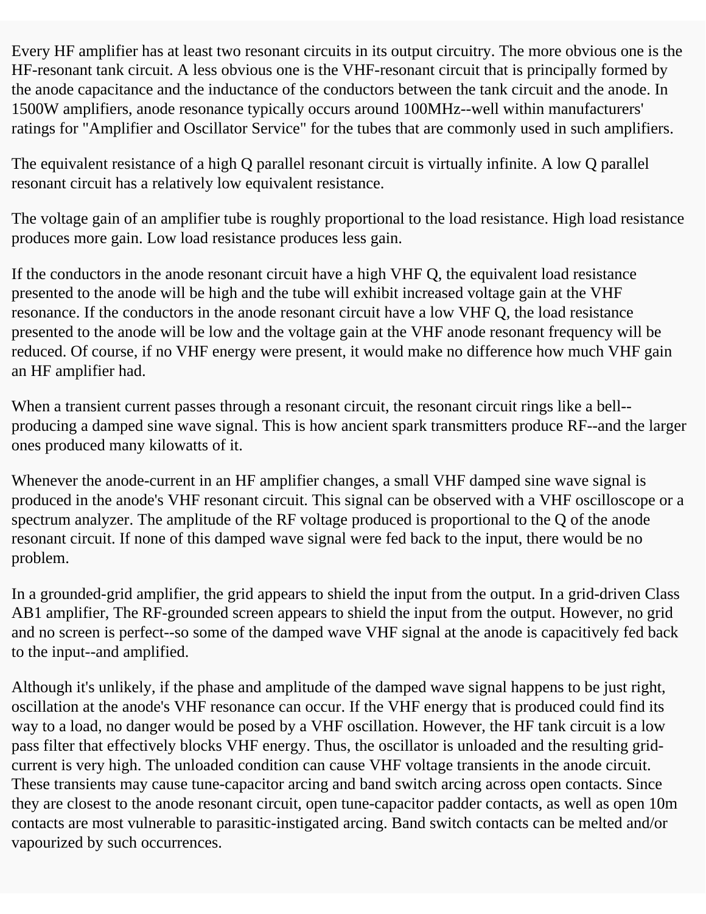Every HF amplifier has at least two resonant circuits in its output circuitry. The more obvious one is the HF-resonant tank circuit. A less obvious one is the VHF-resonant circuit that is principally formed by the anode capacitance and the inductance of the conductors between the tank circuit and the anode. In 1500W amplifiers, anode resonance typically occurs around 100MHz--well within manufacturers' ratings for "Amplifier and Oscillator Service" for the tubes that are commonly used in such amplifiers.

The equivalent resistance of a high Q parallel resonant circuit is virtually infinite. A low Q parallel resonant circuit has a relatively low equivalent resistance.

The voltage gain of an amplifier tube is roughly proportional to the load resistance. High load resistance produces more gain. Low load resistance produces less gain.

If the conductors in the anode resonant circuit have a high VHF Q, the equivalent load resistance presented to the anode will be high and the tube will exhibit increased voltage gain at the VHF resonance. If the conductors in the anode resonant circuit have a low VHF Q, the load resistance presented to the anode will be low and the voltage gain at the VHF anode resonant frequency will be reduced. Of course, if no VHF energy were present, it would make no difference how much VHF gain an HF amplifier had.

When a transient current passes through a resonant circuit, the resonant circuit rings like a bell--producing a damped sine wave signal. This is how ancient spark transmitters produce RF--and the larger ones produced many kilowatts of it.

Whenever the anode-current in an HF amplifier changes, a small VHF damped sine wave signal is produced in the anode's VHF resonant circuit. This signal can be observed with a VHF oscilloscope or a spectrum analyzer. The amplitude of the RF voltage produced is proportional to the Q of the anode resonant circuit. If none of this damped wave signal were fed back to the input, there would be no problem.

In a grounded-grid amplifier, the grid appears to shield the input from the output. In a grid-driven Class AB1 amplifier, The RF-grounded screen appears to shield the input from the output. However, no grid and no screen is perfect--so some of the damped wave VHF signal at the anode is capacitively fed back to the input--and amplified.

Although it's unlikely, if the phase and amplitude of the damped wave signal happens to be just right, oscillation at the anode's VHF resonance can occur. If the VHF energy that is produced could find its way to a load, no danger would be posed by a VHF oscillation. However, the HF tank circuit is a low pass filter that effectively blocks VHF energy. Thus, the oscillator is unloaded and the resulting grid-current is very high. The unloaded condition can cause VHF voltage transients in the anode circuit. These transients may cause tune-capacitor arcing and band switch arcing across open contacts. Since they are closest to the anode resonant circuit, open tune-capacitor padder contacts, as well as open 10m contacts are most vulnerable to parasitic-instigated arcing. Band switch contacts can be melted and/or vapourized by such occurrences.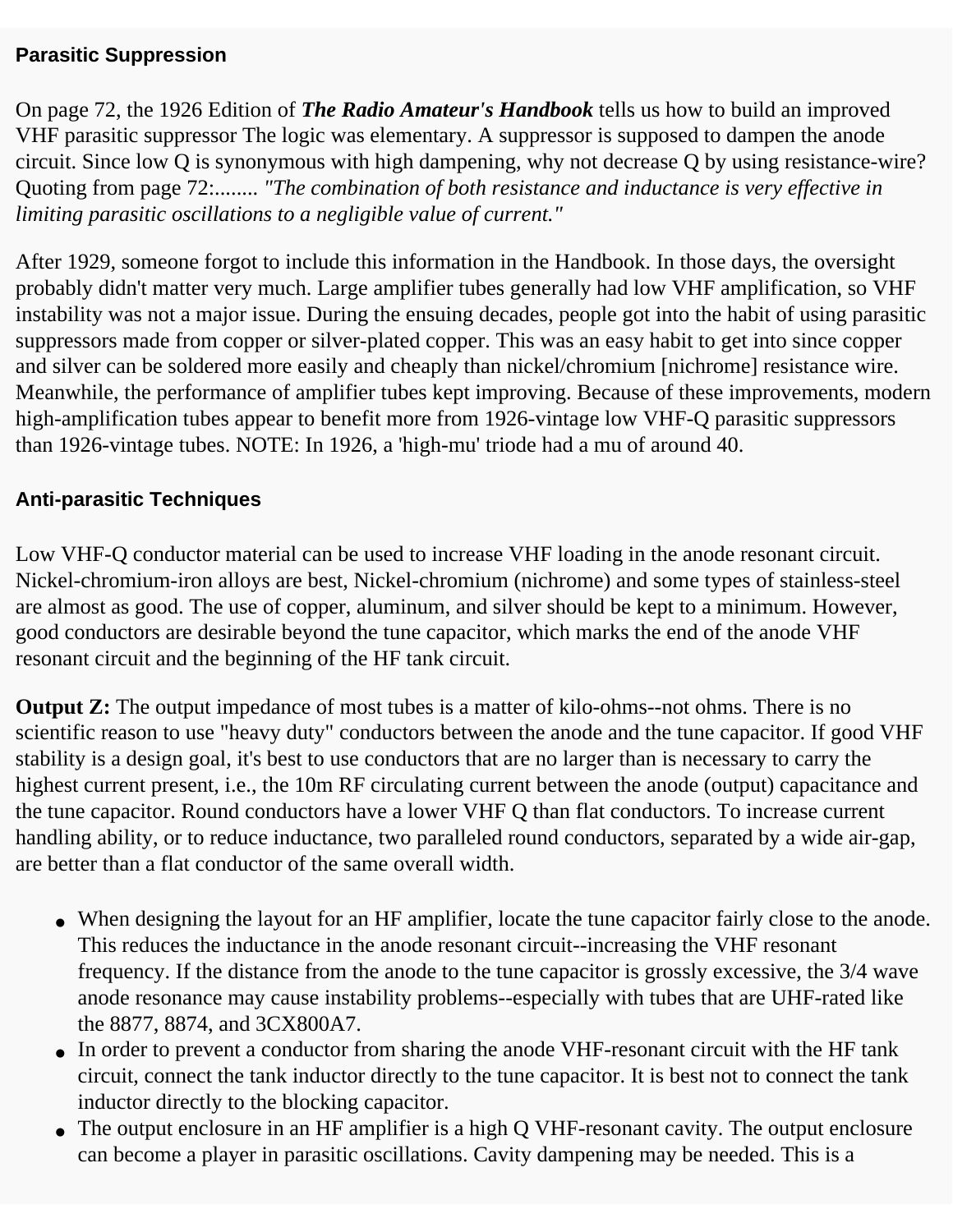### Parasitic Suppression

On page 72, the 1926 Edition of ***The Radio Amateur's Handbook*** tells us how to build an improved VHF parasitic suppressor The logic was elementary. A suppressor is supposed to dampen the anode circuit. Since low Q is synonymous with high dampening, why not decrease Q by using resistance-wire? Quoting from page 72:........ *"The combination of both resistance and inductance is very effective in limiting parasitic oscillations to a negligible value of current."*

After 1929, someone forgot to include this information in the Handbook. In those days, the oversight probably didn't matter very much. Large amplifier tubes generally had low VHF amplification, so VHF instability was not a major issue. During the ensuing decades, people got into the habit of using parasitic suppressors made from copper or silver-plated copper. This was an easy habit to get into since copper and silver can be soldered more easily and cheaply than nickel/chromium [nichrome] resistance wire. Meanwhile, the performance of amplifier tubes kept improving. Because of these improvements, modern high-amplification tubes appear to benefit more from 1926-vintage low VHF-Q parasitic suppressors than 1926-vintage tubes. NOTE: In 1926, a 'high-mu' triode had a mu of around 40.

### Anti-parasitic Techniques

Low VHF-Q conductor material can be used to increase VHF loading in the anode resonant circuit. Nickel-chromium-iron alloys are best, Nickel-chromium (nichrome) and some types of stainless-steel are almost as good. The use of copper, aluminum, and silver should be kept to a minimum. However, good conductors are desirable beyond the tune capacitor, which marks the end of the anode VHF resonant circuit and the beginning of the HF tank circuit.

**Output Z:** The output impedance of most tubes is a matter of kilo-ohms--not ohms. There is no scientific reason to use "heavy duty" conductors between the anode and the tune capacitor. If good VHF stability is a design goal, it's best to use conductors that are no larger than is necessary to carry the highest current present, i.e., the 10m RF circulating current between the anode (output) capacitance and the tune capacitor. Round conductors have a lower VHF Q than flat conductors. To increase current handling ability, or to reduce inductance, two paralleled round conductors, separated by a wide air-gap, are better than a flat conductor of the same overall width.

- When designing the layout for an HF amplifier, locate the tune capacitor fairly close to the anode. This reduces the inductance in the anode resonant circuit--increasing the VHF resonant frequency. If the distance from the anode to the tune capacitor is grossly excessive, the 3/4 wave anode resonance may cause instability problems--especially with tubes that are UHF-rated like the 8877, 8874, and 3CX800A7.
- In order to prevent a conductor from sharing the anode VHF-resonant circuit with the HF tank circuit, connect the tank inductor directly to the tune capacitor. It is best not to connect the tank inductor directly to the blocking capacitor.
- The output enclosure in an HF amplifier is a high Q VHF-resonant cavity. The output enclosure can become a player in parasitic oscillations. Cavity dampening may be needed. This is a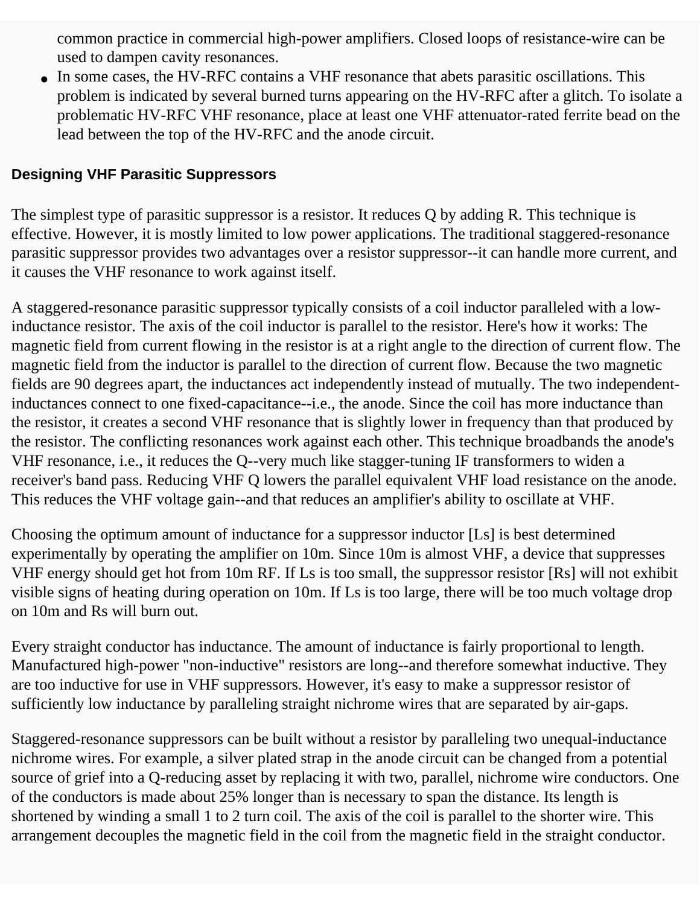common practice in commercial high-power amplifiers. Closed loops of resistance-wire can be used to dampen cavity resonances.

- In some cases, the HV-RFC contains a VHF resonance that abets parasitic oscillations. This problem is indicated by several burned turns appearing on the HV-RFC after a glitch. To isolate a problematic HV-RFC VHF resonance, place at least one VHF attenuator-rated ferrite bead on the lead between the top of the HV-RFC and the anode circuit.

### Designing VHF Parasitic Suppressors

The simplest type of parasitic suppressor is a resistor. It reduces Q by adding R. This technique is effective. However, it is mostly limited to low power applications. The traditional staggered-resonance parasitic suppressor provides two advantages over a resistor suppressor--it can handle more current, and it causes the VHF resonance to work against itself.

A staggered-resonance parasitic suppressor typically consists of a coil inductor paralleled with a low-inductance resistor. The axis of the coil inductor is parallel to the resistor. Here's how it works: The magnetic field from current flowing in the resistor is at a right angle to the direction of current flow. The magnetic field from the inductor is parallel to the direction of current flow. Because the two magnetic fields are 90 degrees apart, the inductances act independently instead of mutually. The two independent-inductances connect to one fixed-capacitance--i.e., the anode. Since the coil has more inductance than the resistor, it creates a second VHF resonance that is slightly lower in frequency than that produced by the resistor. The conflicting resonances work against each other. This technique broadbands the anode's VHF resonance, i.e., it reduces the Q--very much like stagger-tuning IF transformers to widen a receiver's band pass. Reducing VHF Q lowers the parallel equivalent VHF load resistance on the anode. This reduces the VHF voltage gain--and that reduces an amplifier's ability to oscillate at VHF.

Choosing the optimum amount of inductance for a suppressor inductor [Ls] is best determined experimentally by operating the amplifier on 10m. Since 10m is almost VHF, a device that suppresses VHF energy should get hot from 10m RF. If Ls is too small, the suppressor resistor [Rs] will not exhibit visible signs of heating during operation on 10m. If Ls is too large, there will be too much voltage drop on 10m and Rs will burn out.

Every straight conductor has inductance. The amount of inductance is fairly proportional to length. Manufactured high-power "non-inductive" resistors are long--and therefore somewhat inductive. They are too inductive for use in VHF suppressors. However, it's easy to make a suppressor resistor of sufficiently low inductance by paralleling straight nichrome wires that are separated by air-gaps.

Staggered-resonance suppressors can be built without a resistor by paralleling two unequal-inductance nichrome wires. For example, a silver plated strap in the anode circuit can be changed from a potential source of grief into a Q-reducing asset by replacing it with two, parallel, nichrome wire conductors. One of the conductors is made about 25% longer than is necessary to span the distance. Its length is shortened by winding a small 1 to 2 turn coil. The axis of the coil is parallel to the shorter wire. This arrangement decouples the magnetic field in the coil from the magnetic field in the straight conductor.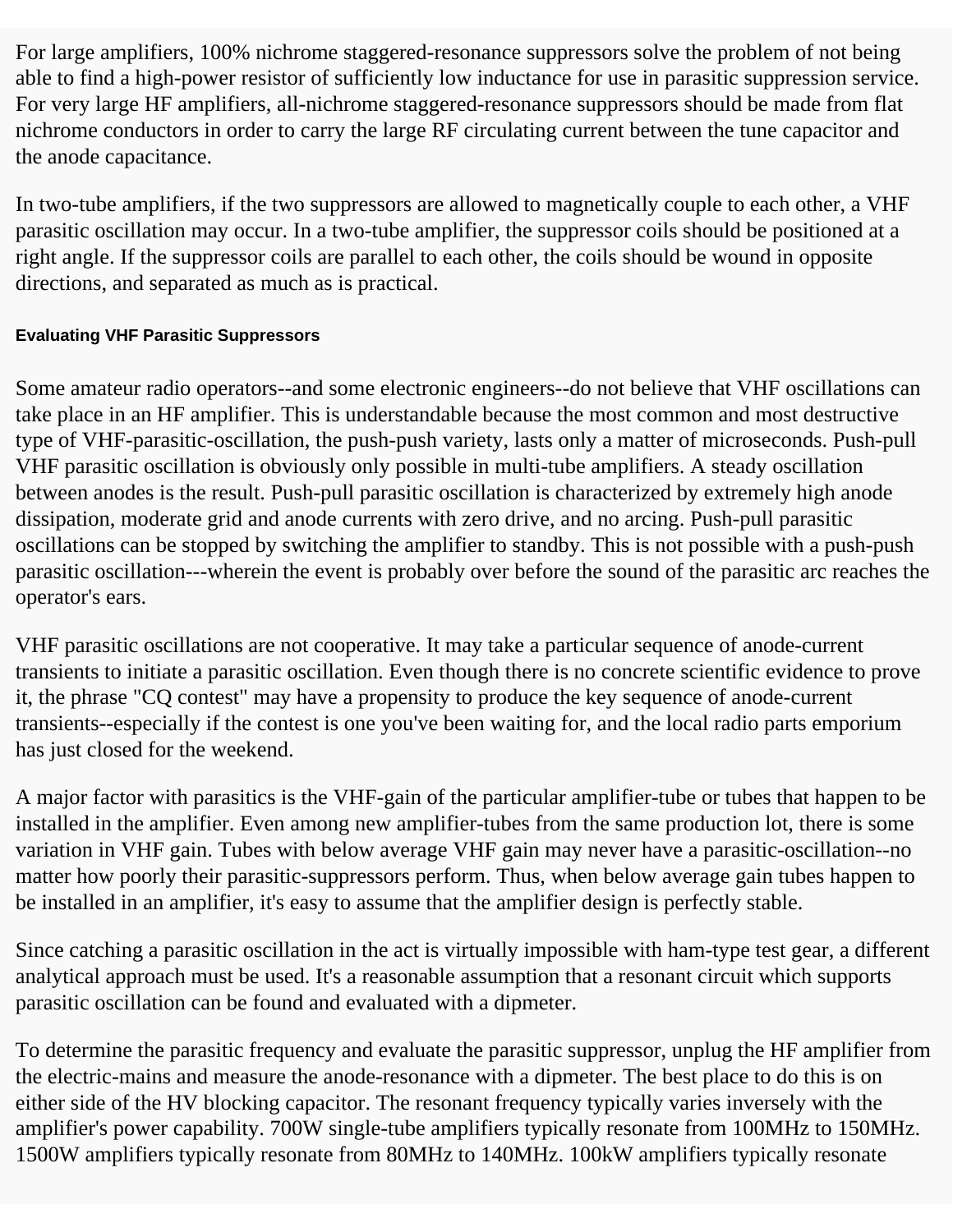For large amplifiers, 100% nichrome staggered-resonance suppressors solve the problem of not being able to find a high-power resistor of sufficiently low inductance for use in parasitic suppression service. For very large HF amplifiers, all-nichrome staggered-resonance suppressors should be made from flat nichrome conductors in order to carry the large RF circulating current between the tune capacitor and the anode capacitance.

In two-tube amplifiers, if the two suppressors are allowed to magnetically couple to each other, a VHF parasitic oscillation may occur. In a two-tube amplifier, the suppressor coils should be positioned at a right angle. If the suppressor coils are parallel to each other, the coils should be wound in opposite directions, and separated as much as is practical.

#### Evaluating VHF Parasitic Suppressors

Some amateur radio operators--and some electronic engineers--do not believe that VHF oscillations can take place in an HF amplifier. This is understandable because the most common and most destructive type of VHF-parasitic-oscillation, the push-push variety, lasts only a matter of microseconds. Push-pull VHF parasitic oscillation is obviously only possible in multi-tube amplifiers. A steady oscillation between anodes is the result. Push-pull parasitic oscillation is characterized by extremely high anode dissipation, moderate grid and anode currents with zero drive, and no arcing. Push-pull parasitic oscillations can be stopped by switching the amplifier to standby. This is not possible with a push-push parasitic oscillation---wherein the event is probably over before the sound of the parasitic arc reaches the operator's ears.

VHF parasitic oscillations are not cooperative. It may take a particular sequence of anode-current transients to initiate a parasitic oscillation. Even though there is no concrete scientific evidence to prove it, the phrase "CQ contest" may have a propensity to produce the key sequence of anode-current transients--especially if the contest is one you've been waiting for, and the local radio parts emporium has just closed for the weekend.

A major factor with parasitics is the VHF-gain of the particular amplifier-tube or tubes that happen to be installed in the amplifier. Even among new amplifier-tubes from the same production lot, there is some variation in VHF gain. Tubes with below average VHF gain may never have a parasitic-oscillation--no matter how poorly their parasitic-suppressors perform. Thus, when below average gain tubes happen to be installed in an amplifier, it's easy to assume that the amplifier design is perfectly stable.

Since catching a parasitic oscillation in the act is virtually impossible with ham-type test gear, a different analytical approach must be used. It's a reasonable assumption that a resonant circuit which supports parasitic oscillation can be found and evaluated with a dipmeter.

To determine the parasitic frequency and evaluate the parasitic suppressor, unplug the HF amplifier from the electric-mains and measure the anode-resonance with a dipmeter. The best place to do this is on either side of the HV blocking capacitor. The resonant frequency typically varies inversely with the amplifier's power capability. 700W single-tube amplifiers typically resonate from 100MHz to 150MHz. 1500W amplifiers typically resonate from 80MHz to 140MHz. 100kW amplifiers typically resonate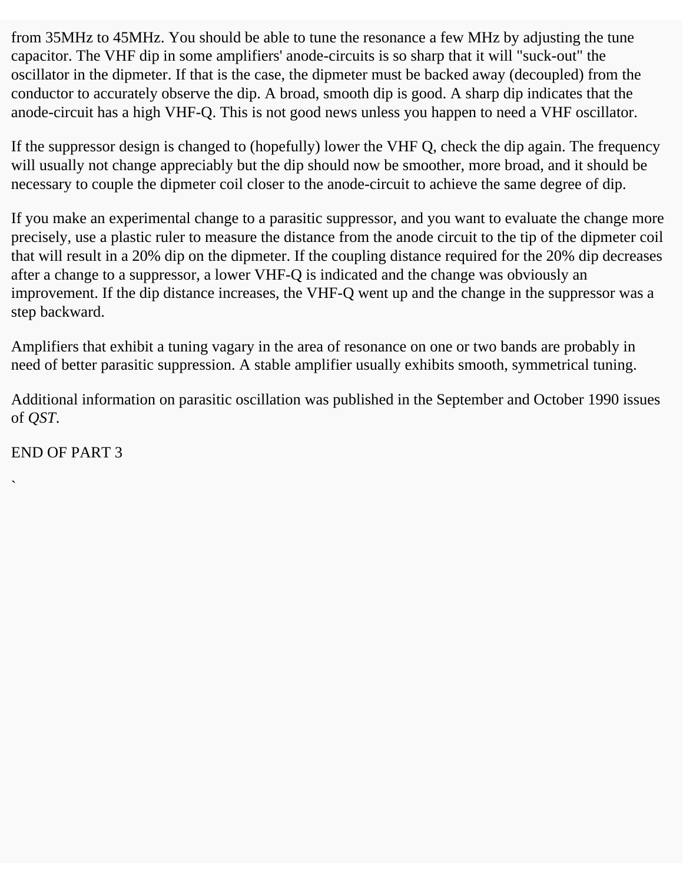from 35MHz to 45MHz. You should be able to tune the resonance a few MHz by adjusting the tune capacitor. The VHF dip in some amplifiers' anode-circuits is so sharp that it will "suck-out" the oscillator in the dipmeter. If that is the case, the dipmeter must be backed away (decoupled) from the conductor to accurately observe the dip. A broad, smooth dip is good. A sharp dip indicates that the anode-circuit has a high VHF-Q. This is not good news unless you happen to need a VHF oscillator.

If the suppressor design is changed to (hopefully) lower the VHF Q, check the dip again. The frequency will usually not change appreciably but the dip should now be smoother, more broad, and it should be necessary to couple the dipmeter coil closer to the anode-circuit to achieve the same degree of dip.

If you make an experimental change to a parasitic suppressor, and you want to evaluate the change more precisely, use a plastic ruler to measure the distance from the anode circuit to the tip of the dipmeter coil that will result in a 20% dip on the dipmeter. If the coupling distance required for the 20% dip decreases after a change to a suppressor, a lower VHF-Q is indicated and the change was obviously an improvement. If the dip distance increases, the VHF-Q went up and the change in the suppressor was a step backward.

Amplifiers that exhibit a tuning vagary in the area of resonance on one or two bands are probably in need of better parasitic suppression. A stable amplifier usually exhibits smooth, symmetrical tuning.

Additional information on parasitic oscillation was published in the September and October 1990 issues of *QST*.

END OF PART 3

`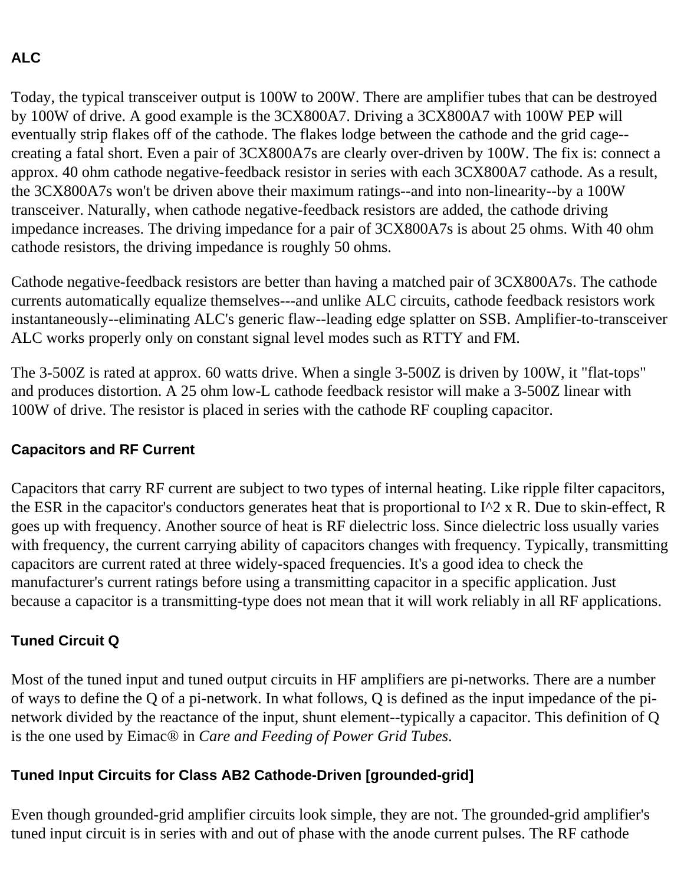## ALC

Today, the typical transceiver output is 100W to 200W. There are amplifier tubes that can be destroyed by 100W of drive. A good example is the 3CX800A7. Driving a 3CX800A7 with 100W PEP will eventually strip flakes off of the cathode. The flakes lodge between the cathode and the grid cage--creating a fatal short. Even a pair of 3CX800A7s are clearly over-driven by 100W. The fix is: connect a approx. 40 ohm cathode negative-feedback resistor in series with each 3CX800A7 cathode. As a result, the 3CX800A7s won't be driven above their maximum ratings--and into non-linearity--by a 100W transceiver. Naturally, when cathode negative-feedback resistors are added, the cathode driving impedance increases. The driving impedance for a pair of 3CX800A7s is about 25 ohms. With 40 ohm cathode resistors, the driving impedance is roughly 50 ohms.

Cathode negative-feedback resistors are better than having a matched pair of 3CX800A7s. The cathode currents automatically equalize themselves---and unlike ALC circuits, cathode feedback resistors work instantaneously--eliminating ALC's generic flaw--leading edge splatter on SSB. Amplifier-to-transceiver ALC works properly only on constant signal level modes such as RTTY and FM.

The 3-500Z is rated at approx. 60 watts drive. When a single 3-500Z is driven by 100W, it "flat-tops" and produces distortion. A 25 ohm low-L cathode feedback resistor will make a 3-500Z linear with 100W of drive. The resistor is placed in series with the cathode RF coupling capacitor.

## Capacitors and RF Current

Capacitors that carry RF current are subject to two types of internal heating. Like ripple filter capacitors, the ESR in the capacitor's conductors generates heat that is proportional to $I^2 \times R$. Due to skin-effect, R goes up with frequency. Another source of heat is RF dielectric loss. Since dielectric loss usually varies with frequency, the current carrying ability of capacitors changes with frequency. Typically, transmitting capacitors are current rated at three widely-spaced frequencies. It's a good idea to check the manufacturer's current ratings before using a transmitting capacitor in a specific application. Just because a capacitor is a transmitting-type does not mean that it will work reliably in all RF applications.

## Tuned Circuit Q

Most of the tuned input and tuned output circuits in HF amplifiers are pi-networks. There are a number of ways to define the Q of a pi-network. In what follows, Q is defined as the input impedance of the pi-network divided by the reactance of the input, shunt element--typically a capacitor. This definition of Q is the one used by Eimac® in *Care and Feeding of Power Grid Tubes.*

## Tuned Input Circuits for Class AB2 Cathode-Driven [grounded-grid]

Even though grounded-grid amplifier circuits look simple, they are not. The grounded-grid amplifier's tuned input circuit is in series with and out of phase with the anode current pulses. The RF cathode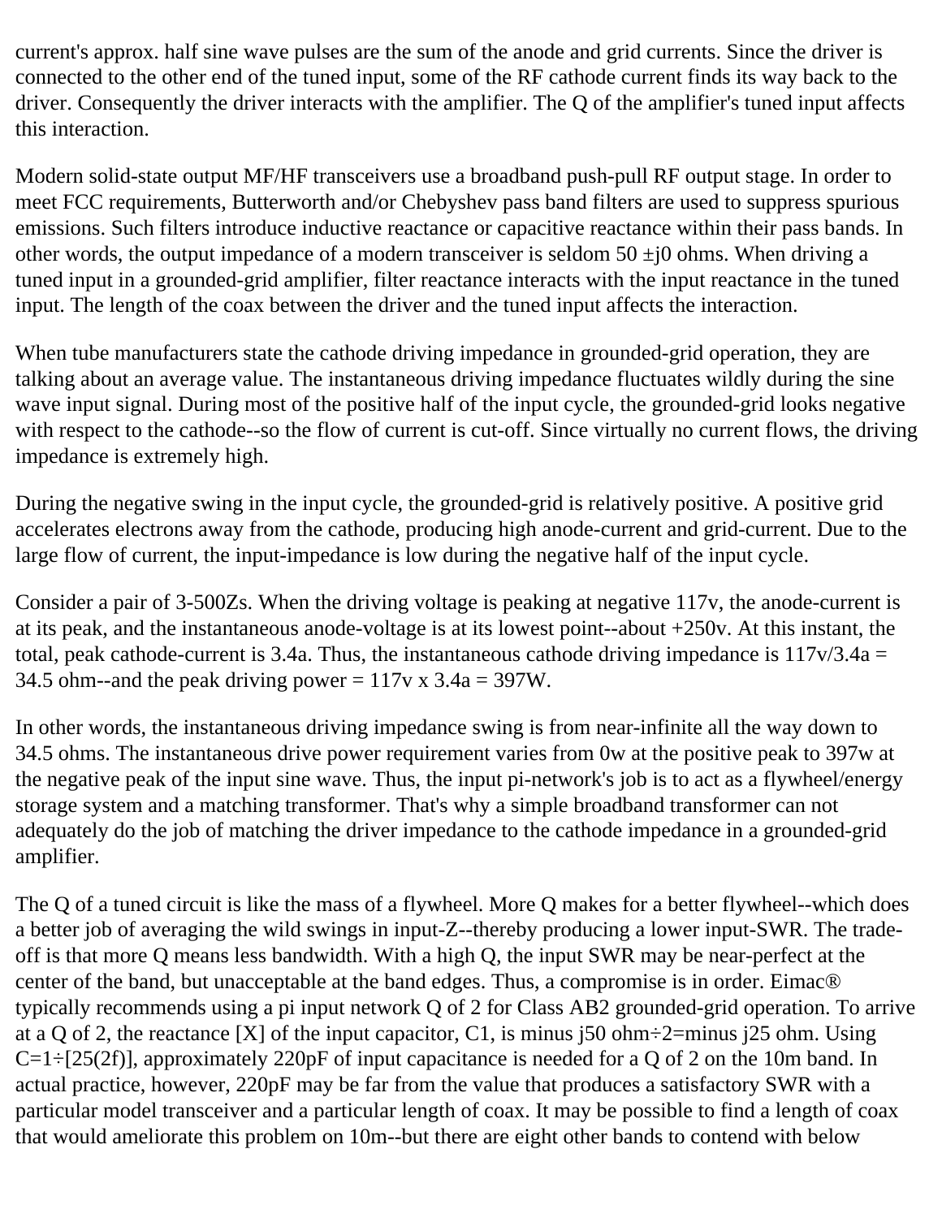current's approx. half sine wave pulses are the sum of the anode and grid currents. Since the driver is connected to the other end of the tuned input, some of the RF cathode current finds its way back to the driver. Consequently the driver interacts with the amplifier. The Q of the amplifier's tuned input affects this interaction.

Modern solid-state output MF/HF transceivers use a broadband push-pull RF output stage. In order to meet FCC requirements, Butterworth and/or Chebyshev pass band filters are used to suppress spurious emissions. Such filters introduce inductive reactance or capacitive reactance within their pass bands. In other words, the output impedance of a modern transceiver is seldom 50 ±j0 ohms. When driving a tuned input in a grounded-grid amplifier, filter reactance interacts with the input reactance in the tuned input. The length of the coax between the driver and the tuned input affects the interaction.

When tube manufacturers state the cathode driving impedance in grounded-grid operation, they are talking about an average value. The instantaneous driving impedance fluctuates wildly during the sine wave input signal. During most of the positive half of the input cycle, the grounded-grid looks negative with respect to the cathode--so the flow of current is cut-off. Since virtually no current flows, the driving impedance is extremely high.

During the negative swing in the input cycle, the grounded-grid is relatively positive. A positive grid accelerates electrons away from the cathode, producing high anode-current and grid-current. Due to the large flow of current, the input-impedance is low during the negative half of the input cycle.

Consider a pair of 3-500Zs. When the driving voltage is peaking at negative 117v, the anode-current is at its peak, and the instantaneous anode-voltage is at its lowest point--about +250v. At this instant, the total, peak cathode-current is 3.4a. Thus, the instantaneous cathode driving impedance is 117v/3.4a = 34.5 ohm--and the peak driving power = 117v x 3.4a = 397W.

In other words, the instantaneous driving impedance swing is from near-infinite all the way down to 34.5 ohms. The instantaneous drive power requirement varies from 0w at the positive peak to 397w at the negative peak of the input sine wave. Thus, the input pi-network's job is to act as a flywheel/energy storage system and a matching transformer. That's why a simple broadband transformer can not adequately do the job of matching the driver impedance to the cathode impedance in a grounded-grid amplifier.

The Q of a tuned circuit is like the mass of a flywheel. More Q makes for a better flywheel--which does a better job of averaging the wild swings in input-Z--thereby producing a lower input-SWR. The trade-off is that more Q means less bandwidth. With a high Q, the input SWR may be near-perfect at the center of the band, but unacceptable at the band edges. Thus, a compromise is in order. Eimac® typically recommends using a pi input network Q of 2 for Class AB2 grounded-grid operation. To arrive at a Q of 2, the reactance [X] of the input capacitor, C1, is minus j50 ohm÷2=minus j25 ohm. Using C=1÷[25(2f)], approximately 220pF of input capacitance is needed for a Q of 2 on the 10m band. In actual practice, however, 220pF may be far from the value that produces a satisfactory SWR with a particular model transceiver and a particular length of coax. It may be possible to find a length of coax that would ameliorate this problem on 10m--but there are eight other bands to contend with below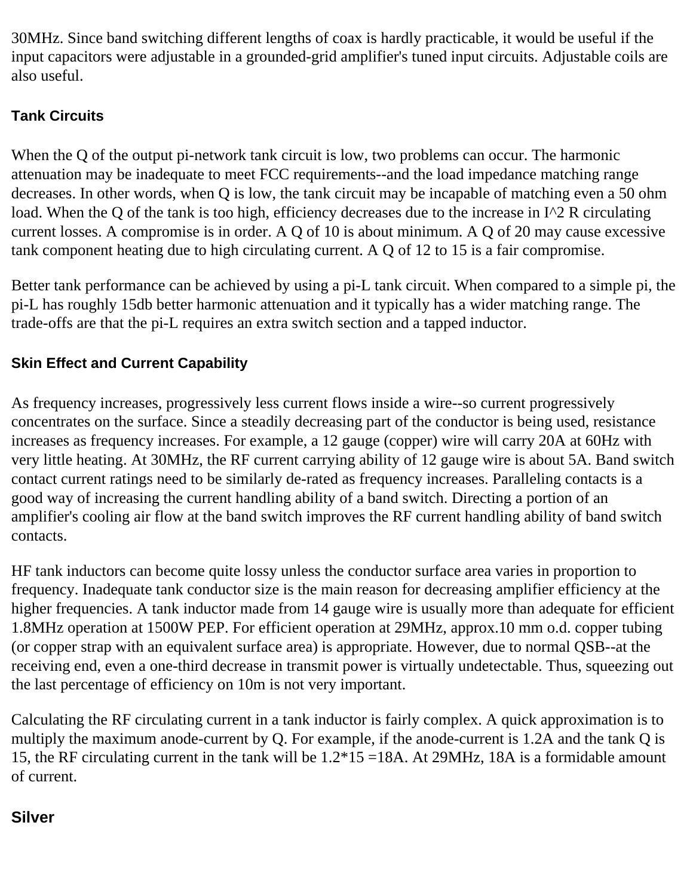30MHz. Since band switching different lengths of coax is hardly practicable, it would be useful if the input capacitors were adjustable in a grounded-grid amplifier's tuned input circuits. Adjustable coils are also useful.

### Tank Circuits

When the Q of the output pi-network tank circuit is low, two problems can occur. The harmonic attenuation may be inadequate to meet FCC requirements--and the load impedance matching range decreases. In other words, when Q is low, the tank circuit may be incapable of matching even a 50 ohm load. When the Q of the tank is too high, efficiency decreases due to the increase in $I^2 R$ circulating current losses. A compromise is in order. A Q of 10 is about minimum. A Q of 20 may cause excessive tank component heating due to high circulating current. A Q of 12 to 15 is a fair compromise.

Better tank performance can be achieved by using a pi-L tank circuit. When compared to a simple pi, the pi-L has roughly 15db better harmonic attenuation and it typically has a wider matching range. The trade-offs are that the pi-L requires an extra switch section and a tapped inductor.

### Skin Effect and Current Capability

As frequency increases, progressively less current flows inside a wire--so current progressively concentrates on the surface. Since a steadily decreasing part of the conductor is being used, resistance increases as frequency increases. For example, a 12 gauge (copper) wire will carry 20A at 60Hz with very little heating. At 30MHz, the RF current carrying ability of 12 gauge wire is about 5A. Band switch contact current ratings need to be similarly de-rated as frequency increases. Paralleling contacts is a good way of increasing the current handling ability of a band switch. Directing a portion of an amplifier's cooling air flow at the band switch improves the RF current handling ability of band switch contacts.

HF tank inductors can become quite lossy unless the conductor surface area varies in proportion to frequency. Inadequate tank conductor size is the main reason for decreasing amplifier efficiency at the higher frequencies. A tank inductor made from 14 gauge wire is usually more than adequate for efficient 1.8MHz operation at 1500W PEP. For efficient operation at 29MHz, approx.10 mm o.d. copper tubing (or copper strap with an equivalent surface area) is appropriate. However, due to normal QSB--at the receiving end, even a one-third decrease in transmit power is virtually undetectable. Thus, squeezing out the last percentage of efficiency on 10m is not very important.

Calculating the RF circulating current in a tank inductor is fairly complex. A quick approximation is to multiply the maximum anode-current by Q. For example, if the anode-current is 1.2A and the tank Q is 15, the RF circulating current in the tank will be $1.2*15 = 18A$. At 29MHz, 18A is a formidable amount of current.

### Silver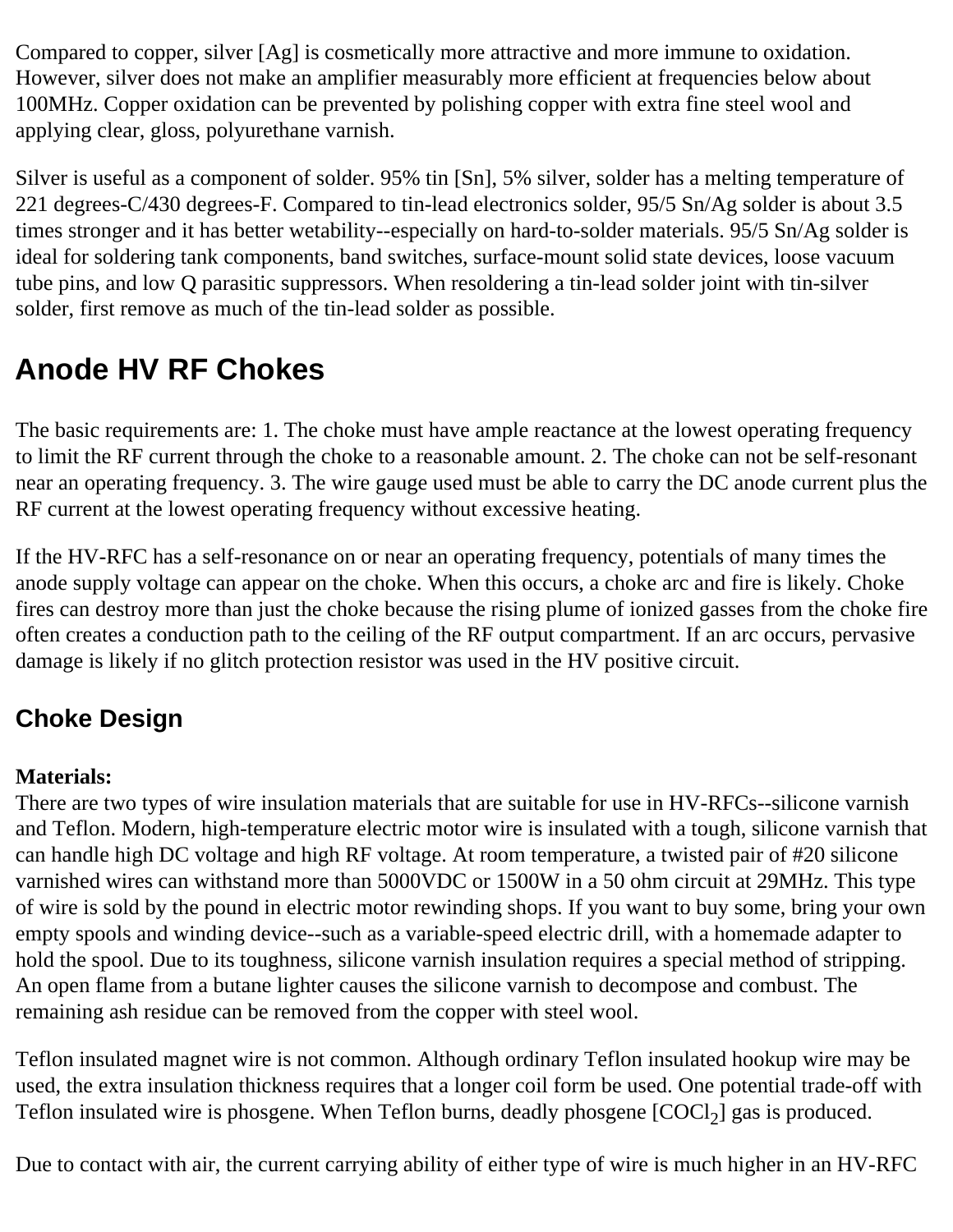Compared to copper, silver [Ag] is cosmetically more attractive and more immune to oxidation. However, silver does not make an amplifier measurably more efficient at frequencies below about 100MHz. Copper oxidation can be prevented by polishing copper with extra fine steel wool and applying clear, gloss, polyurethane varnish.

Silver is useful as a component of solder. 95% tin [Sn], 5% silver, solder has a melting temperature of 221 degrees-C/430 degrees-F. Compared to tin-lead electronics solder, 95/5 Sn/Ag solder is about 3.5 times stronger and it has better wetability--especially on hard-to-solder materials. 95/5 Sn/Ag solder is ideal for soldering tank components, band switches, surface-mount solid state devices, loose vacuum tube pins, and low Q parasitic suppressors. When resoldering a tin-lead solder joint with tin-silver solder, first remove as much of the tin-lead solder as possible.

## Anode HV RF Chokes

The basic requirements are: 1. The choke must have ample reactance at the lowest operating frequency to limit the RF current through the choke to a reasonable amount. 2. The choke can not be self-resonant near an operating frequency. 3. The wire gauge used must be able to carry the DC anode current plus the RF current at the lowest operating frequency without excessive heating.

If the HV-RFC has a self-resonance on or near an operating frequency, potentials of many times the anode supply voltage can appear on the choke. When this occurs, a choke arc and fire is likely. Choke fires can destroy more than just the choke because the rising plume of ionized gasses from the choke fire often creates a conduction path to the ceiling of the RF output compartment. If an arc occurs, pervasive damage is likely if no glitch protection resistor was used in the HV positive circuit.

### Choke Design

**Materials:**
There are two types of wire insulation materials that are suitable for use in HV-RFCs--silicone varnish and Teflon. Modern, high-temperature electric motor wire is insulated with a tough, silicone varnish that can handle high DC voltage and high RF voltage. At room temperature, a twisted pair of #20 silicone varnished wires can withstand more than 5000VDC or 1500W in a 50 ohm circuit at 29MHz. This type of wire is sold by the pound in electric motor rewinding shops. If you want to buy some, bring your own empty spools and winding device--such as a variable-speed electric drill, with a homemade adapter to hold the spool. Due to its toughness, silicone varnish insulation requires a special method of stripping. An open flame from a butane lighter causes the silicone varnish to decompose and combust. The remaining ash residue can be removed from the copper with steel wool.

Teflon insulated magnet wire is not common. Although ordinary Teflon insulated hookup wire may be used, the extra insulation thickness requires that a longer coil form be used. One potential trade-off with Teflon insulated wire is phosgene. When Teflon burns, deadly phosgene [$COCl_2$] gas is produced.

Due to contact with air, the current carrying ability of either type of wire is much higher in an HV-RFC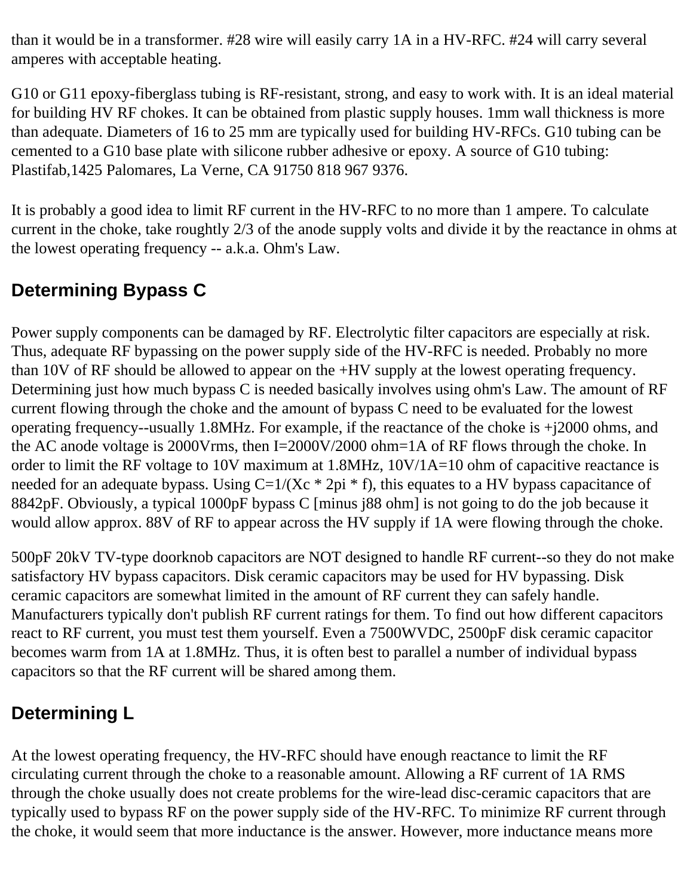than it would be in a transformer. #28 wire will easily carry 1A in a HV-RFC. #24 will carry several amperes with acceptable heating.

G10 or G11 epoxy-fiberglass tubing is RF-resistant, strong, and easy to work with. It is an ideal material for building HV RF chokes. It can be obtained from plastic supply houses. 1mm wall thickness is more than adequate. Diameters of 16 to 25 mm are typically used for building HV-RFCs. G10 tubing can be cemented to a G10 base plate with silicone rubber adhesive or epoxy. A source of G10 tubing: Plastifab,1425 Palomares, La Verne, CA 91750 818 967 9376.

It is probably a good idea to limit RF current in the HV-RFC to no more than 1 ampere. To calculate current in the choke, take roughly 2/3 of the anode supply volts and divide it by the reactance in ohms at the lowest operating frequency -- a.k.a. Ohm's Law.

## Determining Bypass C

Power supply components can be damaged by RF. Electrolytic filter capacitors are especially at risk. Thus, adequate RF bypassing on the power supply side of the HV-RFC is needed. Probably no more than 10V of RF should be allowed to appear on the +HV supply at the lowest operating frequency. Determining just how much bypass C is needed basically involves using ohm's Law. The amount of RF current flowing through the choke and the amount of bypass C need to be evaluated for the lowest operating frequency--usually 1.8MHz. For example, if the reactance of the choke is +j2000 ohms, and the AC anode voltage is 2000Vrms, then I=2000V/2000 ohm=1A of RF flows through the choke. In order to limit the RF voltage to 10V maximum at 1.8MHz, 10V/1A=10 ohm of capacitive reactance is needed for an adequate bypass. Using $C=1/(X_c * 2\pi * f)$, this equates to a HV bypass capacitance of 8842pF. Obviously, a typical 1000pF bypass C [minus j88 ohm] is not going to do the job because it would allow approx. 88V of RF to appear across the HV supply if 1A were flowing through the choke.

500pF 20kV TV-type doorknob capacitors are NOT designed to handle RF current--so they do not make satisfactory HV bypass capacitors. Disk ceramic capacitors may be used for HV bypassing. Disk ceramic capacitors are somewhat limited in the amount of RF current they can safely handle. Manufacturers typically don't publish RF current ratings for them. To find out how different capacitors react to RF current, you must test them yourself. Even a 7500WVDC, 2500pF disk ceramic capacitor becomes warm from 1A at 1.8MHz. Thus, it is often best to parallel a number of individual bypass capacitors so that the RF current will be shared among them.

## Determining L

At the lowest operating frequency, the HV-RFC should have enough reactance to limit the RF circulating current through the choke to a reasonable amount. Allowing a RF current of 1A RMS through the choke usually does not create problems for the wire-lead disc-ceramic capacitors that are typically used to bypass RF on the power supply side of the HV-RFC. To minimize RF current through the choke, it would seem that more inductance is the answer. However, more inductance means more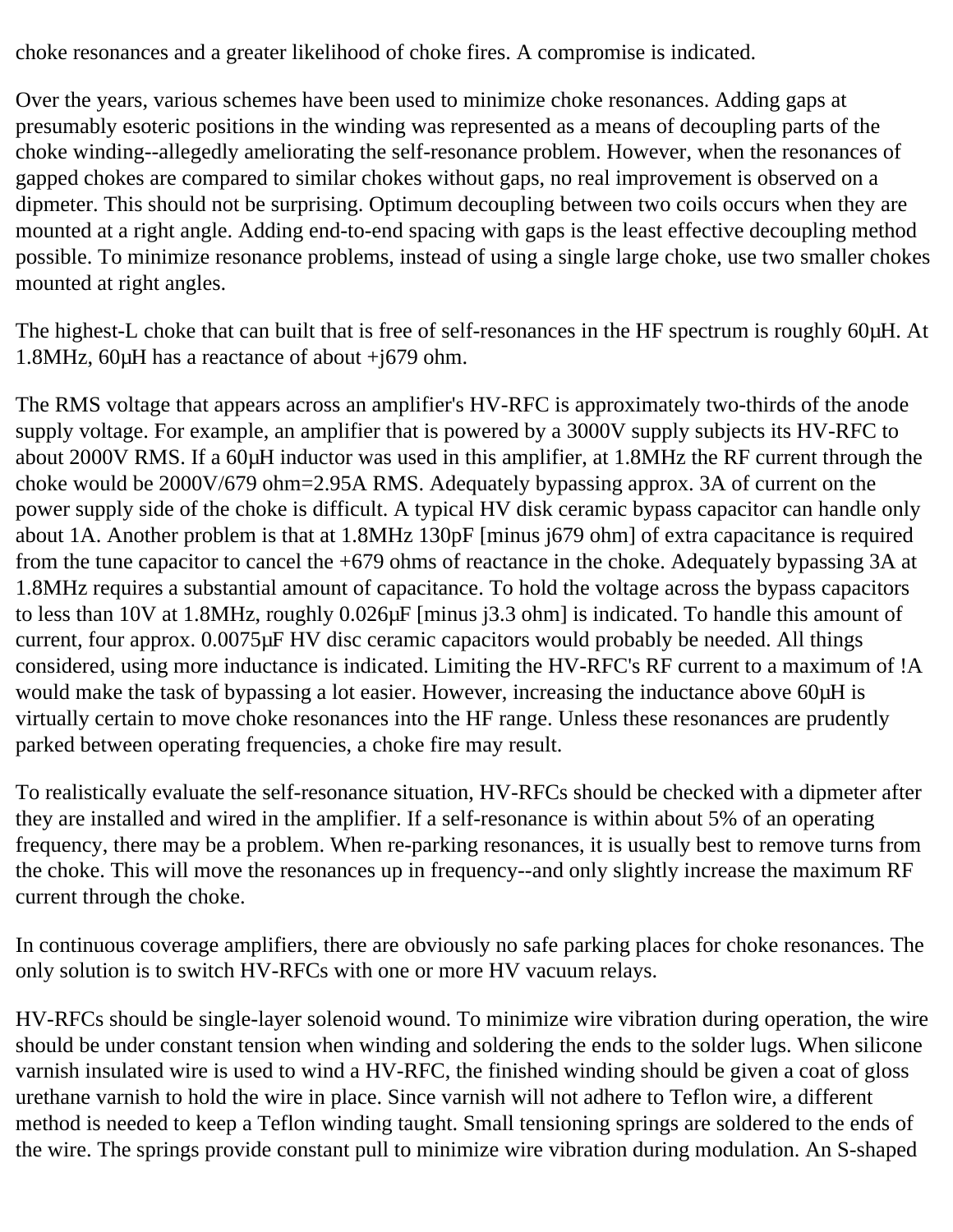choke resonances and a greater likelihood of choke fires. A compromise is indicated.

Over the years, various schemes have been used to minimize choke resonances. Adding gaps at presumably esoteric positions in the winding was represented as a means of decoupling parts of the choke winding--allegedly ameliorating the self-resonance problem. However, when the resonances of gapped chokes are compared to similar chokes without gaps, no real improvement is observed on a dipmeter. This should not be surprising. Optimum decoupling between two coils occurs when they are mounted at a right angle. Adding end-to-end spacing with gaps is the least effective decoupling method possible. To minimize resonance problems, instead of using a single large choke, use two smaller chokes mounted at right angles.

The highest-L choke that can built that is free of self-resonances in the HF spectrum is roughly 60µH. At 1.8MHz, 60µH has a reactance of about +j679 ohm.

The RMS voltage that appears across an amplifier's HV-RFC is approximately two-thirds of the anode supply voltage. For example, an amplifier that is powered by a 3000V supply subjects its HV-RFC to about 2000V RMS. If a 60µH inductor was used in this amplifier, at 1.8MHz the RF current through the choke would be 2000V/679 ohm=2.95A RMS. Adequately bypassing approx. 3A of current on the power supply side of the choke is difficult. A typical HV disk ceramic bypass capacitor can handle only about 1A. Another problem is that at 1.8MHz 130pF [minus j679 ohm] of extra capacitance is required from the tune capacitor to cancel the +679 ohms of reactance in the choke. Adequately bypassing 3A at 1.8MHz requires a substantial amount of capacitance. To hold the voltage across the bypass capacitors to less than 10V at 1.8MHz, roughly 0.026µF [minus j3.3 ohm] is indicated. To handle this amount of current, four approx. 0.0075µF HV disc ceramic capacitors would probably be needed. All things considered, using more inductance is indicated. Limiting the HV-RFC's RF current to a maximum of !A would make the task of bypassing a lot easier. However, increasing the inductance above 60µH is virtually certain to move choke resonances into the HF range. Unless these resonances are prudently parked between operating frequencies, a choke fire may result.

To realistically evaluate the self-resonance situation, HV-RFCs should be checked with a dipmeter after they are installed and wired in the amplifier. If a self-resonance is within about 5% of an operating frequency, there may be a problem. When re-parking resonances, it is usually best to remove turns from the choke. This will move the resonances up in frequency--and only slightly increase the maximum RF current through the choke.

In continuous coverage amplifiers, there are obviously no safe parking places for choke resonances. The only solution is to switch HV-RFCs with one or more HV vacuum relays.

HV-RFCs should be single-layer solenoid wound. To minimize wire vibration during operation, the wire should be under constant tension when winding and soldering the ends to the solder lugs. When silicone varnish insulated wire is used to wind a HV-RFC, the finished winding should be given a coat of gloss urethane varnish to hold the wire in place. Since varnish will not adhere to Teflon wire, a different method is needed to keep a Teflon winding taught. Small tensioning springs are soldered to the ends of the wire. The springs provide constant pull to minimize wire vibration during modulation. An S-shaped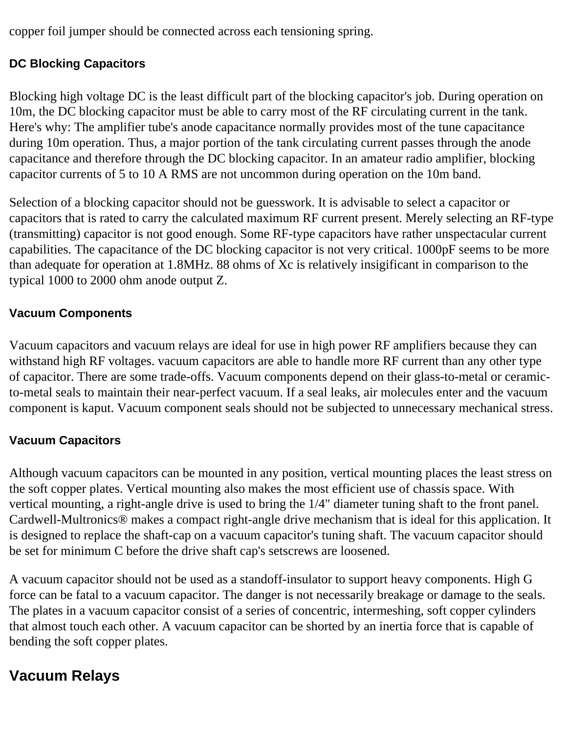copper foil jumper should be connected across each tensioning spring.

### DC Blocking Capacitors

Blocking high voltage DC is the least difficult part of the blocking capacitor's job. During operation on 10m, the DC blocking capacitor must be able to carry most of the RF circulating current in the tank. Here's why: The amplifier tube's anode capacitance normally provides most of the tune capacitance during 10m operation. Thus, a major portion of the tank circulating current passes through the anode capacitance and therefore through the DC blocking capacitor. In an amateur radio amplifier, blocking capacitor currents of 5 to 10 A RMS are not uncommon during operation on the 10m band.

Selection of a blocking capacitor should not be guesswork. It is advisable to select a capacitor or capacitors that is rated to carry the calculated maximum RF current present. Merely selecting an RF-type (transmitting) capacitor is not good enough. Some RF-type capacitors have rather unspectacular current capabilities. The capacitance of the DC blocking capacitor is not very critical. 1000pF seems to be more than adequate for operation at 1.8MHz. 88 ohms of Xc is relatively insigificant in comparison to the typical 1000 to 2000 ohm anode output Z.

### Vacuum Components

Vacuum capacitors and vacuum relays are ideal for use in high power RF amplifiers because they can withstand high RF voltages. vacuum capacitors are able to handle more RF current than any other type of capacitor. There are some trade-offs. Vacuum components depend on their glass-to-metal or ceramic-to-metal seals to maintain their near-perfect vacuum. If a seal leaks, air molecules enter and the vacuum component is kaput. Vacuum component seals should not be subjected to unnecessary mechanical stress.

### Vacuum Capacitors

Although vacuum capacitors can be mounted in any position, vertical mounting places the least stress on the soft copper plates. Vertical mounting also makes the most efficient use of chassis space. With vertical mounting, a right-angle drive is used to bring the 1/4" diameter tuning shaft to the front panel. Cardwell-Multronics® makes a compact right-angle drive mechanism that is ideal for this application. It is designed to replace the shaft-cap on a vacuum capacitor's tuning shaft. The vacuum capacitor should be set for minimum C before the drive shaft cap's setscrews are loosened.

A vacuum capacitor should not be used as a standoff-insulator to support heavy components. High G force can be fatal to a vacuum capacitor. The danger is not necessarily breakage or damage to the seals. The plates in a vacuum capacitor consist of a series of concentric, intermeshing, soft copper cylinders that almost touch each other. A vacuum capacitor can be shorted by an inertia force that is capable of bending the soft copper plates.

## Vacuum Relays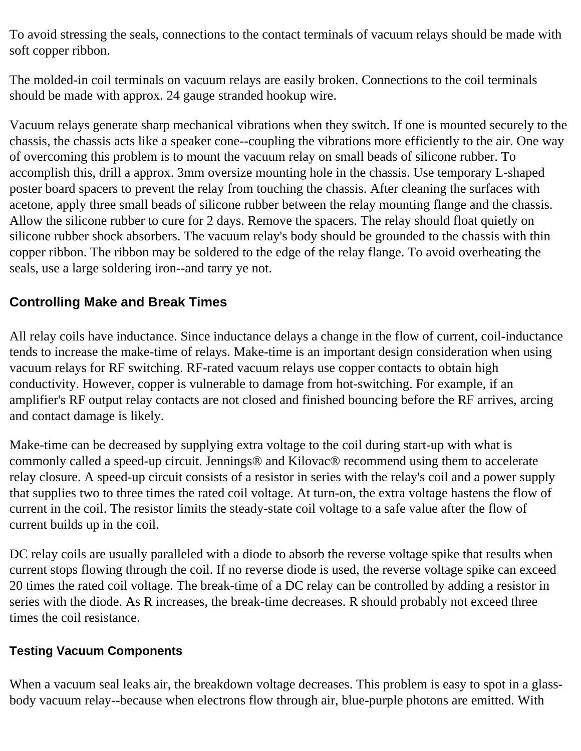To avoid stressing the seals, connections to the contact terminals of vacuum relays should be made with soft copper ribbon.

The molded-in coil terminals on vacuum relays are easily broken. Connections to the coil terminals should be made with approx. 24 gauge stranded hookup wire.

Vacuum relays generate sharp mechanical vibrations when they switch. If one is mounted securely to the chassis, the chassis acts like a speaker cone--coupling the vibrations more efficiently to the air. One way of overcoming this problem is to mount the vacuum relay on small beads of silicone rubber. To accomplish this, drill a approx. 3mm oversize mounting hole in the chassis. Use temporary L-shaped poster board spacers to prevent the relay from touching the chassis. After cleaning the surfaces with acetone, apply three small beads of silicone rubber between the relay mounting flange and the chassis. Allow the silicone rubber to cure for 2 days. Remove the spacers. The relay should float quietly on silicone rubber shock absorbers. The vacuum relay's body should be grounded to the chassis with thin copper ribbon. The ribbon may be soldered to the edge of the relay flange. To avoid overheating the seals, use a large soldering iron--and tarry ye not.

## Controlling Make and Break Times

All relay coils have inductance. Since inductance delays a change in the flow of current, coil-inductance tends to increase the make-time of relays. Make-time is an important design consideration when using vacuum relays for RF switching. RF-rated vacuum relays use copper contacts to obtain high conductivity. However, copper is vulnerable to damage from hot-switching. For example, if an amplifier's RF output relay contacts are not closed and finished bouncing before the RF arrives, arcing and contact damage is likely.

Make-time can be decreased by supplying extra voltage to the coil during start-up with what is commonly called a speed-up circuit. Jennings® and Kilovac® recommend using them to accelerate relay closure. A speed-up circuit consists of a resistor in series with the relay's coil and a power supply that supplies two to three times the rated coil voltage. At turn-on, the extra voltage hastens the flow of current in the coil. The resistor limits the steady-state coil voltage to a safe value after the flow of current builds up in the coil.

DC relay coils are usually paralleled with a diode to absorb the reverse voltage spike that results when current stops flowing through the coil. If no reverse diode is used, the reverse voltage spike can exceed 20 times the rated coil voltage. The break-time of a DC relay can be controlled by adding a resistor in series with the diode. As R increases, the break-time decreases. R should probably not exceed three times the coil resistance.

### Testing Vacuum Components

When a vacuum seal leaks air, the breakdown voltage decreases. This problem is easy to spot in a glass-body vacuum relay--because when electrons flow through air, blue-purple photons are emitted. With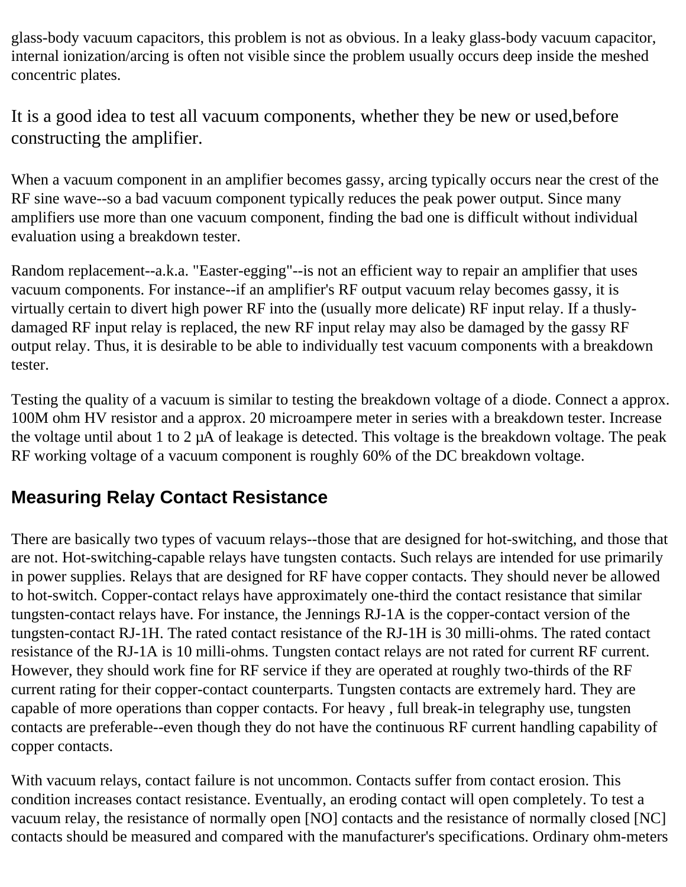glass-body vacuum capacitors, this problem is not as obvious. In a leaky glass-body vacuum capacitor, internal ionization/arcing is often not visible since the problem usually occurs deep inside the meshed concentric plates.

It is a good idea to test all vacuum components, whether they be new or used,before constructing the amplifier.

When a vacuum component in an amplifier becomes gassy, arcing typically occurs near the crest of the RF sine wave--so a bad vacuum component typically reduces the peak power output. Since many amplifiers use more than one vacuum component, finding the bad one is difficult without individual evaluation using a breakdown tester.

Random replacement--a.k.a. "Easter-egging"--is not an efficient way to repair an amplifier that uses vacuum components. For instance--if an amplifier's RF output vacuum relay becomes gassy, it is virtually certain to divert high power RF into the (usually more delicate) RF input relay. If a thusly-damaged RF input relay is replaced, the new RF input relay may also be damaged by the gassy RF output relay. Thus, it is desirable to be able to individually test vacuum components with a breakdown tester.

Testing the quality of a vacuum is similar to testing the breakdown voltage of a diode. Connect a approx. 100M ohm HV resistor and a approx. 20 microampere meter in series with a breakdown tester. Increase the voltage until about 1 to 2 µA of leakage is detected. This voltage is the breakdown voltage. The peak RF working voltage of a vacuum component is roughly 60% of the DC breakdown voltage.

## Measuring Relay Contact Resistance

There are basically two types of vacuum relays--those that are designed for hot-switching, and those that are not. Hot-switching-capable relays have tungsten contacts. Such relays are intended for use primarily in power supplies. Relays that are designed for RF have copper contacts. They should never be allowed to hot-switch. Copper-contact relays have approximately one-third the contact resistance that similar tungsten-contact relays have. For instance, the Jennings RJ-1A is the copper-contact version of the tungsten-contact RJ-1H. The rated contact resistance of the RJ-1H is 30 milli-ohms. The rated contact resistance of the RJ-1A is 10 milli-ohms. Tungsten contact relays are not rated for current RF current. However, they should work fine for RF service if they are operated at roughly two-thirds of the RF current rating for their copper-contact counterparts. Tungsten contacts are extremely hard. They are capable of more operations than copper contacts. For heavy , full break-in telegraphy use, tungsten contacts are preferable--even though they do not have the continuous RF current handling capability of copper contacts.

With vacuum relays, contact failure is not uncommon. Contacts suffer from contact erosion. This condition increases contact resistance. Eventually, an eroding contact will open completely. To test a vacuum relay, the resistance of normally open [NO] contacts and the resistance of normally closed [NC] contacts should be measured and compared with the manufacturer's specifications. Ordinary ohm-meters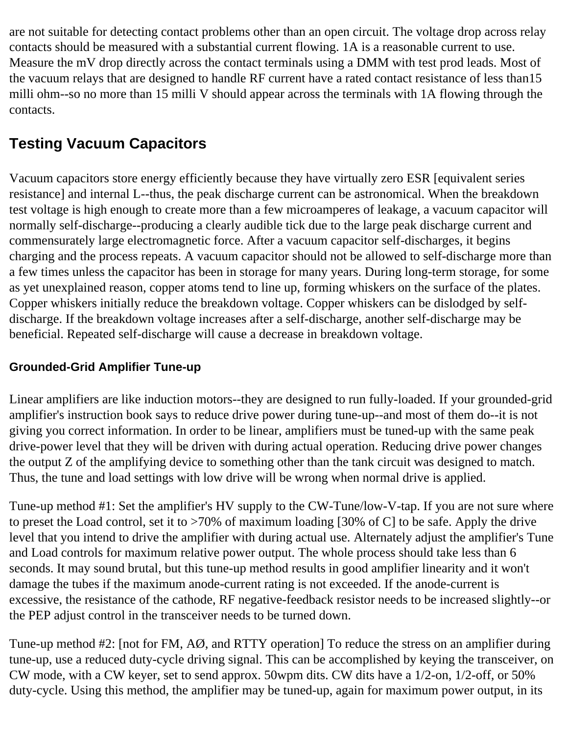are not suitable for detecting contact problems other than an open circuit. The voltage drop across relay contacts should be measured with a substantial current flowing. 1A is a reasonable current to use. Measure the mV drop directly across the contact terminals using a DMM with test prod leads. Most of the vacuum relays that are designed to handle RF current have a rated contact resistance of less than15 milli ohm--so no more than 15 milli V should appear across the terminals with 1A flowing through the contacts.

## Testing Vacuum Capacitors

Vacuum capacitors store energy efficiently because they have virtually zero ESR [equivalent series resistance] and internal L--thus, the peak discharge current can be astronomical. When the breakdown test voltage is high enough to create more than a few microamperes of leakage, a vacuum capacitor will normally self-discharge--producing a clearly audible tick due to the large peak discharge current and commensurately large electromagnetic force. After a vacuum capacitor self-discharges, it begins charging and the process repeats. A vacuum capacitor should not be allowed to self-discharge more than a few times unless the capacitor has been in storage for many years. During long-term storage, for some as yet unexplained reason, copper atoms tend to line up, forming whiskers on the surface of the plates. Copper whiskers initially reduce the breakdown voltage. Copper whiskers can be dislodged by self-discharge. If the breakdown voltage increases after a self-discharge, another self-discharge may be beneficial. Repeated self-discharge will cause a decrease in breakdown voltage.

#### Grounded-Grid Amplifier Tune-up

Linear amplifiers are like induction motors--they are designed to run fully-loaded. If your grounded-grid amplifier's instruction book says to reduce drive power during tune-up--and most of them do--it is not giving you correct information. In order to be linear, amplifiers must be tuned-up with the same peak drive-power level that they will be driven with during actual operation. Reducing drive power changes the output Z of the amplifying device to something other than the tank circuit was designed to match. Thus, the tune and load settings with low drive will be wrong when normal drive is applied.

Tune-up method #1: Set the amplifier's HV supply to the CW-Tune/low-V-tap. If you are not sure where to preset the Load control, set it to >70% of maximum loading [30% of C] to be safe. Apply the drive level that you intend to drive the amplifier with during actual use. Alternately adjust the amplifier's Tune and Load controls for maximum relative power output. The whole process should take less than 6 seconds. It may sound brutal, but this tune-up method results in good amplifier linearity and it won't damage the tubes if the maximum anode-current rating is not exceeded. If the anode-current is excessive, the resistance of the cathode, RF negative-feedback resistor needs to be increased slightly--or the PEP adjust control in the transceiver needs to be turned down.

Tune-up method #2: [not for FM, AØ, and RTTY operation] To reduce the stress on an amplifier during tune-up, use a reduced duty-cycle driving signal. This can be accomplished by keying the transceiver, on CW mode, with a CW keyer, set to send approx. 50wpm dits. CW dits have a 1/2-on, 1/2-off, or 50% duty-cycle. Using this method, the amplifier may be tuned-up, again for maximum power output, in its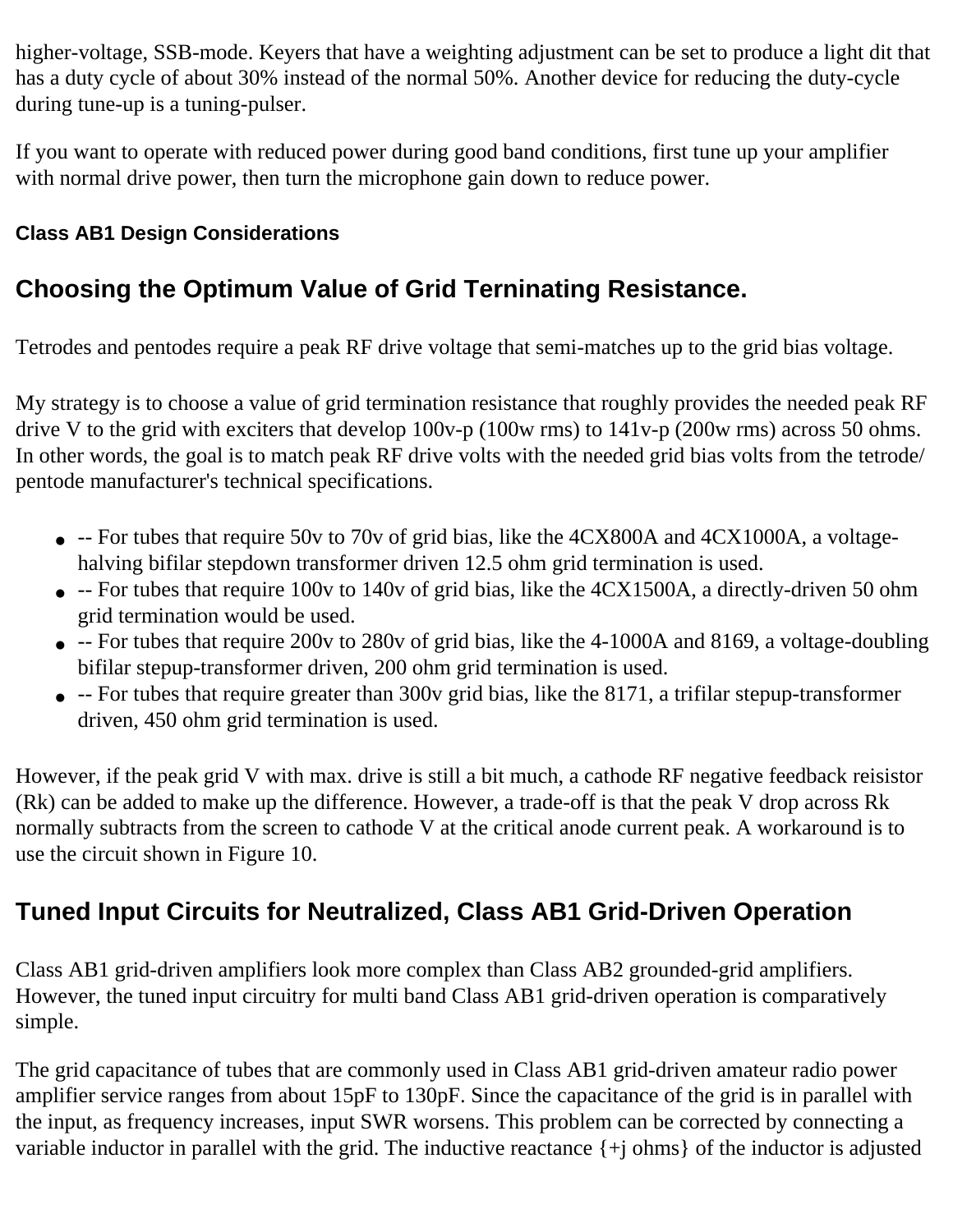higher-voltage, SSB-mode. Keyers that have a weighting adjustment can be set to produce a light dit that has a duty cycle of about 30% instead of the normal 50%. Another device for reducing the duty-cycle during tune-up is a tuning-pulser.

If you want to operate with reduced power during good band conditions, first tune up your amplifier with normal drive power, then turn the microphone gain down to reduce power.

#### Class AB1 Design Considerations

## Choosing the Optimum Value of Grid Terninating Resistance.

Tetrodes and pentodes require a peak RF drive voltage that semi-matches up to the grid bias voltage.

My strategy is to choose a value of grid termination resistance that roughly provides the needed peak RF drive V to the grid with exciters that develop 100v-p (100w rms) to 141v-p (200w rms) across 50 ohms. In other words, the goal is to match peak RF drive volts with the needed grid bias volts from the tetrode/ pentode manufacturer's technical specifications.

- -- For tubes that require 50v to 70v of grid bias, like the 4CX800A and 4CX1000A, a voltage-halving bifilar stepdown transformer driven 12.5 ohm grid termination is used.
- -- For tubes that require 100v to 140v of grid bias, like the 4CX1500A, a directly-driven 50 ohm grid termination would be used.
- -- For tubes that require 200v to 280v of grid bias, like the 4-1000A and 8169, a voltage-doubling bifilar stepup-transformer driven, 200 ohm grid termination is used.
- -- For tubes that require greater than 300v grid bias, like the 8171, a trifilar stepup-transformer driven, 450 ohm grid termination is used.

However, if the peak grid V with max. drive is still a bit much, a cathode RF negative feedback reisistor (Rk) can be added to make up the difference. However, a trade-off is that the peak V drop across Rk normally subtracts from the screen to cathode V at the critical anode current peak. A workaround is to use the circuit shown in Figure 10.

## Tuned Input Circuits for Neutralized, Class AB1 Grid-Driven Operation

Class AB1 grid-driven amplifiers look more complex than Class AB2 grounded-grid amplifiers. However, the tuned input circuitry for multi band Class AB1 grid-driven operation is comparatively simple.

The grid capacitance of tubes that are commonly used in Class AB1 grid-driven amateur radio power amplifier service ranges from about 15pF to 130pF. Since the capacitance of the grid is in parallel with the input, as frequency increases, input SWR worsens. This problem can be corrected by connecting a variable inductor in parallel with the grid. The inductive reactance {+j ohms} of the inductor is adjusted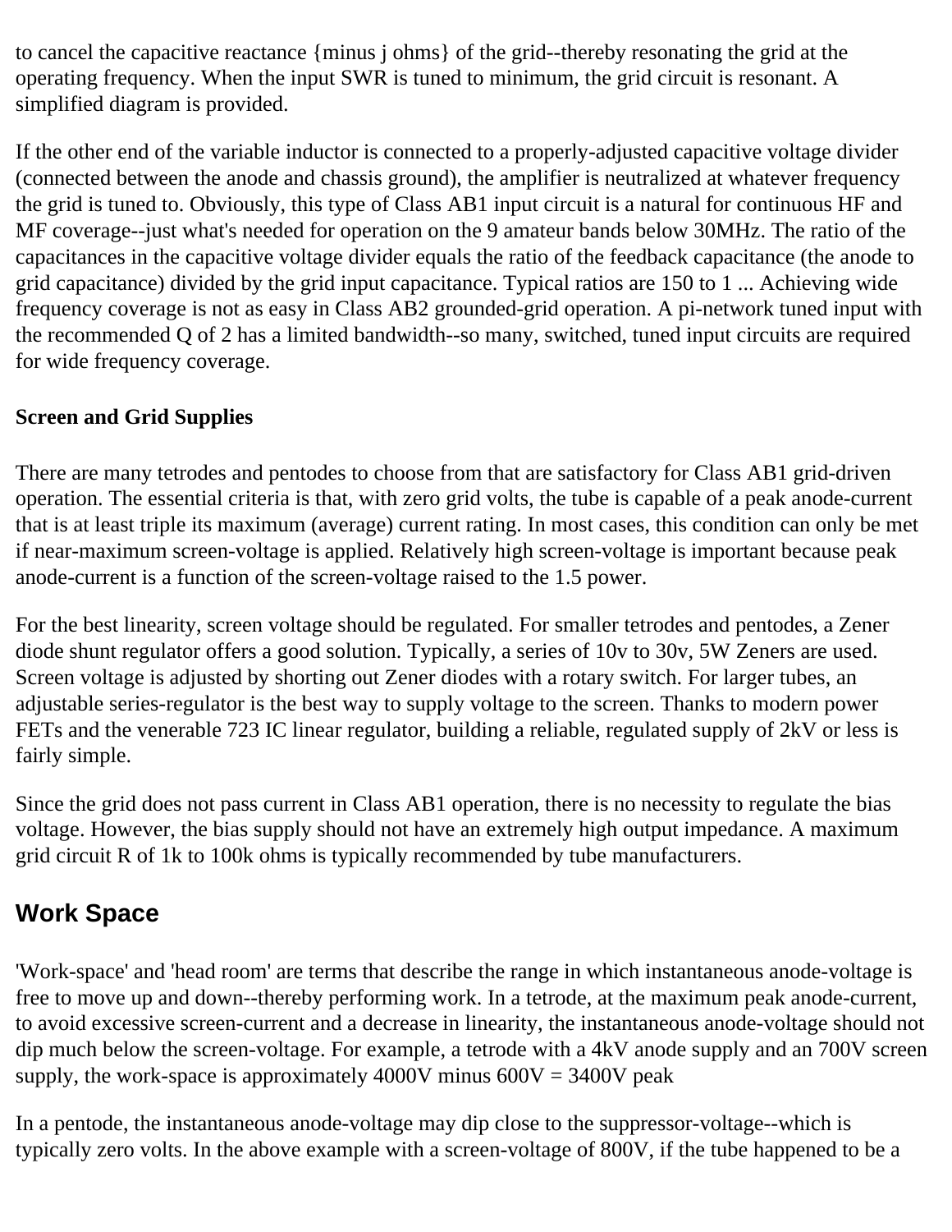to cancel the capacitive reactance {minus j ohms} of the grid--thereby resonating the grid at the operating frequency. When the input SWR is tuned to minimum, the grid circuit is resonant. A simplified diagram is provided.

If the other end of the variable inductor is connected to a properly-adjusted capacitive voltage divider (connected between the anode and chassis ground), the amplifier is neutralized at whatever frequency the grid is tuned to. Obviously, this type of Class AB1 input circuit is a natural for continuous HF and MF coverage--just what's needed for operation on the 9 amateur bands below 30MHz. The ratio of the capacitances in the capacitive voltage divider equals the ratio of the feedback capacitance (the anode to grid capacitance) divided by the grid input capacitance. Typical ratios are 150 to 1 ... Achieving wide frequency coverage is not as easy in Class AB2 grounded-grid operation. A pi-network tuned input with the recommended Q of 2 has a limited bandwidth--so many, switched, tuned input circuits are required for wide frequency coverage.

**Screen and Grid Supplies**

There are many tetrodes and pentodes to choose from that are satisfactory for Class AB1 grid-driven operation. The essential criteria is that, with zero grid volts, the tube is capable of a peak anode-current that is at least triple its maximum (average) current rating. In most cases, this condition can only be met if near-maximum screen-voltage is applied. Relatively high screen-voltage is important because peak anode-current is a function of the screen-voltage raised to the 1.5 power.

For the best linearity, screen voltage should be regulated. For smaller tetrodes and pentodes, a Zener diode shunt regulator offers a good solution. Typically, a series of 10v to 30v, 5W Zeners are used. Screen voltage is adjusted by shorting out Zener diodes with a rotary switch. For larger tubes, an adjustable series-regulator is the best way to supply voltage to the screen. Thanks to modern power FETs and the venerable 723 IC linear regulator, building a reliable, regulated supply of 2kV or less is fairly simple.

Since the grid does not pass current in Class AB1 operation, there is no necessity to regulate the bias voltage. However, the bias supply should not have an extremely high output impedance. A maximum grid circuit R of 1k to 100k ohms is typically recommended by tube manufacturers.

## Work Space

'Work-space' and 'head room' are terms that describe the range in which instantaneous anode-voltage is free to move up and down--thereby performing work. In a tetrode, at the maximum peak anode-current, to avoid excessive screen-current and a decrease in linearity, the instantaneous anode-voltage should not dip much below the screen-voltage. For example, a tetrode with a 4kV anode supply and an 700V screen supply, the work-space is approximately 4000V minus 600V = 3400V peak

In a pentode, the instantaneous anode-voltage may dip close to the suppressor-voltage--which is typically zero volts. In the above example with a screen-voltage of 800V, if the tube happened to be a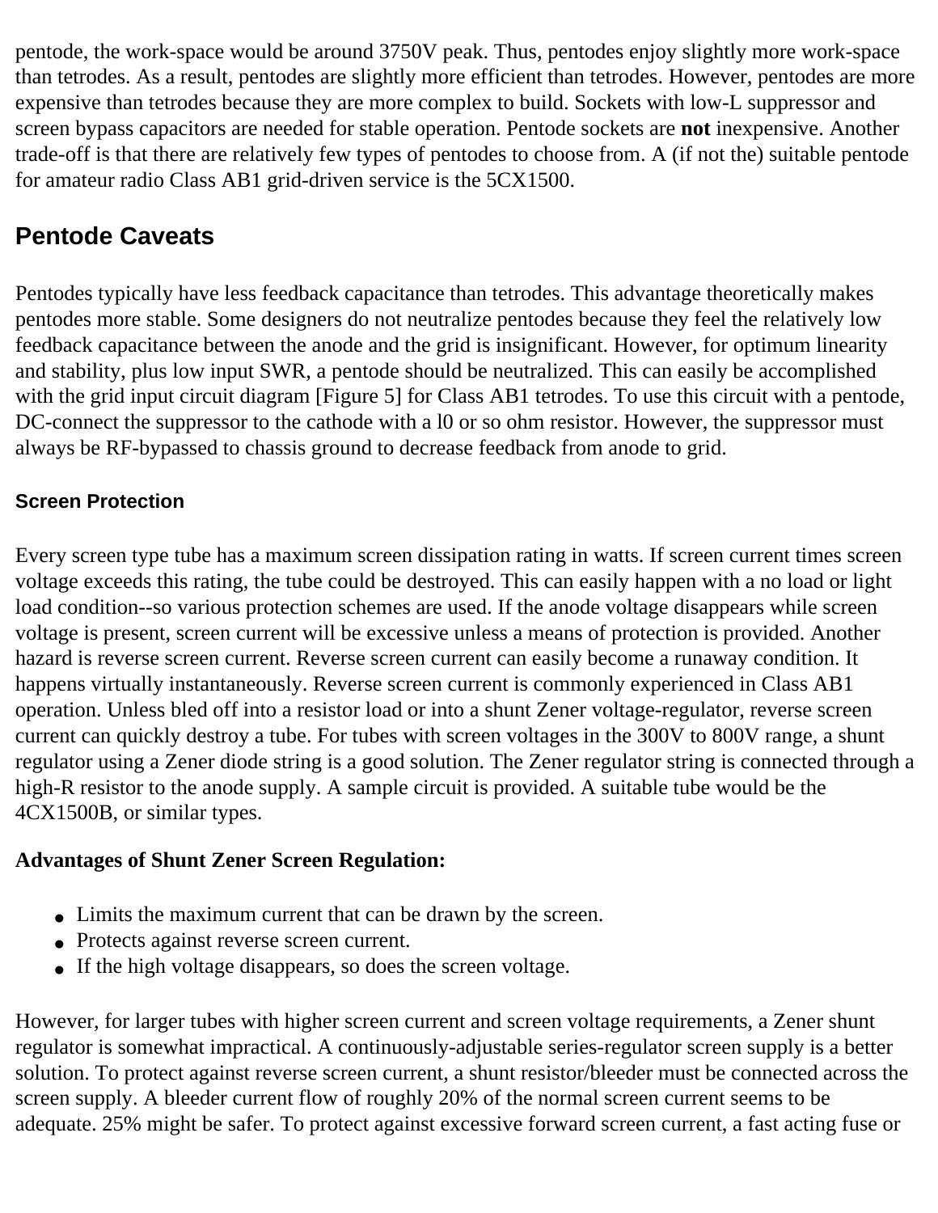pentode, the work-space would be around 3750V peak. Thus, pentodes enjoy slightly more work-space than tetrodes. As a result, pentodes are slightly more efficient than tetrodes. However, pentodes are more expensive than tetrodes because they are more complex to build. Sockets with low-L suppressor and screen bypass capacitors are needed for stable operation. Pentode sockets are **not** inexpensive. Another trade-off is that there are relatively few types of pentodes to choose from. A (if not the) suitable pentode for amateur radio Class AB1 grid-driven service is the 5CX1500.

## Pentode Caveats

Pentodes typically have less feedback capacitance than tetrodes. This advantage theoretically makes pentodes more stable. Some designers do not neutralize pentodes because they feel the relatively low feedback capacitance between the anode and the grid is insignificant. However, for optimum linearity and stability, plus low input SWR, a pentode should be neutralized. This can easily be accomplished with the grid input circuit diagram [Figure 5] for Class AB1 tetrodes. To use this circuit with a pentode, DC-connect the suppressor to the cathode with a l0 or so ohm resistor. However, the suppressor must always be RF-bypassed to chassis ground to decrease feedback from anode to grid.

### Screen Protection

Every screen type tube has a maximum screen dissipation rating in watts. If screen current times screen voltage exceeds this rating, the tube could be destroyed. This can easily happen with a no load or light load condition--so various protection schemes are used. If the anode voltage disappears while screen voltage is present, screen current will be excessive unless a means of protection is provided. Another hazard is reverse screen current. Reverse screen current can easily become a runaway condition. It happens virtually instantaneously. Reverse screen current is commonly experienced in Class AB1 operation. Unless bled off into a resistor load or into a shunt Zener voltage-regulator, reverse screen current can quickly destroy a tube. For tubes with screen voltages in the 300V to 800V range, a shunt regulator using a Zener diode string is a good solution. The Zener regulator string is connected through a high-R resistor to the anode supply. A sample circuit is provided. A suitable tube would be the 4CX1500B, or similar types.

**Advantages of Shunt Zener Screen Regulation:**

- Limits the maximum current that can be drawn by the screen.
- Protects against reverse screen current.
- If the high voltage disappears, so does the screen voltage.

However, for larger tubes with higher screen current and screen voltage requirements, a Zener shunt regulator is somewhat impractical. A continuously-adjustable series-regulator screen supply is a better solution. To protect against reverse screen current, a shunt resistor/bleeder must be connected across the screen supply. A bleeder current flow of roughly 20% of the normal screen current seems to be adequate. 25% might be safer. To protect against excessive forward screen current, a fast acting fuse or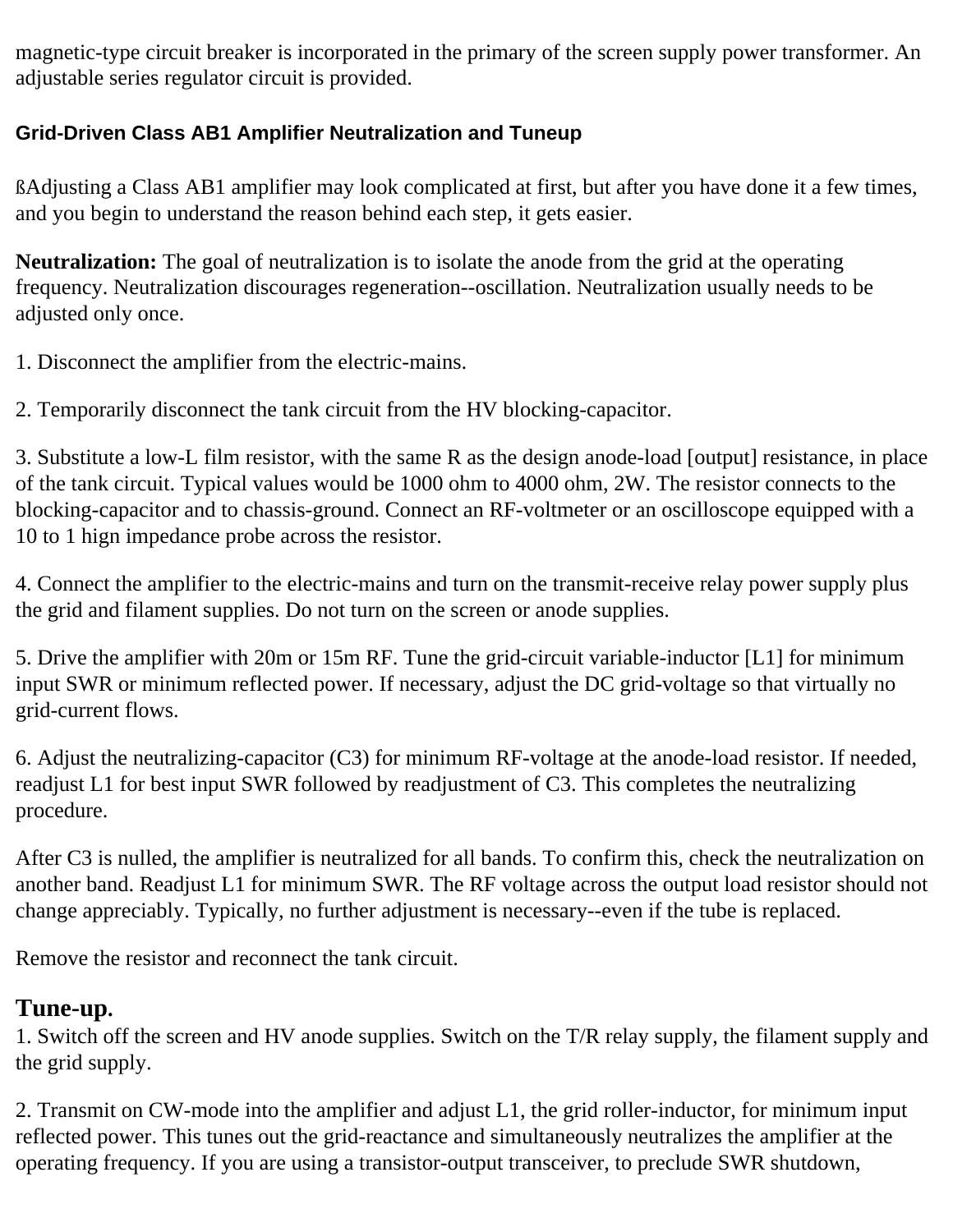magnetic-type circuit breaker is incorporated in the primary of the screen supply power transformer. An adjustable series regulator circuit is provided.

### Grid-Driven Class AB1 Amplifier Neutralization and Tuneup

ßAdjusting a Class AB1 amplifier may look complicated at first, but after you have done it a few times, and you begin to understand the reason behind each step, it gets easier.

**Neutralization:** The goal of neutralization is to isolate the anode from the grid at the operating frequency. Neutralization discourages regeneration--oscillation. Neutralization usually needs to be adjusted only once.

1. Disconnect the amplifier from the electric-mains.

2. Temporarily disconnect the tank circuit from the HV blocking-capacitor.

3. Substitute a low-L film resistor, with the same R as the design anode-load [output] resistance, in place of the tank circuit. Typical values would be 1000 ohm to 4000 ohm, 2W. The resistor connects to the blocking-capacitor and to chassis-ground. Connect an RF-voltmeter or an oscilloscope equipped with a 10 to 1 hign impedance probe across the resistor.

4. Connect the amplifier to the electric-mains and turn on the transmit-receive relay power supply plus the grid and filament supplies. Do not turn on the screen or anode supplies.

5. Drive the amplifier with 20m or 15m RF. Tune the grid-circuit variable-inductor [L1] for minimum input SWR or minimum reflected power. If necessary, adjust the DC grid-voltage so that virtually no grid-current flows.

6. Adjust the neutralizing-capacitor (C3) for minimum RF-voltage at the anode-load resistor. If needed, readjust L1 for best input SWR followed by readjustment of C3. This completes the neutralizing procedure.

After C3 is nulled, the amplifier is neutralized for all bands. To confirm this, check the neutralization on another band. Readjust L1 for minimum SWR. The RF voltage across the output load resistor should not change appreciably. Typically, no further adjustment is necessary--even if the tube is replaced.

Remove the resistor and reconnect the tank circuit.

## Tune-up.

1. Switch off the screen and HV anode supplies. Switch on the T/R relay supply, the filament supply and the grid supply.

2. Transmit on CW-mode into the amplifier and adjust L1, the grid roller-inductor, for minimum input reflected power. This tunes out the grid-reactance and simultaneously neutralizes the amplifier at the operating frequency. If you are using a transistor-output transceiver, to preclude SWR shutdown,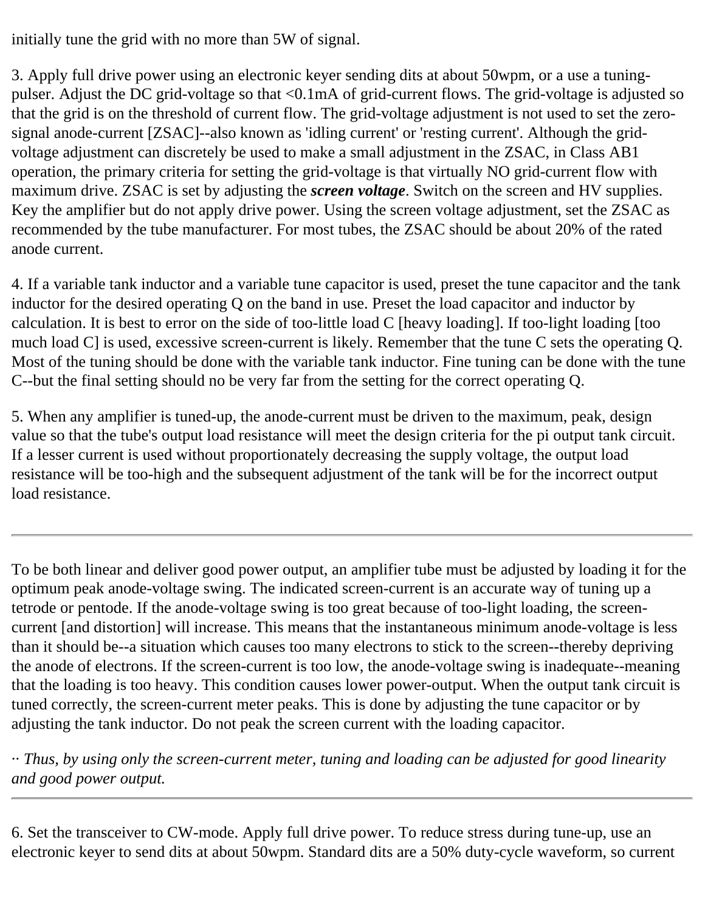initially tune the grid with no more than 5W of signal.

3. Apply full drive power using an electronic keyer sending dits at about 50wpm, or a use a tuning-pulser. Adjust the DC grid-voltage so that <0.1mA of grid-current flows. The grid-voltage is adjusted so that the grid is on the threshold of current flow. The grid-voltage adjustment is not used to set the zero-signal anode-current [ZSAC]--also known as 'idling current' or 'resting current'. Although the grid-voltage adjustment can discretely be used to make a small adjustment in the ZSAC, in Class AB1 operation, the primary criteria for setting the grid-voltage is that virtually NO grid-current flow with maximum drive. ZSAC is set by adjusting the ***screen voltage***. Switch on the screen and HV supplies. Key the amplifier but do not apply drive power. Using the screen voltage adjustment, set the ZSAC as recommended by the tube manufacturer. For most tubes, the ZSAC should be about 20% of the rated anode current.

4. If a variable tank inductor and a variable tune capacitor is used, preset the tune capacitor and the tank inductor for the desired operating Q on the band in use. Preset the load capacitor and inductor by calculation. It is best to error on the side of too-little load C [heavy loading]. If too-light loading [too much load C] is used, excessive screen-current is likely. Remember that the tune C sets the operating Q. Most of the tuning should be done with the variable tank inductor. Fine tuning can be done with the tune C--but the final setting should no be very far from the setting for the correct operating Q.

5. When any amplifier is tuned-up, the anode-current must be driven to the maximum, peak, design value so that the tube's output load resistance will meet the design criteria for the pi output tank circuit. If a lesser current is used without proportionately decreasing the supply voltage, the output load resistance will be too-high and the subsequent adjustment of the tank will be for the incorrect output load resistance.

---

To be both linear and deliver good power output, an amplifier tube must be adjusted by loading it for the optimum peak anode-voltage swing. The indicated screen-current is an accurate way of tuning up a tetrode or pentode. If the anode-voltage swing is too great because of too-light loading, the screen-current [and distortion] will increase. This means that the instantaneous minimum anode-voltage is less than it should be--a situation which causes too many electrons to stick to the screen--thereby depriving the anode of electrons. If the screen-current is too low, the anode-voltage swing is inadequate--meaning that the loading is too heavy. This condition causes lower power-output. When the output tank circuit is tuned correctly, the screen-current meter peaks. This is done by adjusting the tune capacitor or by adjusting the tank inductor. Do not peak the screen current with the loading capacitor.

·· *Thus, by using only the screen-current meter, tuning and loading can be adjusted for good linearity and good power output.*

---

6. Set the transceiver to CW-mode. Apply full drive power. To reduce stress during tune-up, use an electronic keyer to send dits at about 50wpm. Standard dits are a 50% duty-cycle waveform, so current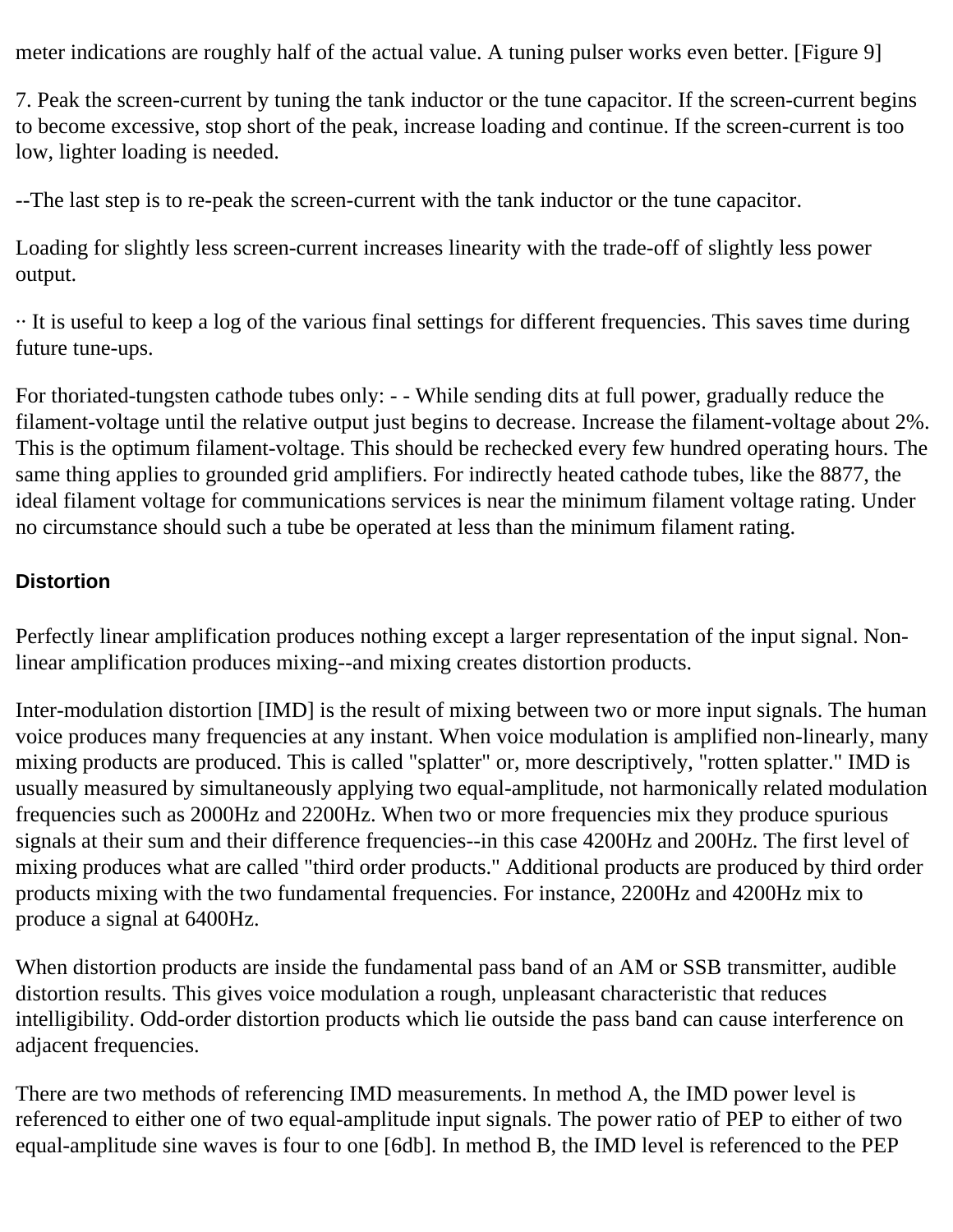meter indications are roughly half of the actual value. A tuning pulser works even better. [Figure 9]

7. Peak the screen-current by tuning the tank inductor or the tune capacitor. If the screen-current begins to become excessive, stop short of the peak, increase loading and continue. If the screen-current is too low, lighter loading is needed.

--The last step is to re-peak the screen-current with the tank inductor or the tune capacitor.

Loading for slightly less screen-current increases linearity with the trade-off of slightly less power output.

·· It is useful to keep a log of the various final settings for different frequencies. This saves time during future tune-ups.

For thoriated-tungsten cathode tubes only: - - While sending dits at full power, gradually reduce the filament-voltage until the relative output just begins to decrease. Increase the filament-voltage about 2%. This is the optimum filament-voltage. This should be rechecked every few hundred operating hours. The same thing applies to grounded grid amplifiers. For indirectly heated cathode tubes, like the 8877, the ideal filament voltage for communications services is near the minimum filament voltage rating. Under no circumstance should such a tube be operated at less than the minimum filament rating.

### Distortion

Perfectly linear amplification produces nothing except a larger representation of the input signal. Non-linear amplification produces mixing--and mixing creates distortion products.

Inter-modulation distortion [IMD] is the result of mixing between two or more input signals. The human voice produces many frequencies at any instant. When voice modulation is amplified non-linearly, many mixing products are produced. This is called "splatter" or, more descriptively, "rotten splatter." IMD is usually measured by simultaneously applying two equal-amplitude, not harmonically related modulation frequencies such as 2000Hz and 2200Hz. When two or more frequencies mix they produce spurious signals at their sum and their difference frequencies--in this case 4200Hz and 200Hz. The first level of mixing produces what are called "third order products." Additional products are produced by third order products mixing with the two fundamental frequencies. For instance, 2200Hz and 4200Hz mix to produce a signal at 6400Hz.

When distortion products are inside the fundamental pass band of an AM or SSB transmitter, audible distortion results. This gives voice modulation a rough, unpleasant characteristic that reduces intelligibility. Odd-order distortion products which lie outside the pass band can cause interference on adjacent frequencies.

There are two methods of referencing IMD measurements. In method A, the IMD power level is referenced to either one of two equal-amplitude input signals. The power ratio of PEP to either of two equal-amplitude sine waves is four to one [6db]. In method B, the IMD level is referenced to the PEP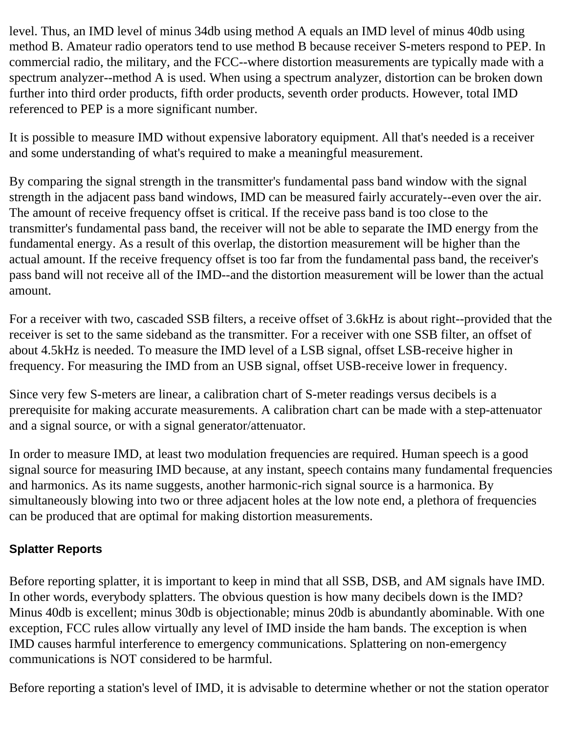level. Thus, an IMD level of minus 34db using method A equals an IMD level of minus 40db using method B. Amateur radio operators tend to use method B because receiver S-meters respond to PEP. In commercial radio, the military, and the FCC--where distortion measurements are typically made with a spectrum analyzer--method A is used. When using a spectrum analyzer, distortion can be broken down further into third order products, fifth order products, seventh order products. However, total IMD referenced to PEP is a more significant number.

It is possible to measure IMD without expensive laboratory equipment. All that's needed is a receiver and some understanding of what's required to make a meaningful measurement.

By comparing the signal strength in the transmitter's fundamental pass band window with the signal strength in the adjacent pass band windows, IMD can be measured fairly accurately--even over the air. The amount of receive frequency offset is critical. If the receive pass band is too close to the transmitter's fundamental pass band, the receiver will not be able to separate the IMD energy from the fundamental energy. As a result of this overlap, the distortion measurement will be higher than the actual amount. If the receive frequency offset is too far from the fundamental pass band, the receiver's pass band will not receive all of the IMD--and the distortion measurement will be lower than the actual amount.

For a receiver with two, cascaded SSB filters, a receive offset of 3.6kHz is about right--provided that the receiver is set to the same sideband as the transmitter. For a receiver with one SSB filter, an offset of about 4.5kHz is needed. To measure the IMD level of a LSB signal, offset LSB-receive higher in frequency. For measuring the IMD from an USB signal, offset USB-receive lower in frequency.

Since very few S-meters are linear, a calibration chart of S-meter readings versus decibels is a prerequisite for making accurate measurements. A calibration chart can be made with a step-attenuator and a signal source, or with a signal generator/attenuator.

In order to measure IMD, at least two modulation frequencies are required. Human speech is a good signal source for measuring IMD because, at any instant, speech contains many fundamental frequencies and harmonics. As its name suggests, another harmonic-rich signal source is a harmonica. By simultaneously blowing into two or three adjacent holes at the low note end, a plethora of frequencies can be produced that are optimal for making distortion measurements.

### Splatter Reports

Before reporting splatter, it is important to keep in mind that all SSB, DSB, and AM signals have IMD. In other words, everybody splatters. The obvious question is how many decibels down is the IMD? Minus 40db is excellent; minus 30db is objectionable; minus 20db is abundantly abominable. With one exception, FCC rules allow virtually any level of IMD inside the ham bands. The exception is when IMD causes harmful interference to emergency communications. Splattering on non-emergency communications is NOT considered to be harmful.

Before reporting a station's level of IMD, it is advisable to determine whether or not the station operator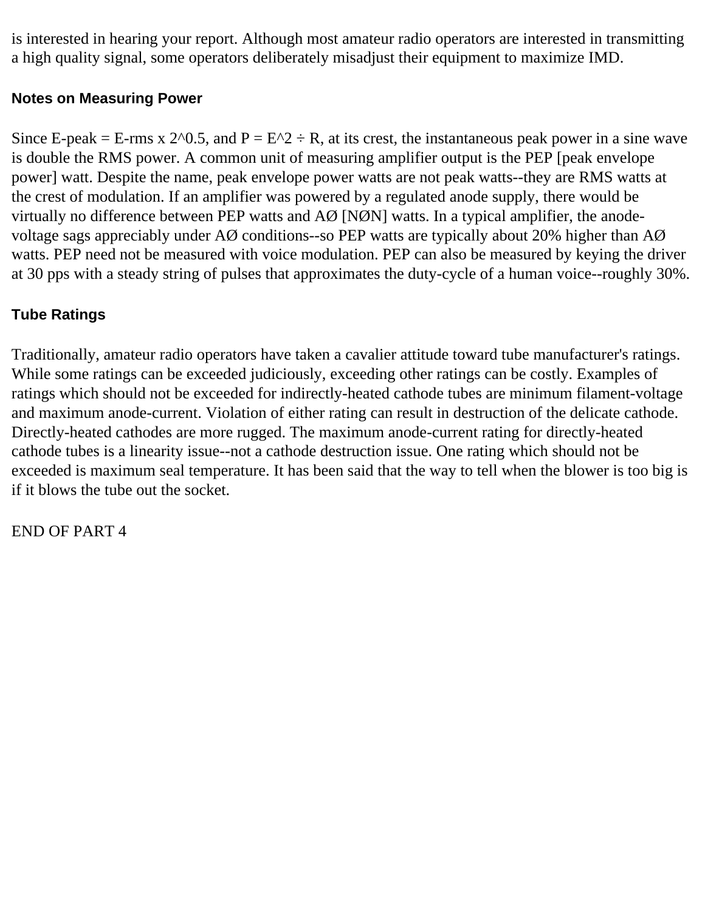is interested in hearing your report. Although most amateur radio operators are interested in transmitting a high quality signal, some operators deliberately misadjust their equipment to maximize IMD.

### Notes on Measuring Power

Since E-peak = E-rms x $2^{0.5}$, and P = $E^2$ ÷ R, at its crest, the instantaneous peak power in a sine wave is double the RMS power. A common unit of measuring amplifier output is the PEP [peak envelope power] watt. Despite the name, peak envelope power watts are not peak watts--they are RMS watts at the crest of modulation. If an amplifier was powered by a regulated anode supply, there would be virtually no difference between PEP watts and AØ [NØN] watts. In a typical amplifier, the anode-voltage sags appreciably under AØ conditions--so PEP watts are typically about 20% higher than AØ watts. PEP need not be measured with voice modulation. PEP can also be measured by keying the driver at 30 pps with a steady string of pulses that approximates the duty-cycle of a human voice--roughly 30%.

### Tube Ratings

Traditionally, amateur radio operators have taken a cavalier attitude toward tube manufacturer's ratings. While some ratings can be exceeded judiciously, exceeding other ratings can be costly. Examples of ratings which should not be exceeded for indirectly-heated cathode tubes are minimum filament-voltage and maximum anode-current. Violation of either rating can result in destruction of the delicate cathode. Directly-heated cathodes are more rugged. The maximum anode-current rating for directly-heated cathode tubes is a linearity issue--not a cathode destruction issue. One rating which should not be exceeded is maximum seal temperature. It has been said that the way to tell when the blower is too big is if it blows the tube out the socket.

END OF PART 4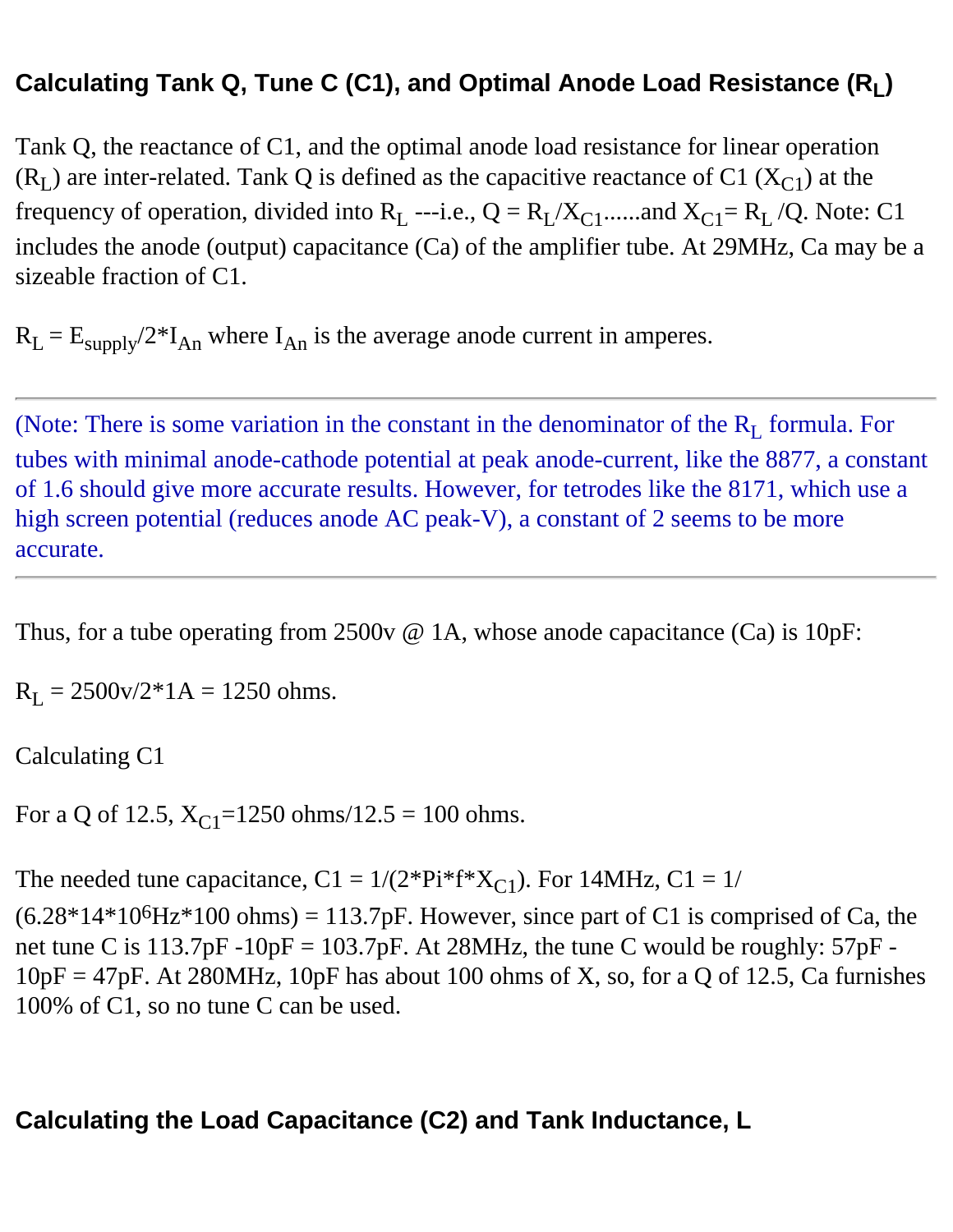### Calculating Tank Q, Tune C (C1), and Optimal Anode Load Resistance ($R_L$)

Tank Q, the reactance of C1, and the optimal anode load resistance for linear operation ($R_L$) are inter-related. Tank Q is defined as the capacitive reactance of C1 ($X_{C1}$) at the frequency of operation, divided into $R_L$ ---i.e., $Q = R_L/X_{C1}$......and $X_{C1} = R_L/Q$. Note: C1 includes the anode (output) capacitance (Ca) of the amplifier tube. At 29MHz, Ca may be a sizeable fraction of C1.

$R_L = E_{supply}/2*I_{An}$ where $I_{An}$ is the average anode current in amperes.

---

(Note: There is some variation in the constant in the denominator of the $R_L$ formula. For tubes with minimal anode-cathode potential at peak anode-current, like the 8877, a constant of 1.6 should give more accurate results. However, for tetrodes like the 8171, which use a high screen potential (reduces anode AC peak-V), a constant of 2 seems to be more accurate.

---

Thus, for a tube operating from 2500v @ 1A, whose anode capacitance (Ca) is 10pF:

$R_L$ = 2500v/2*1A = 1250 ohms.

Calculating C1

For a Q of 12.5, $X_{C1}$=1250 ohms/12.5 = 100 ohms.

The needed tune capacitance, C1 = 1/(2*Pi*f*$X_{C1}$). For 14MHz, C1 = 1/(6.28*14*$10^6$Hz*100 ohms) = 113.7pF. However, since part of C1 is comprised of Ca, the net tune C is 113.7pF -10pF = 103.7pF. At 28MHz, the tune C would be roughly: 57pF - 10pF = 47pF. At 280MHz, 10pF has about 100 ohms of X, so, for a Q of 12.5, Ca furnishes 100% of C1, so no tune C can be used.

### Calculating the Load Capacitance (C2) and Tank Inductance, L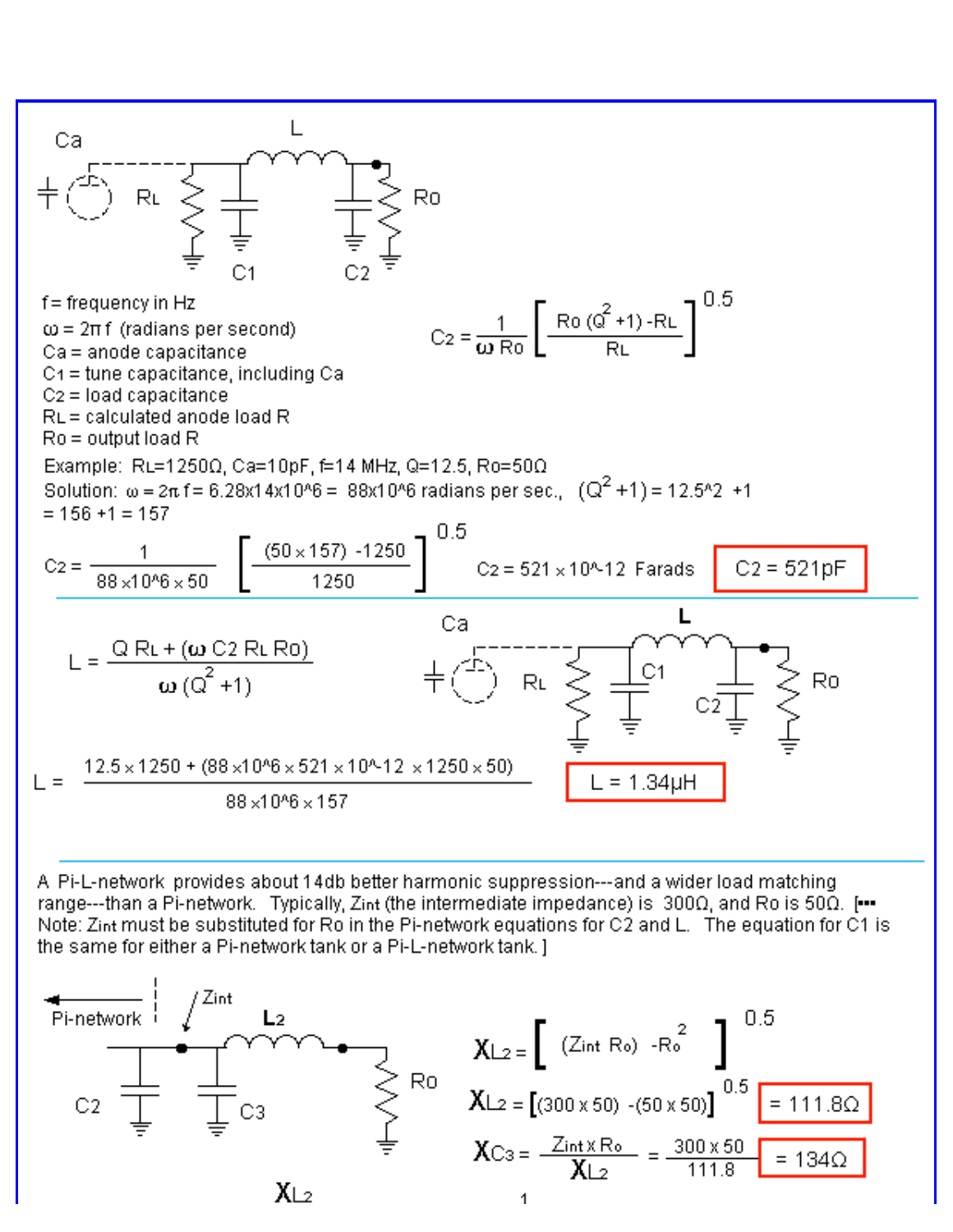f = frequency in Hz

$\omega = 2\pi f$ (radians per second)

$C_a$ = anode capacitance

$C_1$ = tune capacitance, including Ca

$C_2$ = load capacitance

$R_L$ = calculated anode load R

$R_o$ = output load R

$$C_2 = \frac{1}{\omega R_o}\left[\frac{R_o(Q^2+1) - R_L}{R_L}\right]^{0.5}$$

Example: $R_L$=1250Ω, Ca=10pF, f=14 MHz, Q=12.5, Ro=50Ω

Solution: $\omega = 2\pi f = 6.28 \times 14 \times 10^6 = 88 \times 10^6$ radians per sec., $(Q^2+1) = 12.5^2 + 1 = 156 + 1 = 157$

$$C_2 = \frac{1}{88 \times 10^6 \times 50}\left[\frac{(50 \times 157) - 1250}{1250}\right]^{0.5}$$

$C_2 = 521 \times 10^{-12}$ Farads

**$C_2$ = 521pF**

---

$$L = \frac{Q R_L + (\omega C_2 R_L R_o)}{\omega(Q^2+1)}$$

$$L = \frac{12.5 \times 1250 + (88 \times 10^6 \times 521 \times 10^{-12} \times 1250 \times 50)}{88 \times 10^6 \times 157}$$

**L = 1.34μH**

---

A Pi-L-network provides about 14db better harmonic suppression---and a wider load matching range---than a Pi-network. Typically, $Z_{int}$ (the intermediate impedance) is 300Ω, and Ro is 50Ω. [Note: $Z_{int}$ must be substituted for Ro in the Pi-network equations for C2 and L. The equation for C1 is the same for either a Pi-network tank or a Pi-L-network tank.]

$$X_{L2} = \left[(Z_{int}\, R_o) - R_o^2\right]^{0.5}$$

$$X_{L2} = \left[(300 \times 50) - (50 \times 50)\right]^{0.5}$$ **= 111.8Ω**

$$X_{C3} = \frac{Z_{int} \times R_o}{X_{L2}} = \frac{300 \times 50}{111.8}$$ **= 134Ω**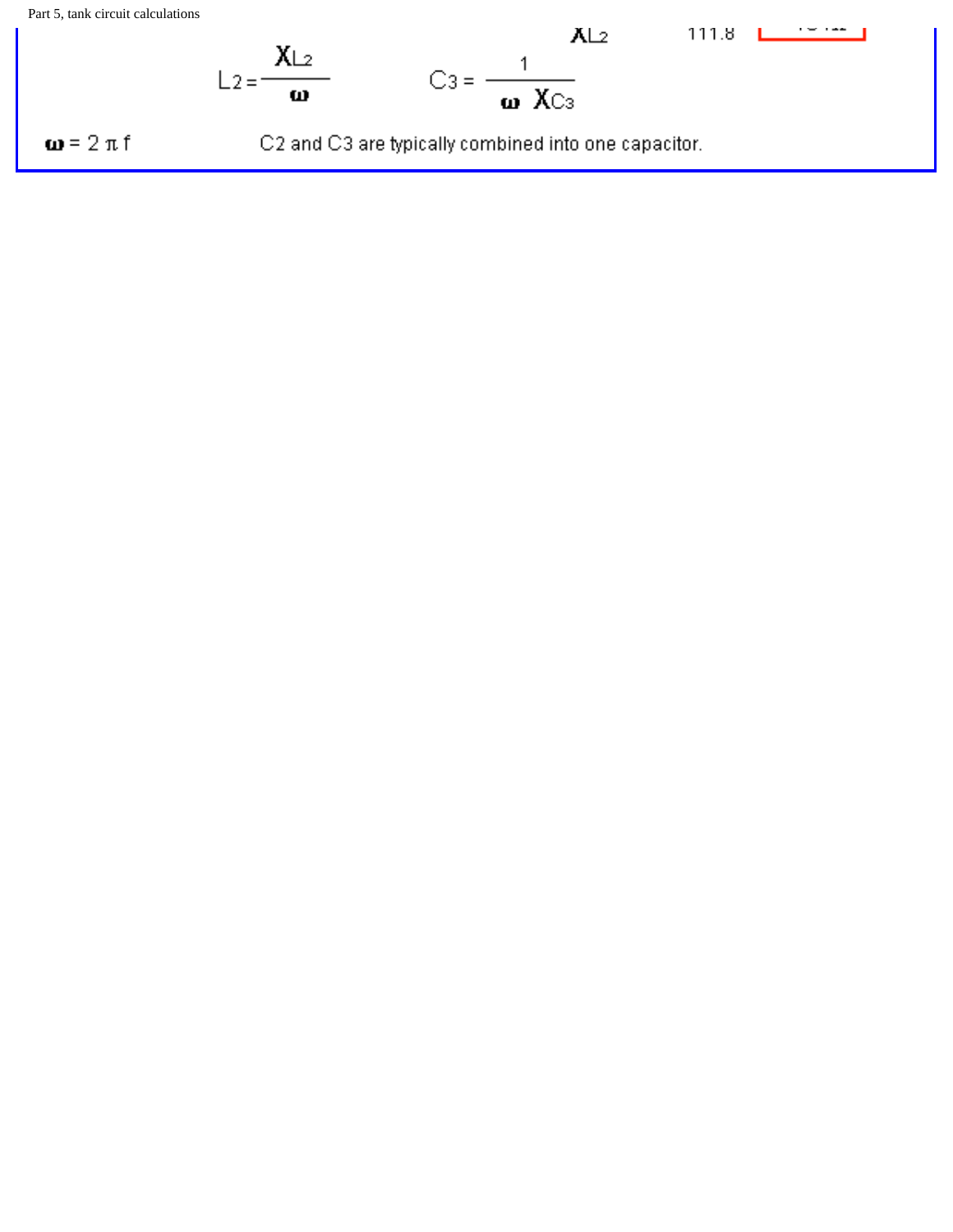$X_{L2}$ 111.8

$$L_2 = \frac{X_{L2}}{\omega} \qquad C_3 = \frac{1}{\omega \; X_{C3}}$$

$\omega = 2 \pi f$ C2 and C3 are typically combined into one capacitor.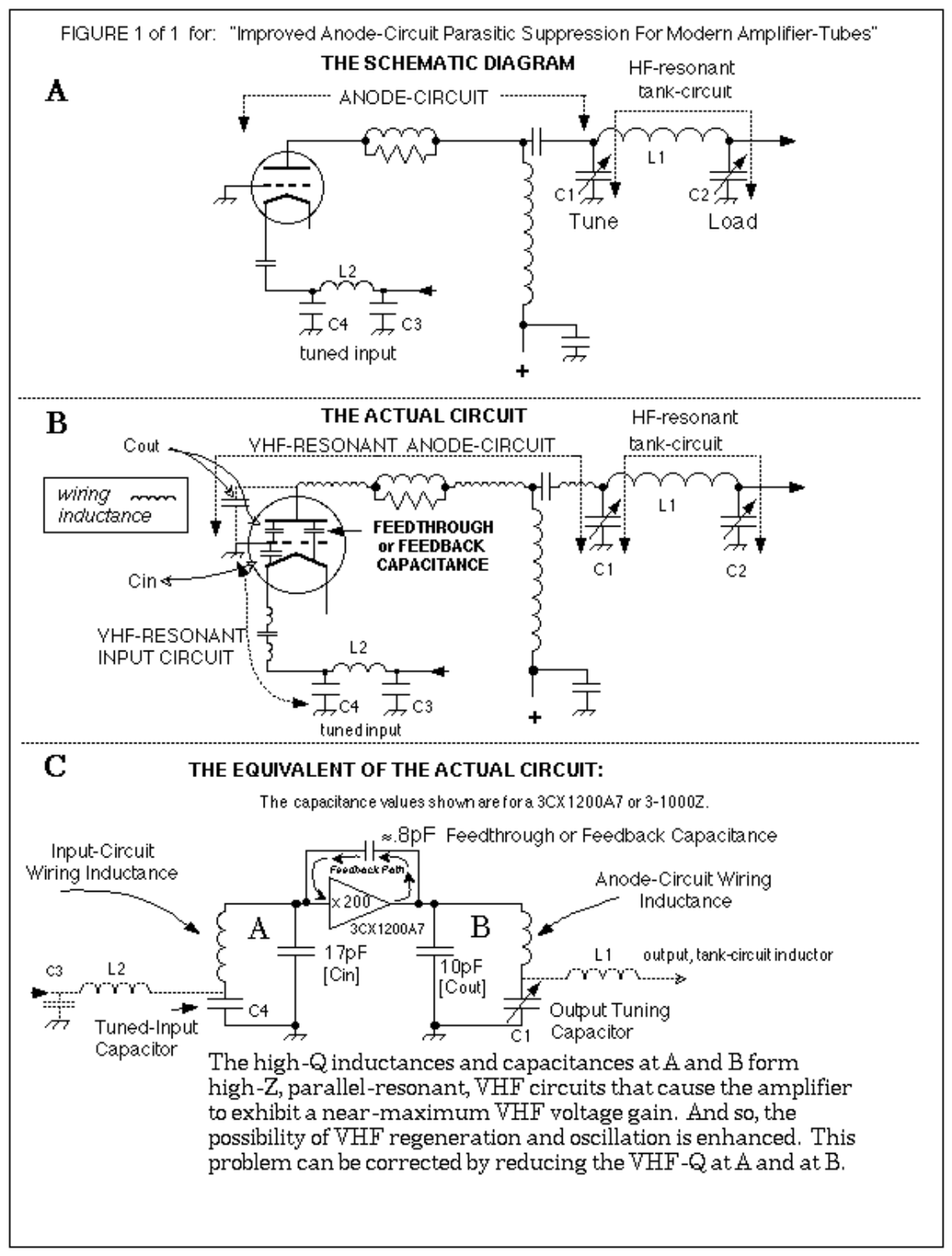FIGURE 1 of 1 for: "Improved Anode-Circuit Parasitic Suppression For Modern Amplifier-Tubes"

## A

### THE SCHEMATIC DIAGRAM

ANODE-CIRCUIT

HF-resonant tank-circuit

C1 Tune, L1, C2 Load

L2, C4, C3 tuned input

## B

### THE ACTUAL CIRCUIT

VHF-RESONANT ANODE-CIRCUIT

HF-resonant tank-circuit

Cout

*wiring inductance*

**FEEDTHROUGH or FEEDBACK CAPACITANCE**

Cin

VHF-RESONANT INPUT CIRCUIT

L2, C4, C3 tuned input

C1, L1, C2

## C

### THE EQUIVALENT OF THE ACTUAL CIRCUIT:

The capacitance values shown are for a 3CX1200A7 or 3-1000Z.

≈.8pF Feedthrough or Feedback Capacitance

Feedback Path

x 200 3CX1200A7

Input-Circuit Wiring Inductance

Anode-Circuit Wiring Inductance

A 17pF [Cin]

B 10pF [Cout]

C3 L2 C4 Tuned-Input Capacitor

L1 output, tank-circuit inductor

C1 Output Tuning Capacitor

The high-Q inductances and capacitances at A and B form high-Z, parallel-resonant, VHF circuits that cause the amplifier to exhibit a near-maximum VHF voltage gain. And so, the possibility of VHF regeneration and oscillation is enhanced. This problem can be corrected by reducing the VHF-Q at A and at B.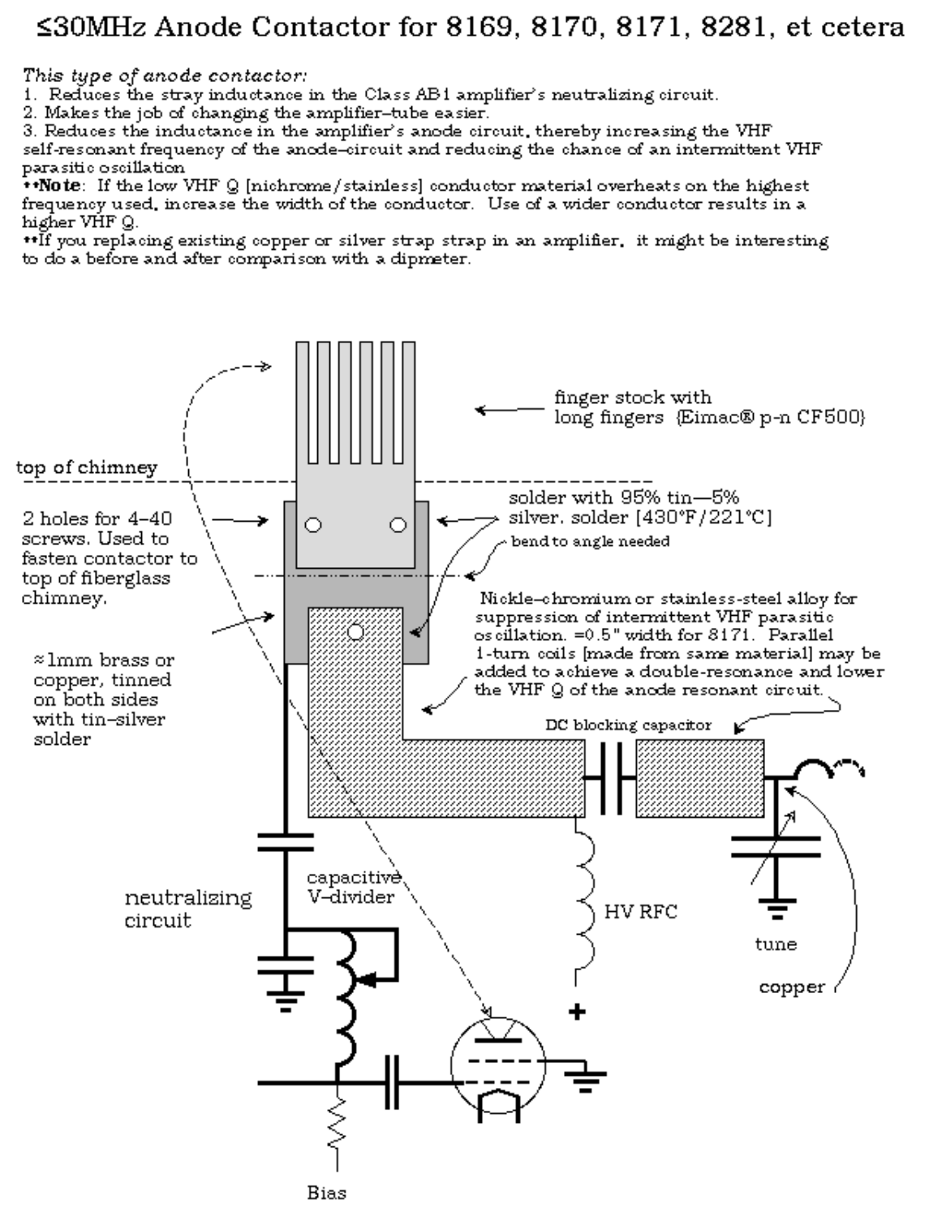# ≤30MHz Anode Contactor for 8169, 8170, 8171, 8281, et cetera

*This type of anode contactor:*

1. Reduces the stray inductance in the Class AB1 amplifier's neutralizing circuit.
2. Makes the job of changing the amplifier-tube easier.
3. Reduces the inductance in the amplifier's anode circuit, thereby increasing the VHF self-resonant frequency of the anode-circuit and reducing the chance of an intermittent VHF parasitic oscillation

**Note: If the low VHF Q [nichrome/stainless] conductor material overheats on the highest frequency used, increase the width of the conductor. Use of a wider conductor results in a higher VHF Q.

**If you replacing existing copper or silver strap strap in an amplifier, it might be interesting to do a before and after comparison with a dipmeter.

finger stock with long fingers {Eimac® p-n CF500}

top of chimney

2 holes for 4-40 screws. Used to fasten contactor to top of fiberglass chimney.

solder with 95% tin—5% silver. solder [430°F/221°C]

bend to angle needed

≈1mm brass or copper, tinned on both sides with tin-silver solder

Nickle-chromium or stainless-steel alloy for suppression of intermittent VHF parasitic oscillation. ≈0.5" width for 8171. Parallel 1-turn coils [made from same material] may be added to achieve a double-resonance and lower the VHF Q of the anode resonant circuit.

DC blocking capacitor

neutralizing circuit

capacitive V-divider

HV RFC

tune

copper

Bias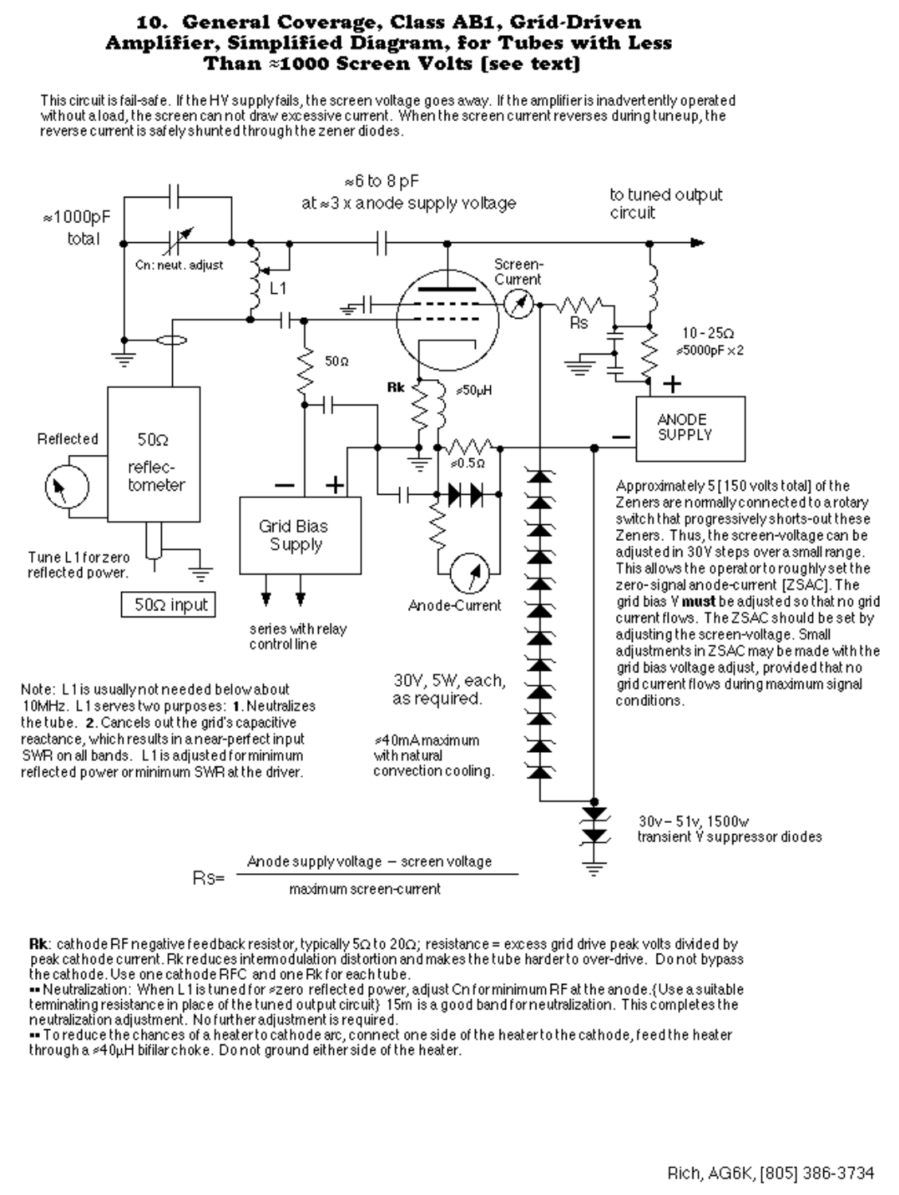# 10. General Coverage, Class AB1, Grid-Driven Amplifier, Simplified Diagram, for Tubes with Less Than ≈1000 Screen Volts [see text]

This circuit is fail-safe. If the HV supply fails, the screen voltage goes away. If the amplifier is inadvertently operated without a load, the screen can not draw excessive current. When the screen current reverses during tuneup, the reverse current is safely shunted through the zener diodes.

≈1000pF total

Cn: neut. adjust

L1

≈6 to 8 pF at ≈3 x anode supply voltage

to tuned output circuit

Screen-Current

Rs

10 - 25Ω

≈5000pF ×2

ANODE SUPPLY

50Ω

Rk

≈50μH

≈0.5Ω

Reflected

50Ω reflec-tometer

Tune L1 for zero reflected power.

50Ω input

Grid Bias Supply

series with relay control line

Anode-Current

30V, 5W, each, as required.

≈40mA maximum with natural convection cooling.

30v – 51v, 1500w transient V suppressor diodes

Approximately 5 [150 volts total] of the Zeners are normally connected to a rotary switch that progressively shorts-out these Zeners. Thus, the screen-voltage can be adjusted in 30V steps over a small range. This allows the operator to roughly set the zero-signal anode-current [ZSAC]. The grid bias V **must** be adjusted so that no grid current flows. The ZSAC should be set by adjusting the screen-voltage. Small adjustments in ZSAC may be made with the grid bias voltage adjust, provided that no grid current flows during maximum signal conditions.

Note: L1 is usually not needed below about 10MHz. L1 serves two purposes: **1.** Neutralizes the tube. **2.** Cancels out the grid's capacitive reactance, which results in a near-perfect input SWR on all bands. L1 is adjusted for minimum reflected power or minimum SWR at the driver.

$$Rs = \frac{\text{Anode supply voltage} - \text{screen voltage}}{\text{maximum screen-current}}$$

**Rk**: cathode RF negative feedback resistor, typically 5Ω to 20Ω; resistance = excess grid drive peak volts divided by peak cathode current. Rk reduces intermodulation distortion and makes the tube harder to over-drive. Do not bypass the cathode. Use one cathode RFC and one Rk for each tube.

▪▪ Neutralization: When L1 is tuned for ≈zero reflected power, adjust Cn for minimum RF at the anode. {Use a suitable terminating resistance in place of the tuned output circuit} 15m is a good band for neutralization. This completes the neutralization adjustment. No further adjustment is required.

▪▪ To reduce the chances of a heater to cathode arc, connect one side of the heater to the cathode, feed the heater through a ≈40μH bifilar choke. Do not ground either side of the heater.

Rich, AG6K, [805] 386-3734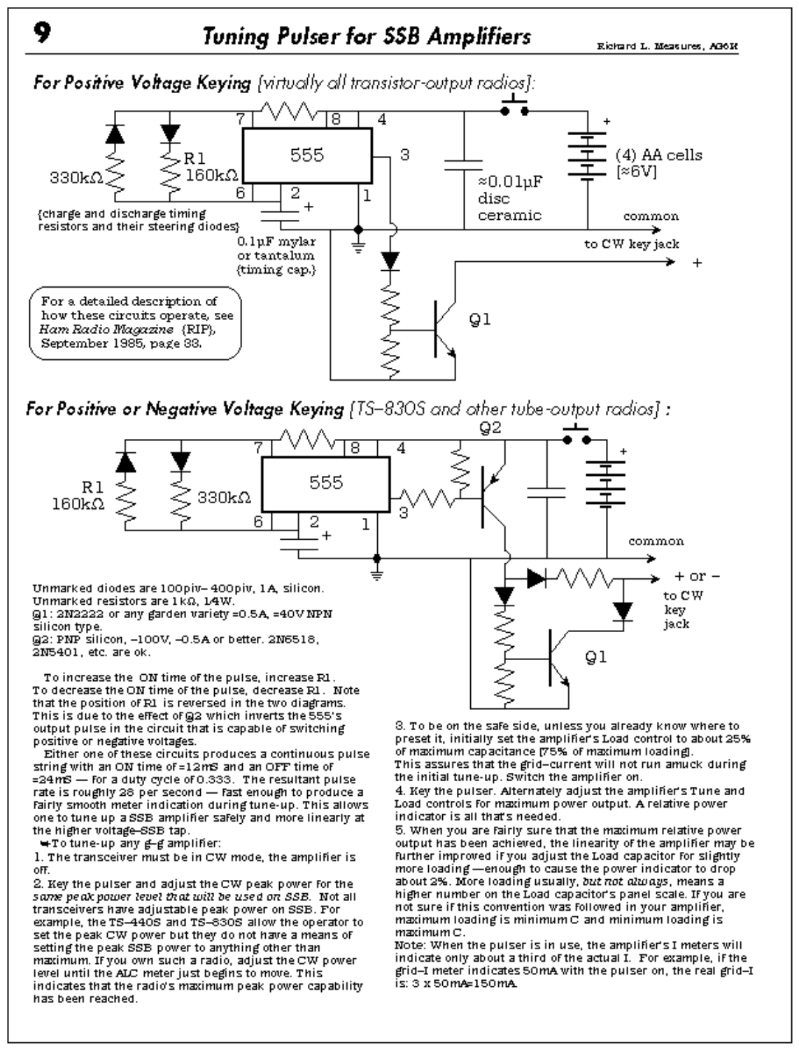# Tuning Pulser for SSB Amplifiers

Richard L. Measures, AG6K

## For Positive Voltage Keying {virtually all transistor-output radios}:

555

R1 160kΩ

330kΩ

{charge and discharge timing resistors and their steering diodes}

0.1µF mylar or tantalum {timing cap.}

≈0.01µF disc ceramic

(4) AA cells [≈6V]

common

to CW key jack

Q1

For a detailed description of how these circuits operate, see *Ham Radio Magazine* (RIP), September 1985, page 33.

## For Positive or Negative Voltage Keying {TS–830S and other tube-output radios}:

555

R1 160kΩ

330kΩ

Q2

common

+ or – to CW key jack

Q1

Unmarked diodes are 100piv– 400piv, 1A, silicon.
Unmarked resistors are 1kΩ, 1/4W.
Q1: 2N2222 or any garden variety ≈0.5A, ≈40V NPN silicon type.
Q2: PNP silicon, –100V, –0.5A or better. 2N6518, 2N5401, etc. are ok.

To increase the ON time of the pulse, increase R1. To decrease the ON time of the pulse, decrease R1. Note that the position of R1 is reversed in the two diagrams. This is due to the effect of Q2 which inverts the 555's output pulse in the circuit that is capable of switching positive or negative voltages.

Either one of these circuits produces a continuous pulse string with an ON time of ≈12mS and an OFF time of ≈24mS — for a duty cycle of 0.333. The resultant pulse rate is roughly 28 per second — fast enough to produce a fairly smooth meter indication during tune-up. This allows one to tune up a SSB amplifier safely and more linearly at the higher voltage–SSB tap.

☛To tune-up any g–g amplifier:

1. The transceiver must be in CW mode, the amplifier is off.
2. Key the pulser and adjust the CW peak power for the *same peak power level that will be used on SSB*. Not all transceivers have adjustable peak power on SSB. For example, the TS–440S and TS–830S allow the operator to set the peak CW power but they do not have a means of setting the peak SSB power to anything other than maximum. If you own such a radio, adjust the CW power level until the ALC meter just begins to move. This indicates that the radio's maximum peak power capability has been reached.
3. To be on the safe side, unless you already know where to preset it, initially set the amplifier's Load control to about 25% of maximum capacitance [75% of maximum loading]. This assures that the grid–current will not run amuck during the initial tune-up. Switch the amplifier on.
4. Key the pulser. Alternately adjust the amplifier's Tune and Load controls for maximum power output. A relative power indicator is all that's needed.
5. When you are fairly sure that the maximum relative power output has been achieved, the linearity of the amplifier may be further improved if you adjust the Load capacitor for slightly more loading —enough to cause the power indicator to drop about 2%. More loading usually, *but not always*, means a higher number on the Load capacitor's panel scale. If you are not sure if this convention was followed in your amplifier, maximum loading is minimum C and minimum loading is maximum C.

Note: When the pulser is in use, the amplifier's I meters will indicate only about a third of the actual I. For example, if the grid–I meter indicates 50mA with the pulser on, the real grid–I is: 3 x 50mA=150mA.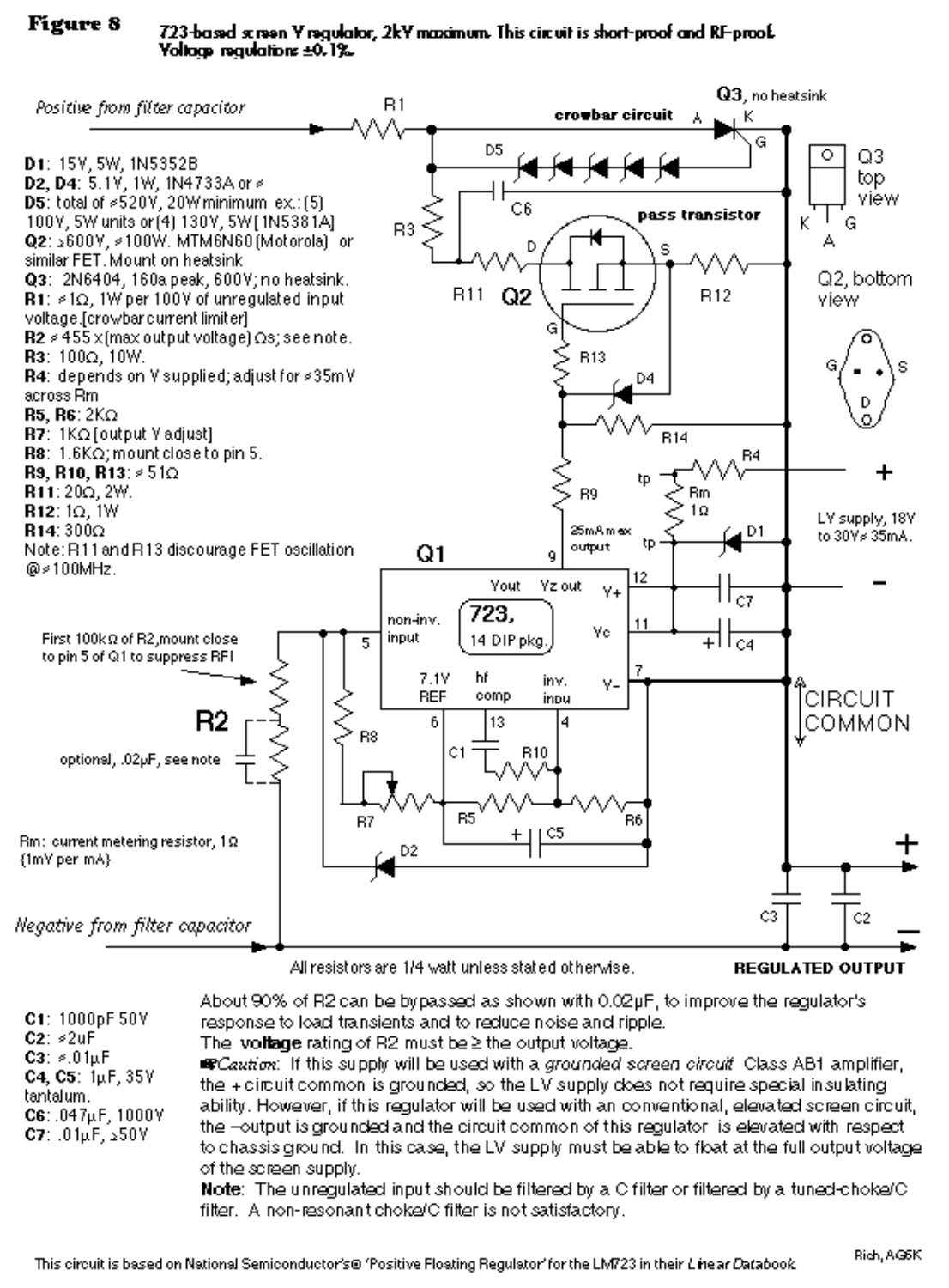**Figure 8** 723-based screen V regulator, 2kV maximum. This circuit is short-proof and RF-proof. Voltage regulation: ±0.1%.

**D1**: 15V, 5W, 1N5352B
**D2, D4**: 5.1V, 1W, 1N4733A or ≈
**D5**: total of ≈520V, 20W minimum ex.: (5) 100V, 5W units or (4) 130V, 5W [1N5381A]
**Q2**: ≥600V, ≈100W. MTM6N60 (Motorola) or similar FET. Mount on heatsink
**Q3**: 2N6404, 160a peak, 600V; no heatsink.
**R1**: ≈1Ω, 1W per 100V of unregulated input voltage. [crowbar current limiter]
**R2** ≈ 455 x (max output voltage) Ωs; see note.
**R3**: 100Ω, 10W.
**R4**: depends on V supplied; adjust for ≈35mV across Rm
**R5, R6**: 2KΩ
**R7**: 1KΩ [output V adjust]
**R8**: 1.6KΩ; mount close to pin 5.
**R9, R10, R13**: ≈ 51Ω
**R11**: 20Ω, 2W.
**R12**: 1Ω, 1W
**R14**: 300Ω
Note: R11 and R13 discourage FET oscillation @≈100MHz.

Positive from filter capacitor

Negative from filter capacitor

crowbar circuit

Q3, no heatsink

Q3 top view: K A G

pass transistor

Q2, bottom view: G S D

First 100kΩ of R2, mount close to pin 5 of Q1 to suppress RFI

optional, .02µF, see note

Rm: current metering resistor, 1Ω (1mV per mA)

25mA max output

LV supply, 18V to 30V ≈ 35mA.

Q1: 723, 14 DIP pkg. — non-inv. input (5), 7.1V REF (6), hf comp (13), inv. inpu (4), Vout (9), Vz out, V+ (12), Vc (11), V− (7)

CIRCUIT COMMON

All resistors are 1/4 watt unless stated otherwise.

**REGULATED OUTPUT**

**C1**: 1000pF 50V
**C2**: ≈2uF
**C3**: ≈.01µF
**C4, C5**: 1µF, 35V tantalum.
**C6**: .047µF, 1000V
**C7**: .01µF, ≥50V

About 90% of R2 can be bypassed as shown with 0.02µF, to improve the regulator's response to load transients and to reduce noise and ripple.

The **voltage** rating of R2 must be ≥ the output voltage.

*Caution*: If this supply will be used with a *grounded screen circuit* Class AB1 amplifier, the + circuit common is grounded, so the LV supply does not require special insulating ability. However, if this regulator will be used with an conventional, elevated screen circuit, the −output is grounded and the circuit common of this regulator is elevated with respect to chassis ground. In this case, the LV supply must be able to float at the full output voltage of the screen supply.

**Note**: The unregulated input should be filtered by a C filter or filtered by a tuned-choke/C filter. A non-resonant choke/C filter is not satisfactory.

This circuit is based on National Semiconductor's® 'Positive Floating Regulator' for the LM723 in their *Linear Databook*.

Rich, AG6K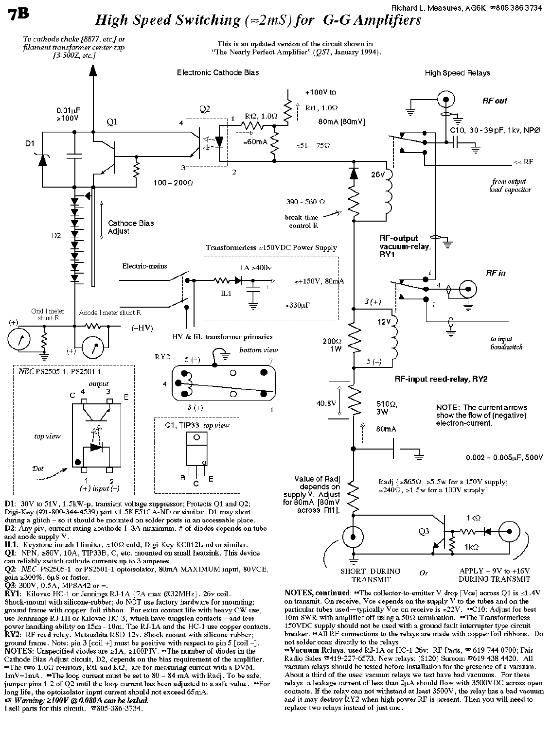# 7B

## *High Speed Switching (≈2mS) for G-G Amplifiers*

Richard L. Measures, AG6K, ☎805 386 3734

This is an updated version of the circuit shown in "The Nearly Perfect Amplifier" (*QST*, January 1994).

To cathode choke [8877, etc.] or filament transformer center-tap [3-500Z, etc.]

Electronic Cathode Bias

High Speed Relays

0.01µF ≥100V

Q1

Q2

+100V to Rt1, 1.0Ω

Rt2, 1.0Ω

80mA [80mV]

≈60mA

≈51 - 75Ω

RF out

C10, 30-39pF, 1kv, NPØ

<< RF

from output load capacitor

D1

100 - 200Ω

26V

390 - 560 Ω

break-time control R

Cathode Bias Adjust

D2

RF-output vacuum-relay, RY1

Transformerless ≈150VDC Power Supply

Electric-mains

1A ≥400v

≈+150V, 80mA

IL1

≈330µF

RF in

HV & fil. transformer primaries

Grid I meter shunt R

Anode I meter shunt R

(–HV)

3 (+)

12V

200Ω 1W

5 (–)

to input bandswitch

RY2

bottom view

RF-input reed-relay, RY2

40.8V

510Ω, 3W

80mA

NOTE: The current arrows show the flow of (negative) electron-current.

0.002 – 0.005µF, 500V

*NEC* PS2505-1, PS2501-1

output

top view

Dot

(+) input (–)

Q1, TIP33 top view

Value of Radj depends on supply V. Adjust for 80mA [80mV across Rt1].

Radj {≈865Ω, ≥5.5w for a 150V supply; ≈240Ω, ≥1.5w for a 100V supply}

Q3

1kΩ

1kΩ

SHORT DURING TRANSMIT

Or

APPLY + 9V to +16V DURING TRANSMIT

**D1**: 30V to 51V, 1.5kW-p, transient voltage suppressor; Protects Q1 and Q2; Digi-Key (☎1-800-344-4539) part #1.5KE51CA-ND or similar. D1 may short during a glitch – so it should be mounted on solder posts in an accessable place.
**D2**: Any piv, current rating ≥cathode-I 3A maximum. # of diodes depends on tube and anode supply V.
**IL1**: Keystone inrush I limiter, ≈10Ω cold, Digi-Key KC012L-nd or similar.
**Q1**: NPN, ≥80V, 10A, TIP33B, C, etc. mounted on small heatsink. This device can reliably switch cathode currents up to 3 amperes.
**Q2**: *NEC* PS2505-1 or PS2501-1 optoisolator, 80mA MAXIMUM input, 80VCE, gain ≥300%, 6µS or faster.
**Q3**: 300V, 0.5A, MPSA42 or =.
**RY1**: Kilovac HC-1 or Jennings RJ-1A {7A max @32MHz}. 26v coil. Shock-mount with silicone-rubber; do NOT use factory hardware for mounting; ground frame with copper foil ribbon. For extra contact life with heavy CW use, use Jennnings RJ-1H or Kilovac HC-3, which have tungsten contacts—and less power handling ability on 15m - 10m. The RJ-1A and the HC-1 use copper contacts.
**RY2**: RF reed-relay. Matsushita RSD-12v. Shock-mount with silicone-rubber; ground frame. Note: pin 3 [coil +] must be positive with respect to pin 5 [coil –].
**NOTES**: Unspecified diodes are ≥1A, ≥100PIV. ••The number of diodes in the Cathode Bias Adjust circuit, D2, depends on the bias requirement of the amplifier. ••The two 1.0Ω resistors, Rt1 and Rt2, are for measuring current with a DVM. 1mV=1mA. ••The loop current must be set to 80 - 84 mA with Radj. To be safe, jumper pins 1-2 of Q2 until the loop current has been adjusted to a safe value. ••For long life, the optoisolator input current should not exceed 65mA.
☞ ***Warning: ≥100V @ 0.080A can be lethal.***
I sell parts for this circuit. ☎805-386-3734.

**NOTES, continued**: ••The collector-to-emitter V drop [Vce] across Q1 is ≤1.4V on transmit. On receive, Vce depends on the supply V to the tubes and on the particular tubes used—typically Vce on receive is ≈22V. ••C10: Adjust for best 10m SWR with amplifier off using a 50Ω termination. ••The Transformerless 150VDC supply should not be used with a ground fault interrupter type circuit breaker. ••All RF connections to the relays are made with copper foil ribbons. Do not solder coax directly to the relays.
••**Vacuum Relays**, used RJ-1A or HC-1 26v: RF Parts, ☎ 619 744 0700; Fair Radio Sales ☎419-227-6573. New relays: ($120) Surcom ☎619 438 4420. All vacuum relays should be tested before installation for the presence of a vacuum. About a third of the used vacuum relays we test have bad vacuums. For these relays a leakage current of less than 2µA should flow with 3500VDC across open contacts. If the relay can not withstand at least 3500V, the relay has a bad vacuum and it may destroy RY2 when high power RF is present. Then you will need to replace two relays instead of just one.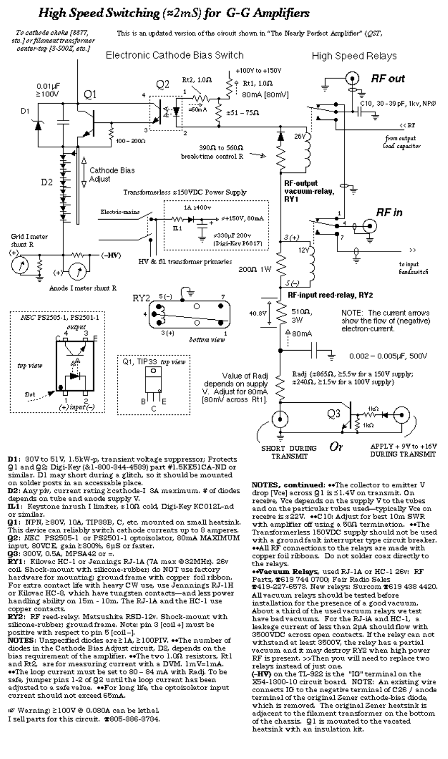# *High Speed Switching (≈2mS) for G-G Amplifiers*

This is an updated version of the circuit shown in "The Nearly Perfect Amplifier" (*QST*,

**D1**: 30V to 51V, 1.5kW-p, transient voltage suppressor; Protects Q1 and Q2; Digi-Key (&1-800-344-4539) part #1.5KE51CA-ND or similar. D1 may short during a glitch, so it should be mounted on solder posts in an accessable place.

**D2**: Any piv, current rating ≥cathode-I 3A maximum. # of diodes depends on tube and anode supply V.

**IL1**: Keystone inrush I limiter, ≈10Ω cold, Digi-Key KC012L-nd or similar.

**Q1**: NPN, ≥80V, 10A, TIP33B, C, etc. mounted on small heatsink. This device can reliably switch cathode currents up to 3 amperes.

**Q2**: NEC PS2505-1 or PS2501-1 optoisolator, 80mA MAXIMUM input, 80VCE, gain ≥300%, 6µS or faster.

**Q3**: 300V, 0.5A, MPSA42 or =.

**RY1**: Kilovac HC-1 or Jennings RJ-1A (7A max @32MHz). 26v coil. Shock-mount with silicone-rubber; do NOT use factory hardware for mounting; ground frame with copper foil ribbon. For extra contact life with heavy CW use, use Jennnings RJ-1H or Kilovac HC-3, which have tungsten contacts—and less power handling ability on 15m - 10m. The RJ-1A and the HC-1 use copper contacts.

**RY2**: RF reed-relay, Matsushita RSD-12v. Shock-mount with silicone-rubber; ground frame. Note: pin 3 [coil +] must be positive with respect to pin 5 [coil –].

**NOTES**: Unspecified diodes are ≥1A, ≥100PIV. ••The number of diodes in the Cathode Bias Adjust circuit, D2, depends on the bias requirement of the amplifier. ••The two 1.0Ω resistors, Rt1 and Rt2, are for measuring current with a DVM. 1mV=1mA. ••The loop current must be set to 80 – 84 mA with Radj. To be safe, jumper pins 1-2 of Q2 until the loop current has been adjusted to a safe value. ••For long life, the optoisolator input current should not exceed 65mA.

☞ Warning: ≥100V @ 0.080A can be lethal.
I sell parts for this circuit. ☎805-386-3734.

**NOTES, continued**: ••The collector to emitter V drop [Vce] across Q1 is ≤1.4V on transmit. On receive, Vce depends on the supply V to the tubes and on the particular tubes used—typically Vce on receive is ≈22V. ••C10: Adjust for best 10m SWR with amplifier off using a 50Ω termination. ••The Transformerless 150VDC supply should not be used with a ground fault interrupter type circuit breaker. ••All RF connections to the relays are made with copper foil ribbons. Do not solder coax directly to the relays.

••**Vacuum Relays**, used RJ-1A or HC-1 26v: RF Parts, ☎619 744 0700; Fair Radio Sales ☎419-227-6573. New relays: Surcom ☎619 438 4420. All vacuum relays should be tested before installation for the presence of a good vacuum. About a third of the used vacuum relays we test have bad vacuums. For the RJ-1A and HC-1, a leakage current of less than 2µA should flow with 3500VDC across open contacts. If the relay can not withstand at least 3500V, the relay has a partial vacuum and it may destroy RY2 when high power RF is present. >>Then you will need to replace two relays instead of just one.

**(–HV)** on the TL-922 is the "IG" terminal on the X54-1300-10 circuit board. NOTE: An existing wire connects IG to the negative terminal of C26 / anode terminal of the original Zener cathode-bias diode, which is removed. The original Zener heatsink is adjacent to the filament transformer on the bottom of the chassis. Q1 is mounted to the vacated heatsink with an insulation kit.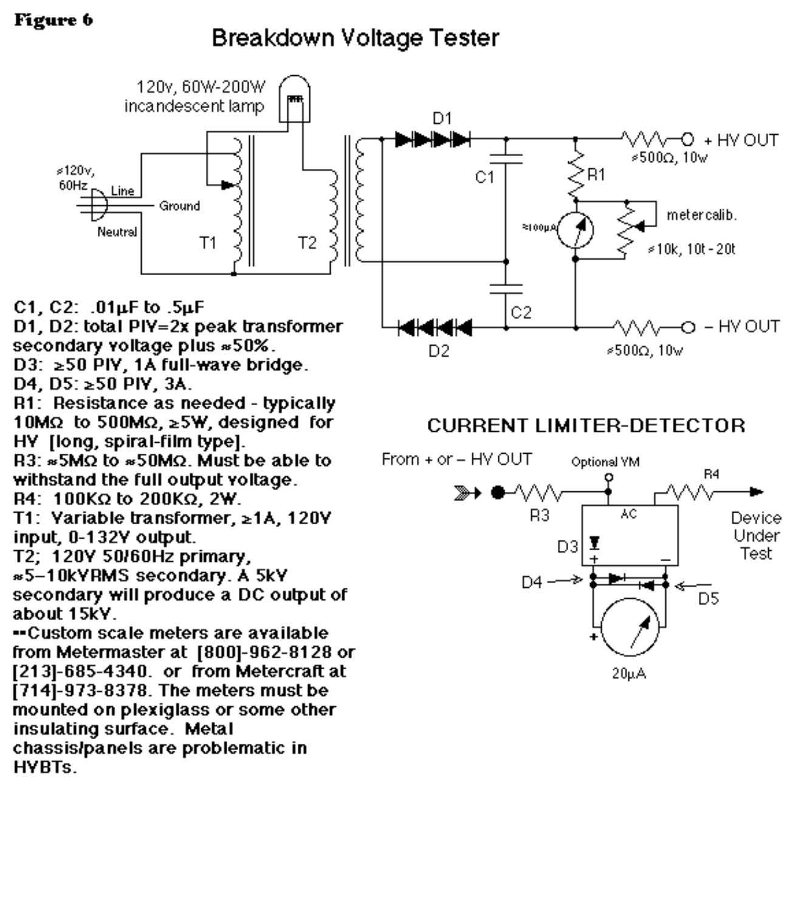**Figure 6**

# Breakdown Voltage Tester

C1, C2: .01µF to .5µF
D1, D2: total PIY=2x peak transformer secondary voltage plus ≈50%.
D3: ≥50 PIY, 1A full-wave bridge.
D4, D5: ≥50 PIY, 3A.
R1: Resistance as needed - typically 10MΩ to 500MΩ, ≥5W, designed for HV [long, spiral-film type].
R3: ≈5MΩ to ≈50MΩ. Must be able to withstand the full output voltage.
R4: 100KΩ to 200KΩ, 2W.
T1: Variable transformer, ≥1A, 120V input, 0-132V output.
T2; 120V 50/60Hz primary, ≈5–10kVRMS secondary. A 5kV secondary will produce a DC output of about 15kV.
--Custom scale meters are available from Metermaster at [800]-962-8128 or [213]-685-4340. or from Metercraft at [714]-973-8378. The meters must be mounted on plexiglass or some other insulating surface. Metal chassis/panels are problematic in HYBTs.

120v, 60W-200W incandescent lamp

≈120v, 60Hz — Line, Ground, Neutral

T1, T2, D1, D2, C1, C2, R1

≈100µA — meter calib. ≈10k, 10t - 20t

≈500Ω, 10w — + HV OUT

≈500Ω, 10w — – HV OUT

## CURRENT LIMITER-DETECTOR

From + or – HV OUT — R3 — Optional VM — AC — R4 — Device Under Test

D3, D4, D5, 20µA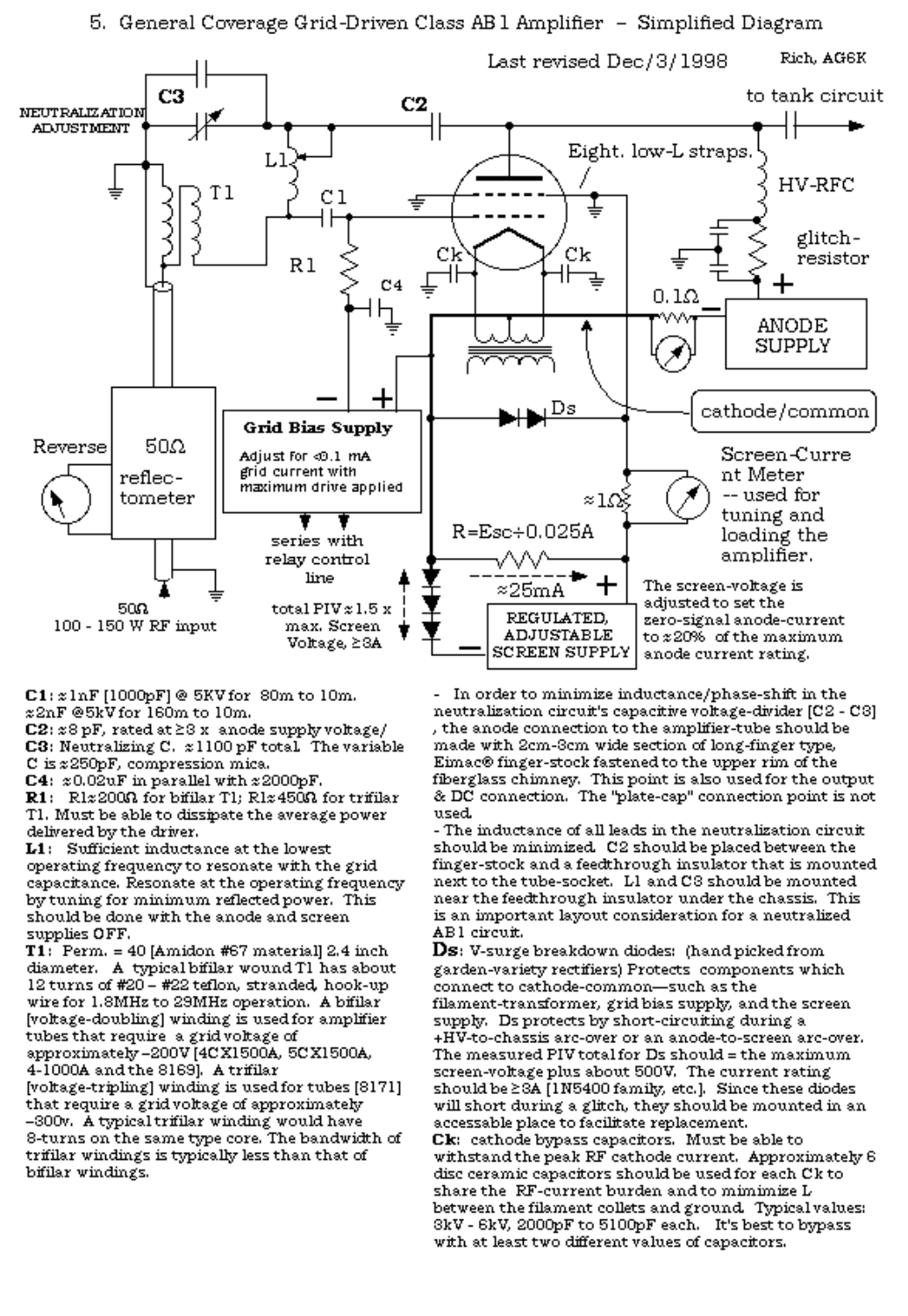# 5. General Coverage Grid-Driven Class AB1 Amplifier – Simplified Diagram

Last revised Dec/3/1998 Rich, AG6K

**C1:** ≈1nF [1000pF] @ 5KV for 80m to 10m. ≈2nF @5kV for 160m to 10m.

**C2:** ≈8 pF, rated at ≥3 x anode supply voltage/

**C3:** Neutralizing C. ≈1100 pF total. The variable C is ≈250pF, compression mica.

**C4:** ≈0.02uF in parallel with ≈2000pF.

**R1:** R1≈200Ω for bifilar T1; R1≈450Ω for trifilar T1. Must be able to dissipate the average power delivered by the driver.

**L1:** Sufficient inductance at the lowest operating frequency to resonate with the grid capacitance. Resonate at the operating frequency by tuning for minimum reflected power. This should be done with the anode and screen supplies OFF.

**T1:** Perm. = 40 [Amidon #67 material] 2.4 inch diameter. A typical bifilar wound T1 has about 12 turns of #20 – #22 teflon, stranded, hook-up wire for 1.8MHz to 29MHz operation. A bifilar [voltage-doubling] winding is used for amplifier tubes that require a grid voltage of approximately –200V [4CX1500A, 5CX1500A, 4-1000A and the 8169]. A trifilar [voltage-tripling] winding is used for tubes [8171] that require a grid voltage of approximately –300v. A typical trifilar winding would have 8-turns on the same type core. The bandwidth of trifilar windings is typically less than that of bifilar windings.

- In order to minimize inductance/phase-shift in the neutralization circuit's capacitive voltage-divider [C2 - C3], the anode connection to the amplifier-tube should be made with 2cm-3cm wide section of long-finger type, Eimac® finger-stock fastened to the upper rim of the fiberglass chimney. This point is also used for the output & DC connection. The "plate-cap" connection point is not used.

- The inductance of all leads in the neutralization circuit should be minimized. C2 should be placed between the finger-stock and a feedthrough insulator that is mounted next to the tube-socket. L1 and C3 should be mounted near the feedthrough insulator under the chassis. This is an important layout consideration for a neutralized AB1 circuit.

**Ds:** V-surge breakdown diodes: (hand picked from garden-variety rectifiers) Protects components which connect to cathode-common—such as the filament-transformer, grid bias supply, and the screen supply. Ds protects by short-circuiting during a +HV-to-chassis arc-over or an anode-to-screen arc-over. The measured PIV total for Ds should = the maximum screen-voltage plus about 500V. The current rating should be ≥3A [1N5400 family, etc.]. Since these diodes will short during a glitch, they should be mounted in an accessable place to facilitate replacement.

**Ck:** cathode bypass capacitors. Must be able to withstand the peak RF cathode current. Approximately 6 disc ceramic capacitors should be used for each Ck to share the RF-current burden and to mimimize L between the filament collets and ground. Typical values: 3kV - 6kV, 2000pF to 5100pF each. It's best to bypass with at least two different values of capacitors.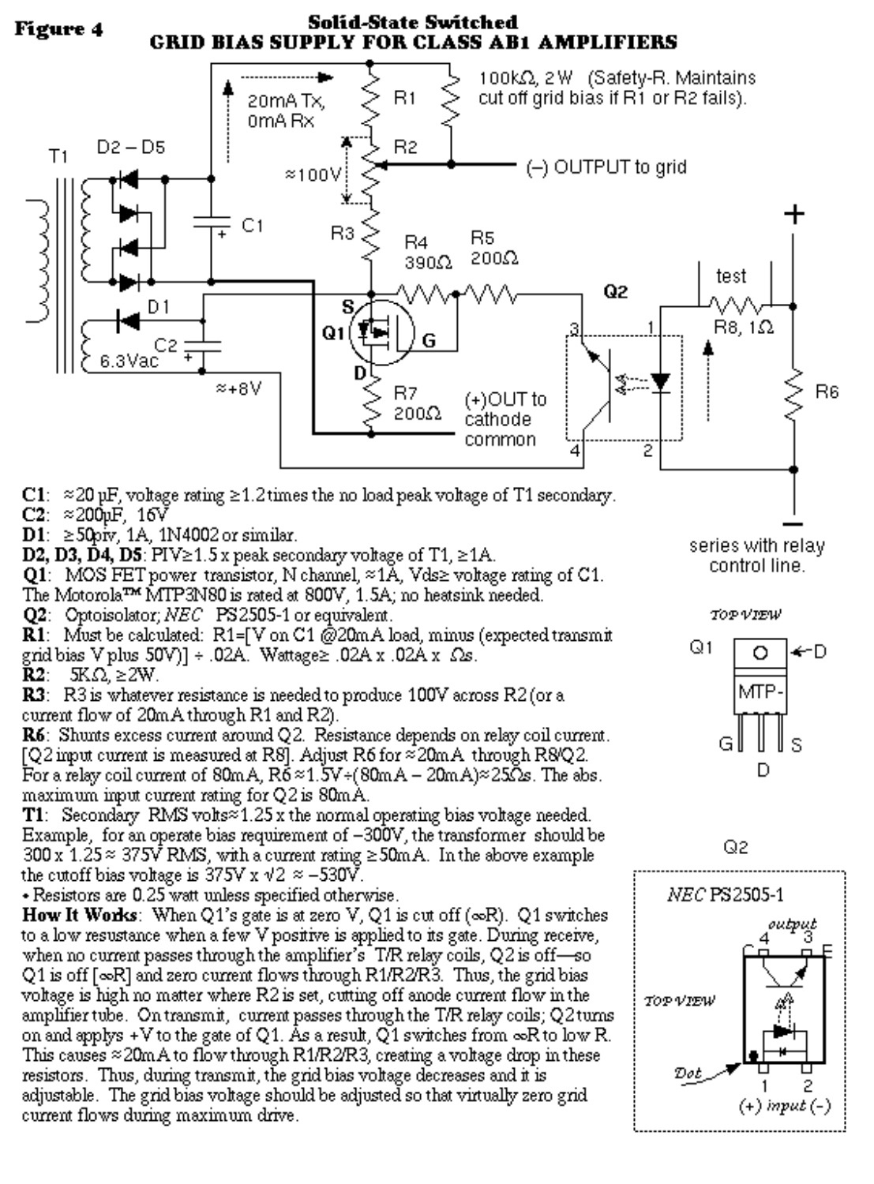**Figure 4**

# Solid-State Switched GRID BIAS SUPPLY FOR CLASS AB1 AMPLIFIERS

**C1**: ≈20 µF, voltage rating ≥1.2 times the no load peak voltage of T1 secondary.
**C2**: ≈200µF, 16V
**D1**: ≥50piv, 1A, 1N4002 or similar.
**D2, D3, D4, D5**: PIV≥1.5 x peak secondary voltage of T1, ≥1A.
**Q1**: MOS FET power transistor, N channel, ≈1A, Vds≥ voltage rating of C1. The Motorola™ MTP3N80 is rated at 800V, 1.5A; no heatsink needed.
**Q2**: Optoisolator; *NEC* PS2505-1 or equivalent.
**R1**: Must be calculated: R1=[V on C1 @20mA load, minus (expected transmit grid bias V plus 50V)] ÷ .02A. Wattage≥ .02A x .02A x Ωs.
**R2**: 5KΩ, ≥2W.
**R3**: R3 is whatever resistance is needed to produce 100V across R2 (or a current flow of 20mA through R1 and R2).
**R6**: Shunts excess current around Q2. Resistance depends on relay coil current. [Q2 input current is measured at R8]. Adjust R6 for ≈20mA through R8/Q2. For a relay coil current of 80mA, R6≈1.5V÷(80mA – 20mA)≈25Ωs. The abs. maximum input current rating for Q2 is 80mA.
**T1**: Secondary RMS volts≈1.25 x the normal operating bias voltage needed. Example, for an operate bias requirement of –300V, the transformer should be 300 x 1.25 ≈ 375V RMS, with a current rating ≥50mA. In the above example the cutoff bias voltage is 375V x √2 ≈ –530V.
• Resistors are 0.25 watt unless specified otherwise.

**How It Works**: When Q1's gate is at zero V, Q1 is cut off (∞R). Q1 switches to a low resustance when a few V positive is applied to its gate. During receive, when no current passes through the amplifier's T/R relay coils, Q2 is off—so Q1 is off [∞R] and zero current flows through R1/R2/R3. Thus, the grid bias voltage is high no matter where R2 is set, cutting off anode current flow in the amplifier tube. On transmit, current passes through the T/R relay coils; Q2 turns on and applys +V to the gate of Q1. As a result, Q1 switches from ∞R to low R. This causes ≈20mA to flow through R1/R2/R3, creating a voltage drop in these resistors. Thus, during transmit, the grid bias voltage decreases and it is adjustable. The grid bias voltage should be adjusted so that virtually zero grid current flows during maximum drive.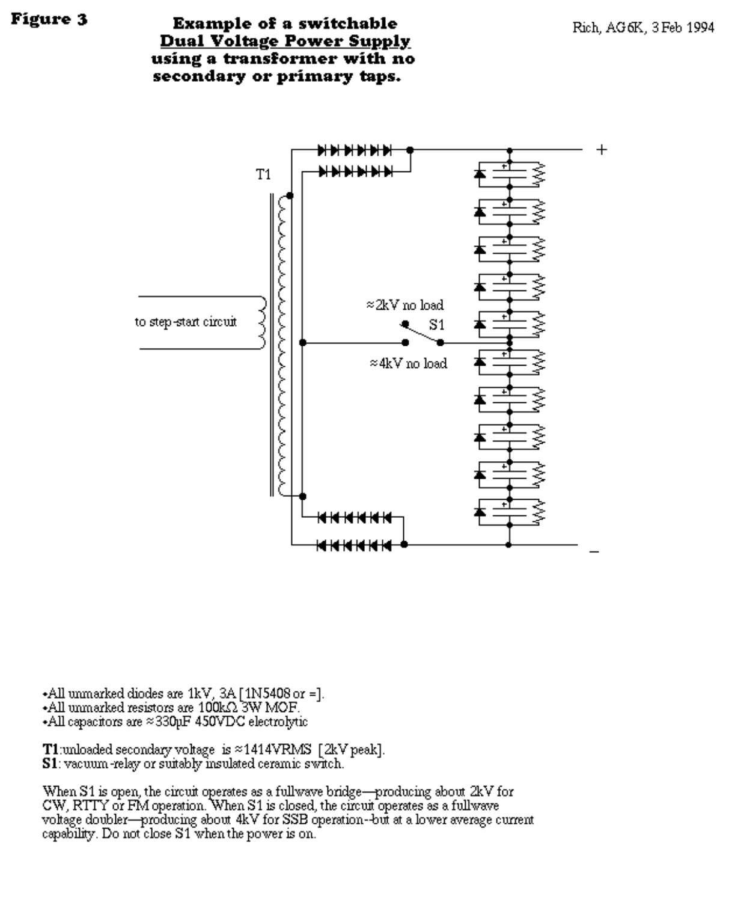**Figure 3**

# Example of a switchable Dual Voltage Power Supply using a transformer with no secondary or primary taps.

Rich, AG6K, 3 Feb 1994

T1

to step-start circuit

≈2kV no load

S1

≈4kV no load

+

–

- All unmarked diodes are 1kV, 3A [1N5408 or =].
- All unmarked resistors are 100kΩ 3W MOF.
- All capacitors are ≈330µF 450VDC electrolytic

**T1**:unloaded secondary voltage is ≈1414VRMS [2kV peak].
**S1**: vacuum-relay or suitably insulated ceramic switch.

When S1 is open, the circuit operates as a fullwave bridge—producing about 2kV for CW, RTTY or FM operation. When S1 is closed, the circuit operates as a fullwave voltage doubler—producing about 4kV for SSB operation--but at a lower average current capability. Do not close S1 when the power is on.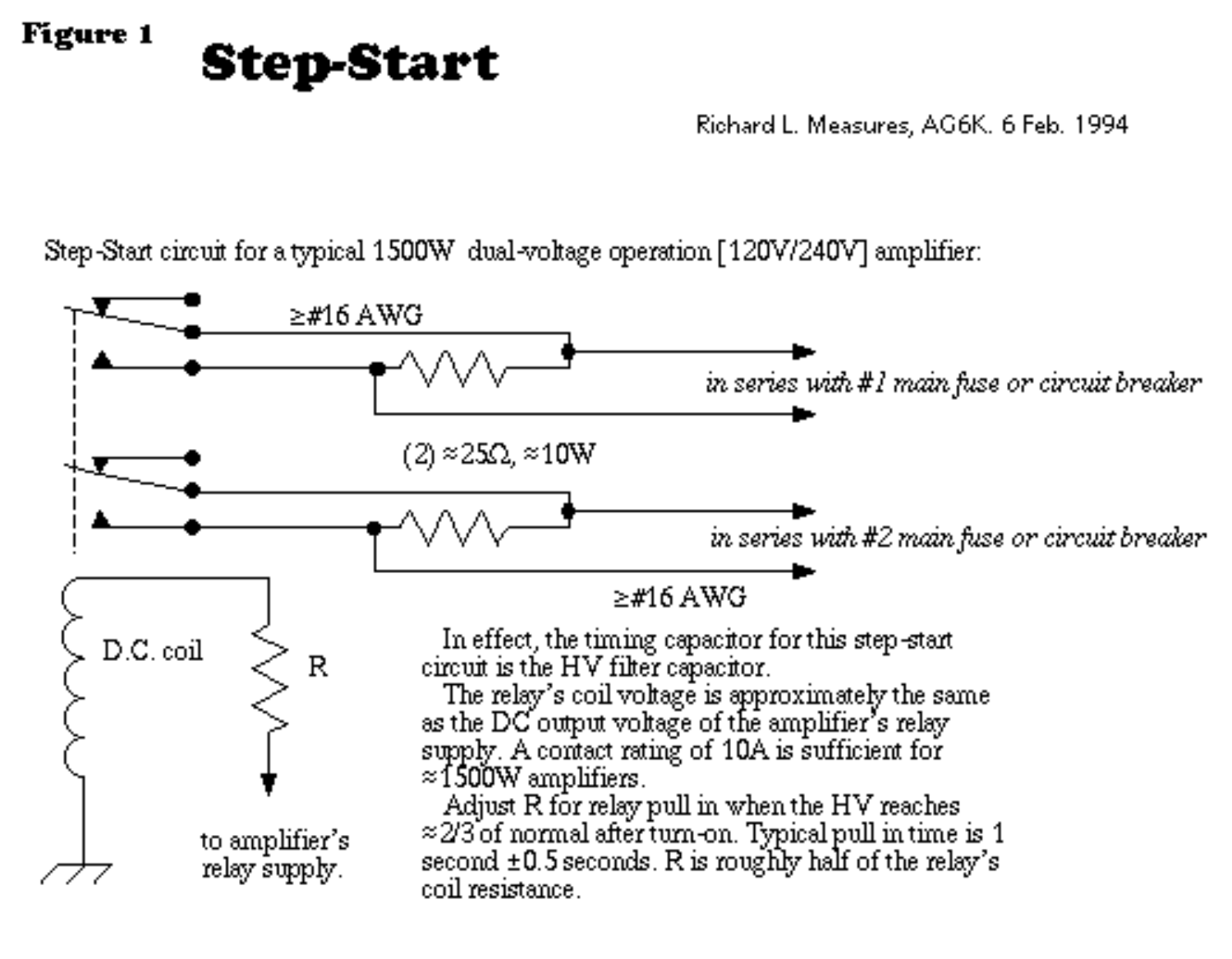**Figure 1**

# Step-Start

Richard L. Measures, AG6K. 6 Feb. 1994

Step-Start circuit for a typical 1500W dual-voltage operation [120V/240V] amplifier:

≥#16 AWG

*in series with #1 main fuse or circuit breaker*

(2) ≈25Ω, ≈10W

*in series with #2 main fuse or circuit breaker*

≥#16 AWG

D.C. coil

R

to amplifier's relay supply.

In effect, the timing capacitor for this step-start circuit is the HV filter capacitor.

The relay's coil voltage is approximately the same as the DC output voltage of the amplifier's relay supply. A contact rating of 10A is sufficient for ≈1500W amplifiers.

Adjust R for relay pull in when the HV reaches ≈2/3 of normal after turn-on. Typical pull in time is 1 second ±0.5 seconds. R is roughly half of the relay's coil resistance.